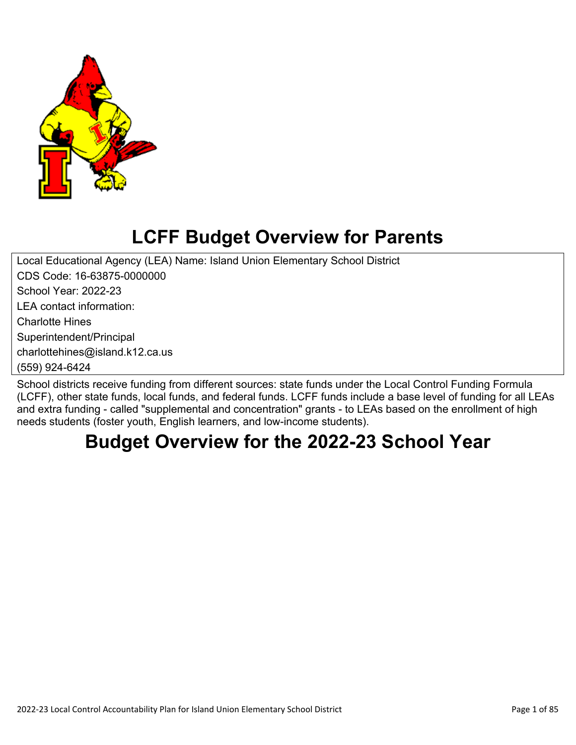# LCFF Budget Overview for Parents

Local Educational Agency (LEA) Name: Island Union Elementary School District
CDS Code: 16-63875-0000000
School Year: 2022-23
LEA contact information:
Charlotte Hines
Superintendent/Principal
charlottehines@island.k12.ca.us
(559) 924-6424

School districts receive funding from different sources: state funds under the Local Control Funding Formula (LCFF), other state funds, local funds, and federal funds. LCFF funds include a base level of funding for all LEAs and extra funding - called "supplemental and concentration" grants - to LEAs based on the enrollment of high needs students (foster youth, English learners, and low-income students).

# Budget Overview for the 2022-23 School Year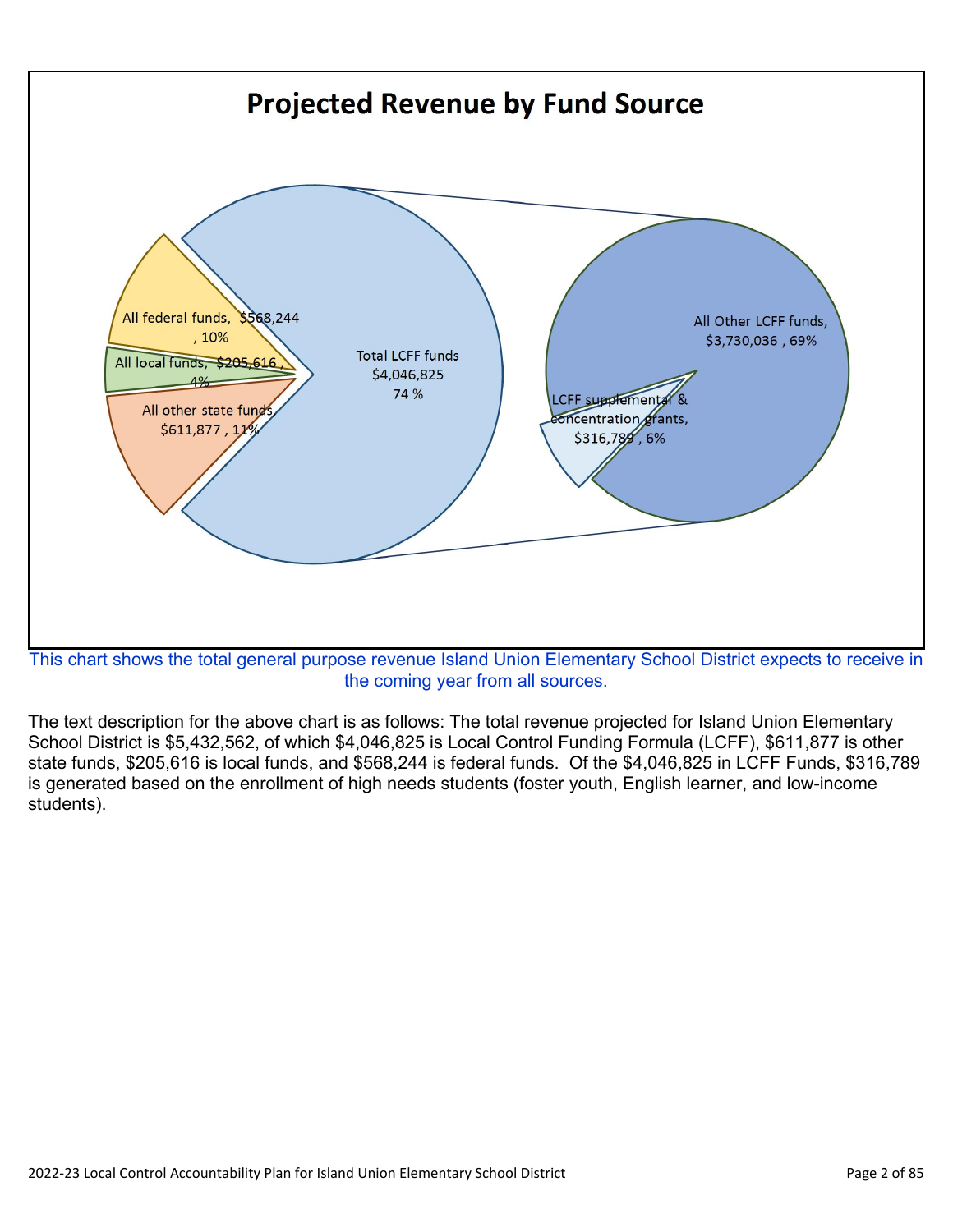## Projected Revenue by Fund Source

All federal funds, $568,244 , 10%

All local funds, $205,616 , 4%

All other state funds, $611,877 , 11%

Total LCFF funds $4,046,825 74 %

All Other LCFF funds, $3,730,036 , 69%

LCFF supplemental & concentration grants, $316,789 , 6%

This chart shows the total general purpose revenue Island Union Elementary School District expects to receive in the coming year from all sources.

The text description for the above chart is as follows: The total revenue projected for Island Union Elementary School District is $5,432,562, of which $4,046,825 is Local Control Funding Formula (LCFF), $611,877 is other state funds, $205,616 is local funds, and $568,244 is federal funds. Of the $4,046,825 in LCFF Funds, $316,789 is generated based on the enrollment of high needs students (foster youth, English learner, and low-income students).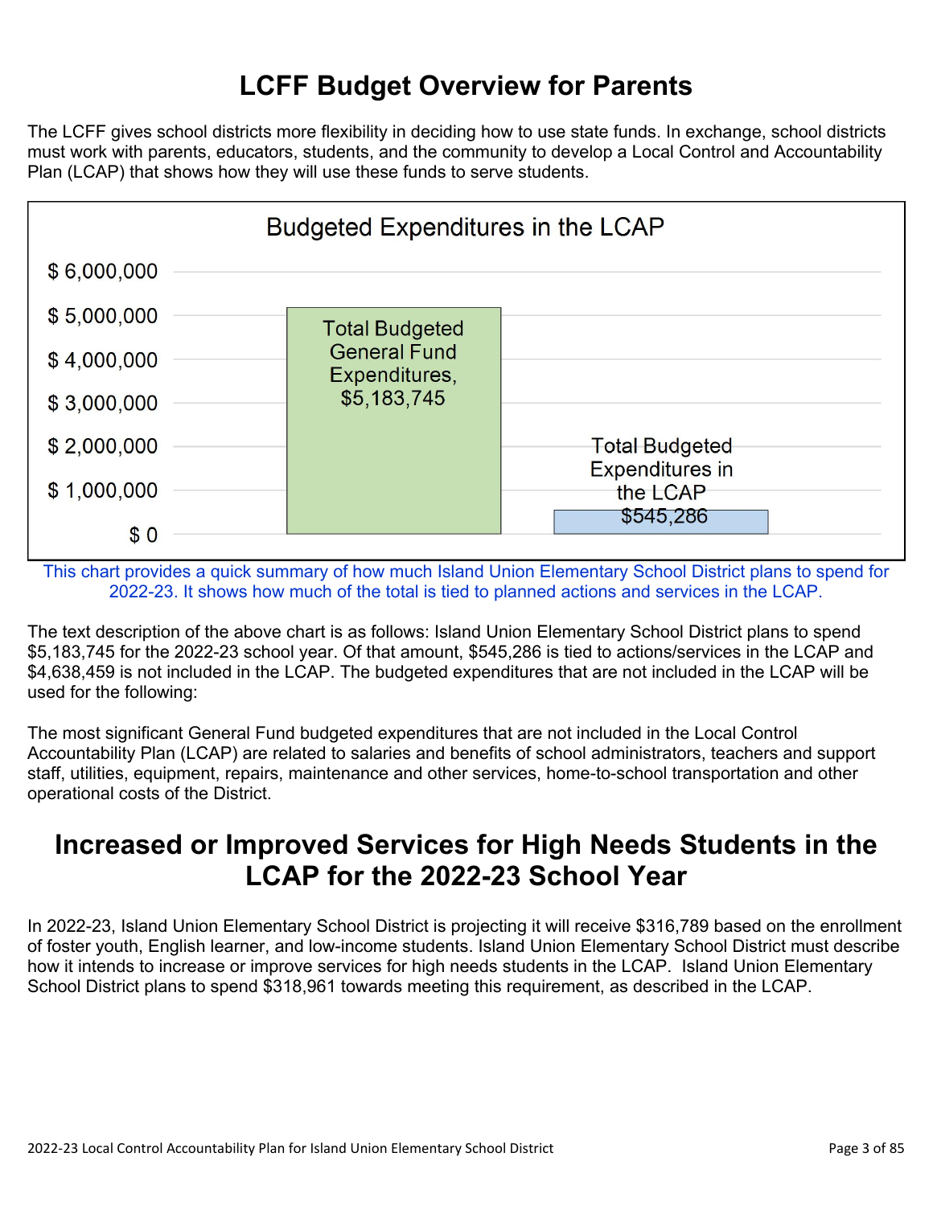# LCFF Budget Overview for Parents

The LCFF gives school districts more flexibility in deciding how to use state funds. In exchange, school districts must work with parents, educators, students, and the community to develop a Local Control and Accountability Plan (LCAP) that shows how they will use these funds to serve students.

**Budgeted Expenditures in the LCAP**

| | Amount |
|---|---|
| Total Budgeted General Fund Expenditures | $5,183,745 |
| Total Budgeted Expenditures in the LCAP | $545,286 |

This chart provides a quick summary of how much Island Union Elementary School District plans to spend for 2022-23. It shows how much of the total is tied to planned actions and services in the LCAP.

The text description of the above chart is as follows: Island Union Elementary School District plans to spend $5,183,745 for the 2022-23 school year. Of that amount, $545,286 is tied to actions/services in the LCAP and $4,638,459 is not included in the LCAP. The budgeted expenditures that are not included in the LCAP will be used for the following:

The most significant General Fund budgeted expenditures that are not included in the Local Control Accountability Plan (LCAP) are related to salaries and benefits of school administrators, teachers and support staff, utilities, equipment, repairs, maintenance and other services, home-to-school transportation and other operational costs of the District.

# Increased or Improved Services for High Needs Students in the LCAP for the 2022-23 School Year

In 2022-23, Island Union Elementary School District is projecting it will receive $316,789 based on the enrollment of foster youth, English learner, and low-income students. Island Union Elementary School District must describe how it intends to increase or improve services for high needs students in the LCAP. Island Union Elementary School District plans to spend $318,961 towards meeting this requirement, as described in the LCAP.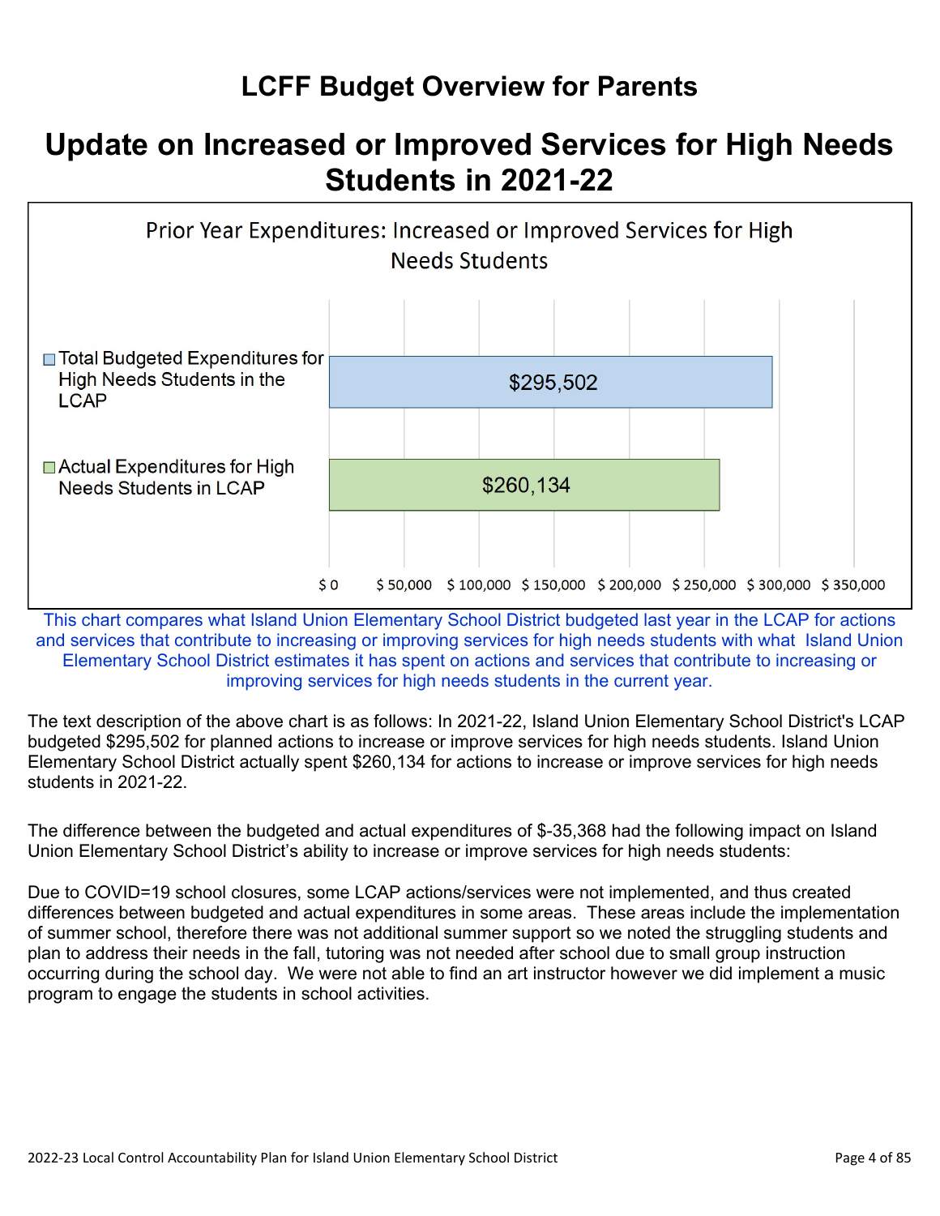# LCFF Budget Overview for Parents

## Update on Increased or Improved Services for High Needs Students in 2021-22

**Prior Year Expenditures: Increased or Improved Services for High Needs Students**

| | Amount |
|---|---|
| Total Budgeted Expenditures for High Needs Students in the LCAP | $295,502 |
| Actual Expenditures for High Needs Students in LCAP | $260,134 |

This chart compares what Island Union Elementary School District budgeted last year in the LCAP for actions and services that contribute to increasing or improving services for high needs students with what Island Union Elementary School District estimates it has spent on actions and services that contribute to increasing or improving services for high needs students in the current year.

The text description of the above chart is as follows: In 2021-22, Island Union Elementary School District's LCAP budgeted $295,502 for planned actions to increase or improve services for high needs students. Island Union Elementary School District actually spent $260,134 for actions to increase or improve services for high needs students in 2021-22.

The difference between the budgeted and actual expenditures of $-35,368 had the following impact on Island Union Elementary School District's ability to increase or improve services for high needs students:

Due to COVID=19 school closures, some LCAP actions/services were not implemented, and thus created differences between budgeted and actual expenditures in some areas. These areas include the implementation of summer school, therefore there was not additional summer support so we noted the struggling students and plan to address their needs in the fall, tutoring was not needed after school due to small group instruction occurring during the school day. We were not able to find an art instructor however we did implement a music program to engage the students in school activities.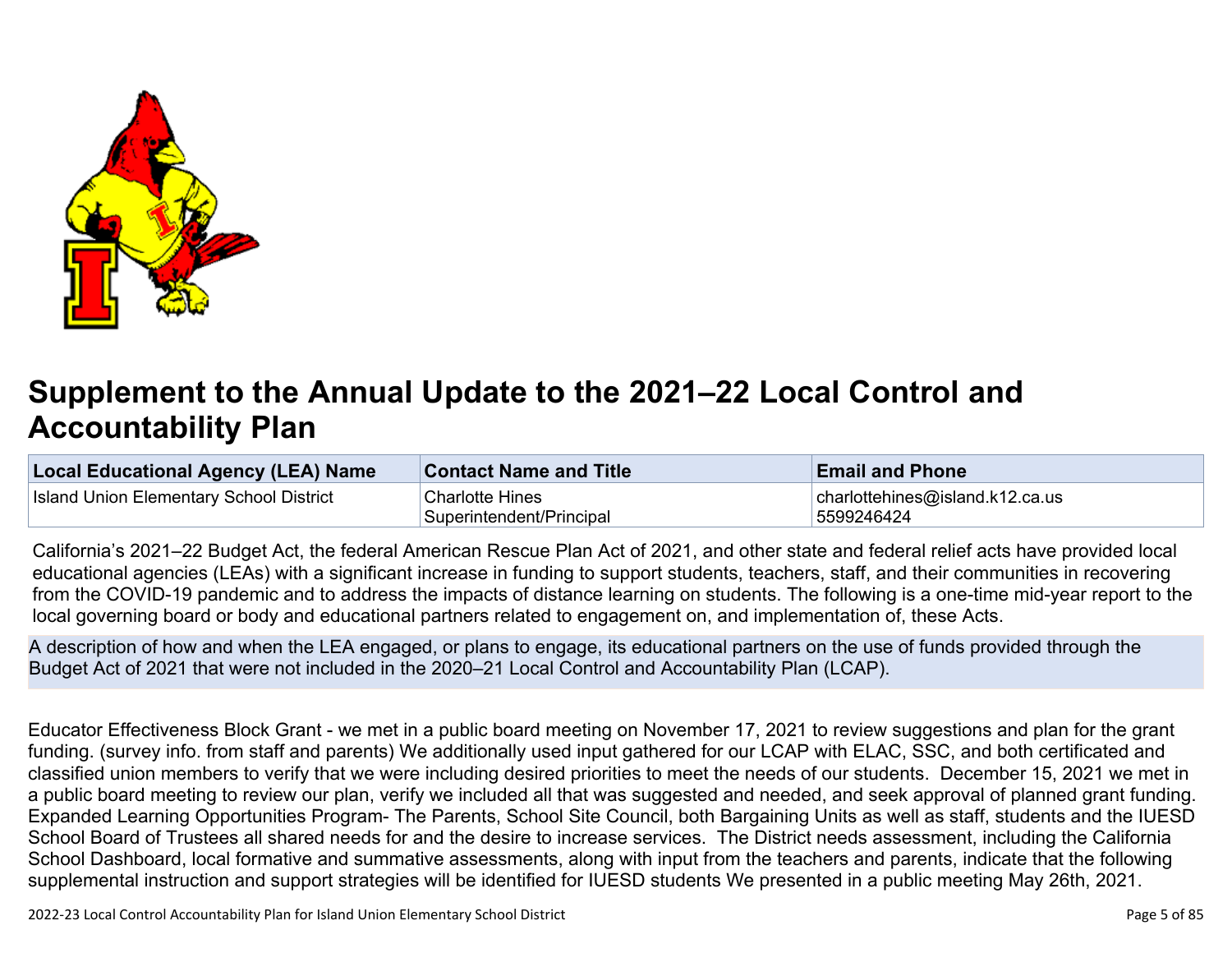# Supplement to the Annual Update to the 2021–22 Local Control and Accountability Plan

| Local Educational Agency (LEA) Name | Contact Name and Title | Email and Phone |
|---|---|---|
| Island Union Elementary School District | Charlotte Hines<br>Superintendent/Principal | charlottehines@island.k12.ca.us<br>5599246424 |

California's 2021–22 Budget Act, the federal American Rescue Plan Act of 2021, and other state and federal relief acts have provided local educational agencies (LEAs) with a significant increase in funding to support students, teachers, staff, and their communities in recovering from the COVID-19 pandemic and to address the impacts of distance learning on students. The following is a one-time mid-year report to the local governing board or body and educational partners related to engagement on, and implementation of, these Acts.

A description of how and when the LEA engaged, or plans to engage, its educational partners on the use of funds provided through the Budget Act of 2021 that were not included in the 2020–21 Local Control and Accountability Plan (LCAP).

Educator Effectiveness Block Grant - we met in a public board meeting on November 17, 2021 to review suggestions and plan for the grant funding. (survey info. from staff and parents) We additionally used input gathered for our LCAP with ELAC, SSC, and both certificated and classified union members to verify that we were including desired priorities to meet the needs of our students. December 15, 2021 we met in a public board meeting to review our plan, verify we included all that was suggested and needed, and seek approval of planned grant funding. Expanded Learning Opportunities Program- The Parents, School Site Council, both Bargaining Units as well as staff, students and the IUESD School Board of Trustees all shared needs for and the desire to increase services. The District needs assessment, including the California School Dashboard, local formative and summative assessments, along with input from the teachers and parents, indicate that the following supplemental instruction and support strategies will be identified for IUESD students We presented in a public meeting May 26th, 2021.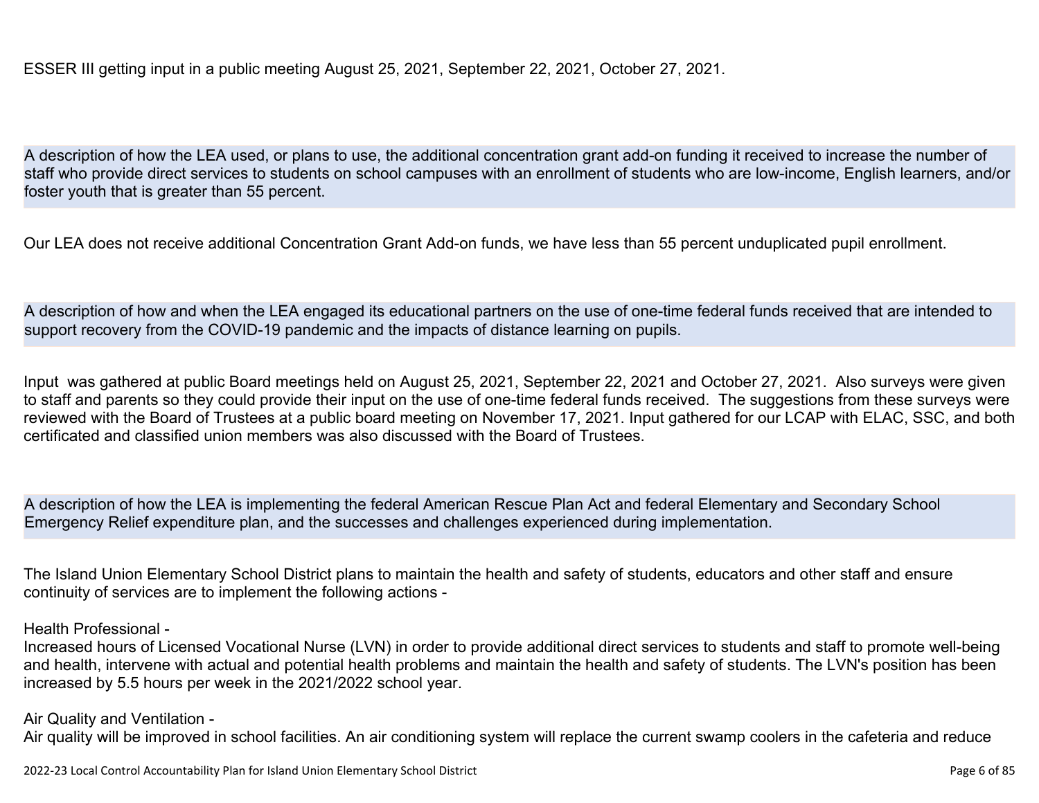ESSER III getting input in a public meeting August 25, 2021, September 22, 2021, October 27, 2021.

### A description of how the LEA used, or plans to use, the additional concentration grant add-on funding it received to increase the number of staff who provide direct services to students on school campuses with an enrollment of students who are low-income, English learners, and/or foster youth that is greater than 55 percent.

Our LEA does not receive additional Concentration Grant Add-on funds, we have less than 55 percent unduplicated pupil enrollment.

### A description of how and when the LEA engaged its educational partners on the use of one-time federal funds received that are intended to support recovery from the COVID-19 pandemic and the impacts of distance learning on pupils.

Input was gathered at public Board meetings held on August 25, 2021, September 22, 2021 and October 27, 2021. Also surveys were given to staff and parents so they could provide their input on the use of one-time federal funds received. The suggestions from these surveys were reviewed with the Board of Trustees at a public board meeting on November 17, 2021. Input gathered for our LCAP with ELAC, SSC, and both certificated and classified union members was also discussed with the Board of Trustees.

### A description of how the LEA is implementing the federal American Rescue Plan Act and federal Elementary and Secondary School Emergency Relief expenditure plan, and the successes and challenges experienced during implementation.

The Island Union Elementary School District plans to maintain the health and safety of students, educators and other staff and ensure continuity of services are to implement the following actions -

Health Professional -
Increased hours of Licensed Vocational Nurse (LVN) in order to provide additional direct services to students and staff to promote well-being and health, intervene with actual and potential health problems and maintain the health and safety of students. The LVN's position has been increased by 5.5 hours per week in the 2021/2022 school year.

Air Quality and Ventilation -
Air quality will be improved in school facilities. An air conditioning system will replace the current swamp coolers in the cafeteria and reduce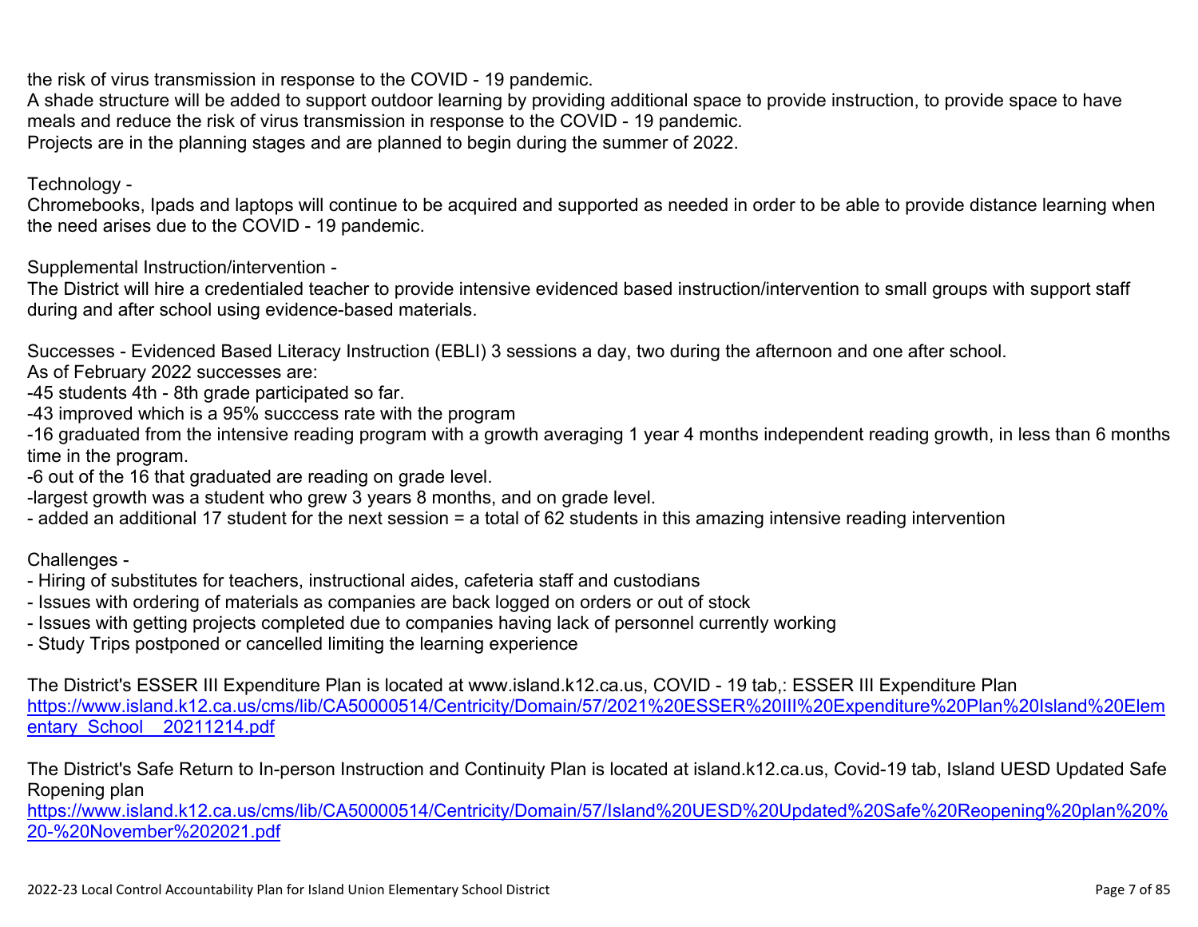the risk of virus transmission in response to the COVID - 19 pandemic.
A shade structure will be added to support outdoor learning by providing additional space to provide instruction, to provide space to have meals and reduce the risk of virus transmission in response to the COVID - 19 pandemic.
Projects are in the planning stages and are planned to begin during the summer of 2022.

Technology -
Chromebooks, Ipads and laptops will continue to be acquired and supported as needed in order to be able to provide distance learning when the need arises due to the COVID - 19 pandemic.

Supplemental Instruction/intervention -
The District will hire a credentialed teacher to provide intensive evidenced based instruction/intervention to small groups with support staff during and after school using evidence-based materials.

Successes - Evidenced Based Literacy Instruction (EBLI) 3 sessions a day, two during the afternoon and one after school.
As of February 2022 successes are:
-45 students 4th - 8th grade participated so far.
-43 improved which is a 95% succcess rate with the program
-16 graduated from the intensive reading program with a growth averaging 1 year 4 months independent reading growth, in less than 6 months time in the program.
-6 out of the 16 that graduated are reading on grade level.
-largest growth was a student who grew 3 years 8 months, and on grade level.
- added an additional 17 student for the next session = a total of 62 students in this amazing intensive reading intervention

Challenges -
- Hiring of substitutes for teachers, instructional aides, cafeteria staff and custodians
- Issues with ordering of materials as companies are back logged on orders or out of stock
- Issues with getting projects completed due to companies having lack of personnel currently working
- Study Trips postponed or cancelled limiting the learning experience

The District's ESSER III Expenditure Plan is located at www.island.k12.ca.us, COVID - 19 tab,: ESSER III Expenditure Plan
https://www.island.k12.ca.us/cms/lib/CA50000514/Centricity/Domain/57/2021%20ESSER%20III%20Expenditure%20Plan%20Island%20Elementary_School__20211214.pdf

The District's Safe Return to In-person Instruction and Continuity Plan is located at island.k12.ca.us, Covid-19 tab, Island UESD Updated Safe Ropening plan
https://www.island.k12.ca.us/cms/lib/CA50000514/Centricity/Domain/57/Island%20UESD%20Updated%20Safe%20Reopening%20plan%20%20-%20November%202021.pdf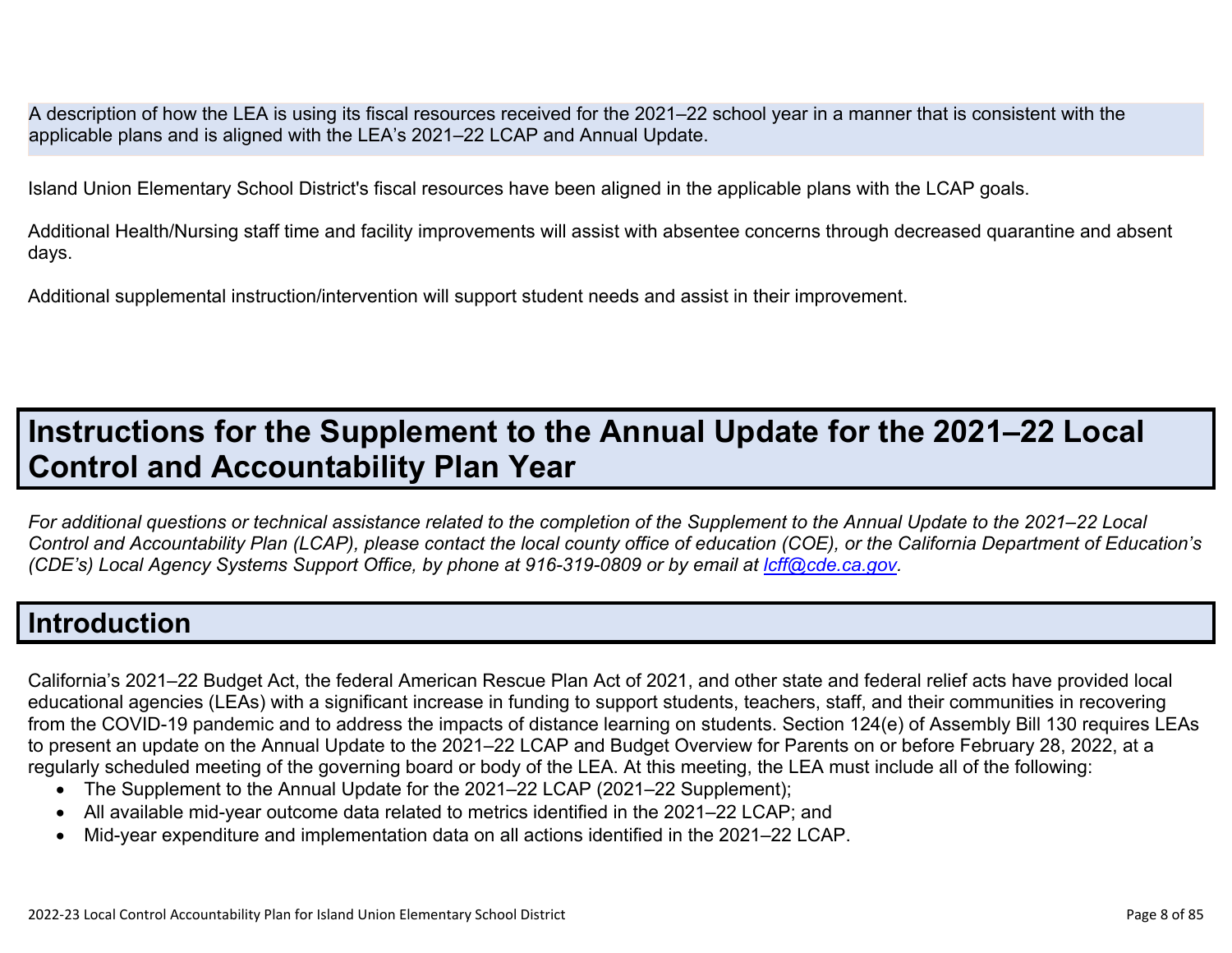A description of how the LEA is using its fiscal resources received for the 2021–22 school year in a manner that is consistent with the applicable plans and is aligned with the LEA's 2021–22 LCAP and Annual Update.

Island Union Elementary School District's fiscal resources have been aligned in the applicable plans with the LCAP goals.

Additional Health/Nursing staff time and facility improvements will assist with absentee concerns through decreased quarantine and absent days.

Additional supplemental instruction/intervention will support student needs and assist in their improvement.

# Instructions for the Supplement to the Annual Update for the 2021–22 Local Control and Accountability Plan Year

*For additional questions or technical assistance related to the completion of the Supplement to the Annual Update to the 2021–22 Local Control and Accountability Plan (LCAP), please contact the local county office of education (COE), or the California Department of Education's (CDE's) Local Agency Systems Support Office, by phone at 916-319-0809 or by email at [lcff@cde.ca.gov](mailto:lcff@cde.ca.gov).*

## Introduction

California's 2021–22 Budget Act, the federal American Rescue Plan Act of 2021, and other state and federal relief acts have provided local educational agencies (LEAs) with a significant increase in funding to support students, teachers, staff, and their communities in recovering from the COVID-19 pandemic and to address the impacts of distance learning on students. Section 124(e) of Assembly Bill 130 requires LEAs to present an update on the Annual Update to the 2021–22 LCAP and Budget Overview for Parents on or before February 28, 2022, at a regularly scheduled meeting of the governing board or body of the LEA. At this meeting, the LEA must include all of the following:

- The Supplement to the Annual Update for the 2021–22 LCAP (2021–22 Supplement);
- All available mid-year outcome data related to metrics identified in the 2021–22 LCAP; and
- Mid-year expenditure and implementation data on all actions identified in the 2021–22 LCAP.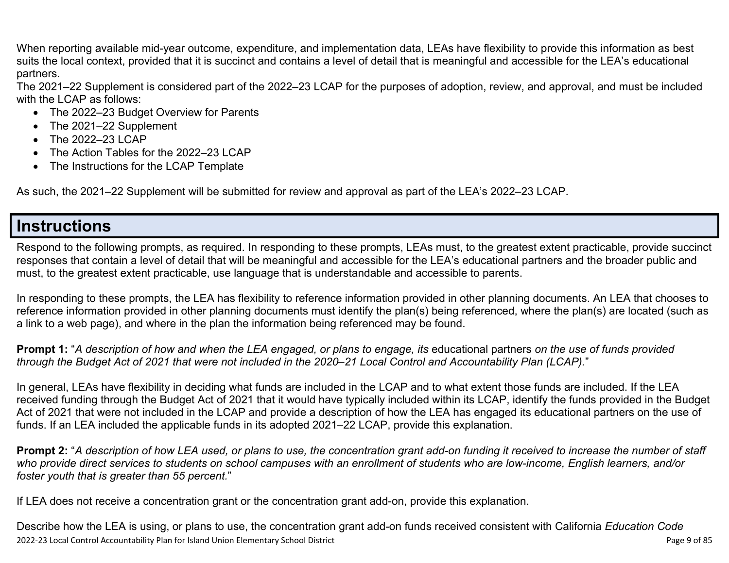When reporting available mid-year outcome, expenditure, and implementation data, LEAs have flexibility to provide this information as best suits the local context, provided that it is succinct and contains a level of detail that is meaningful and accessible for the LEA's educational partners.

The 2021–22 Supplement is considered part of the 2022–23 LCAP for the purposes of adoption, review, and approval, and must be included with the LCAP as follows:

- The 2022–23 Budget Overview for Parents
- The 2021–22 Supplement
- The 2022–23 LCAP
- The Action Tables for the 2022–23 LCAP
- The Instructions for the LCAP Template

As such, the 2021–22 Supplement will be submitted for review and approval as part of the LEA's 2022–23 LCAP.

# Instructions

Respond to the following prompts, as required. In responding to these prompts, LEAs must, to the greatest extent practicable, provide succinct responses that contain a level of detail that will be meaningful and accessible for the LEA's educational partners and the broader public and must, to the greatest extent practicable, use language that is understandable and accessible to parents.

In responding to these prompts, the LEA has flexibility to reference information provided in other planning documents. An LEA that chooses to reference information provided in other planning documents must identify the plan(s) being referenced, where the plan(s) are located (such as a link to a web page), and where in the plan the information being referenced may be found.

**Prompt 1:** "*A description of how and when the LEA engaged, or plans to engage, its* educational partners *on the use of funds provided through the Budget Act of 2021 that were not included in the 2020–21 Local Control and Accountability Plan (LCAP).*"

In general, LEAs have flexibility in deciding what funds are included in the LCAP and to what extent those funds are included. If the LEA received funding through the Budget Act of 2021 that it would have typically included within its LCAP, identify the funds provided in the Budget Act of 2021 that were not included in the LCAP and provide a description of how the LEA has engaged its educational partners on the use of funds. If an LEA included the applicable funds in its adopted 2021–22 LCAP, provide this explanation.

**Prompt 2:** "*A description of how LEA used, or plans to use, the concentration grant add-on funding it received to increase the number of staff who provide direct services to students on school campuses with an enrollment of students who are low-income, English learners, and/or foster youth that is greater than 55 percent.*"

If LEA does not receive a concentration grant or the concentration grant add-on, provide this explanation.

Describe how the LEA is using, or plans to use, the concentration grant add-on funds received consistent with California *Education Code*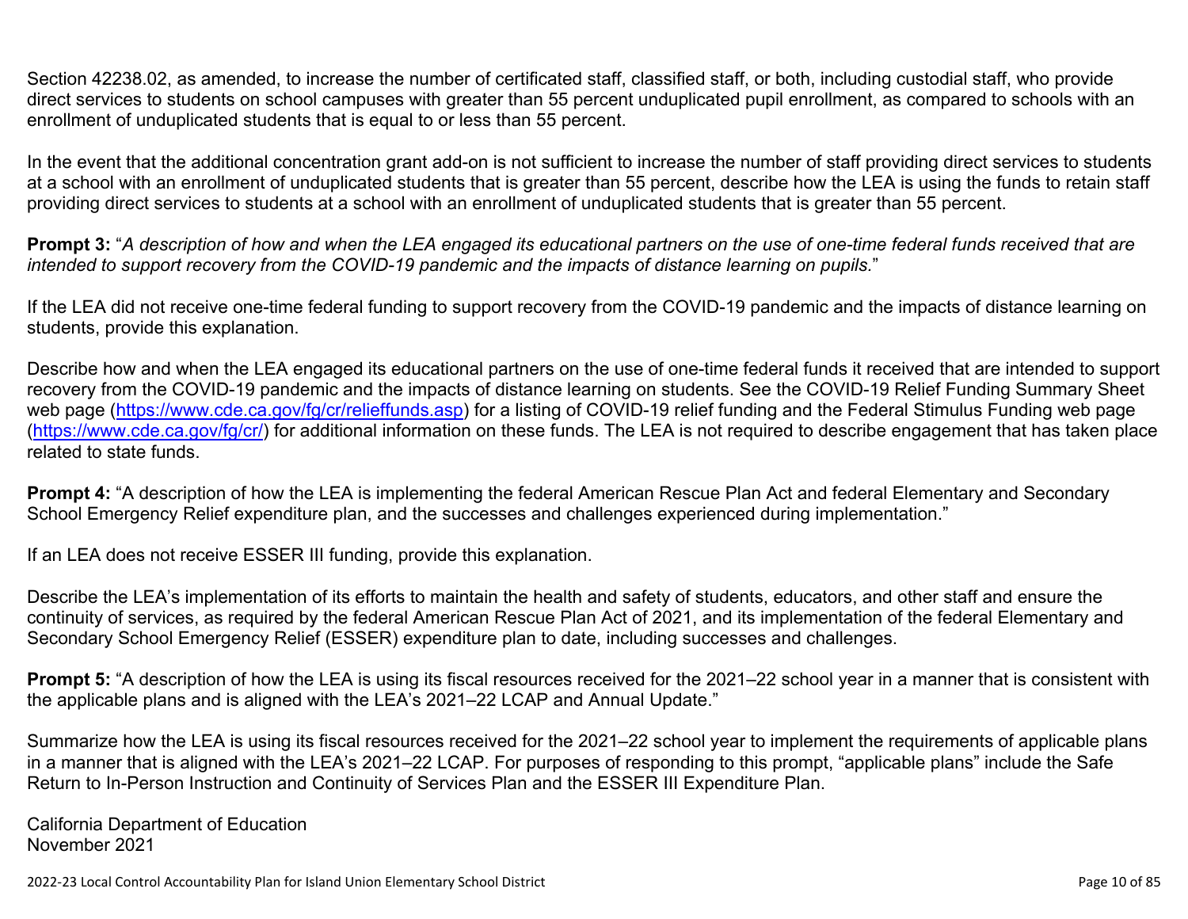Section 42238.02, as amended, to increase the number of certificated staff, classified staff, or both, including custodial staff, who provide direct services to students on school campuses with greater than 55 percent unduplicated pupil enrollment, as compared to schools with an enrollment of unduplicated students that is equal to or less than 55 percent.

In the event that the additional concentration grant add-on is not sufficient to increase the number of staff providing direct services to students at a school with an enrollment of unduplicated students that is greater than 55 percent, describe how the LEA is using the funds to retain staff providing direct services to students at a school with an enrollment of unduplicated students that is greater than 55 percent.

**Prompt 3:** "*A description of how and when the LEA engaged its educational partners on the use of one-time federal funds received that are intended to support recovery from the COVID-19 pandemic and the impacts of distance learning on pupils.*"

If the LEA did not receive one-time federal funding to support recovery from the COVID-19 pandemic and the impacts of distance learning on students, provide this explanation.

Describe how and when the LEA engaged its educational partners on the use of one-time federal funds it received that are intended to support recovery from the COVID-19 pandemic and the impacts of distance learning on students. See the COVID-19 Relief Funding Summary Sheet web page ([https://www.cde.ca.gov/fg/cr/relieffunds.asp](https://www.cde.ca.gov/fg/cr/relieffunds.asp)) for a listing of COVID-19 relief funding and the Federal Stimulus Funding web page ([https://www.cde.ca.gov/fg/cr/](https://www.cde.ca.gov/fg/cr/)) for additional information on these funds. The LEA is not required to describe engagement that has taken place related to state funds.

**Prompt 4:** "A description of how the LEA is implementing the federal American Rescue Plan Act and federal Elementary and Secondary School Emergency Relief expenditure plan, and the successes and challenges experienced during implementation."

If an LEA does not receive ESSER III funding, provide this explanation.

Describe the LEA's implementation of its efforts to maintain the health and safety of students, educators, and other staff and ensure the continuity of services, as required by the federal American Rescue Plan Act of 2021, and its implementation of the federal Elementary and Secondary School Emergency Relief (ESSER) expenditure plan to date, including successes and challenges.

**Prompt 5:** "A description of how the LEA is using its fiscal resources received for the 2021–22 school year in a manner that is consistent with the applicable plans and is aligned with the LEA's 2021–22 LCAP and Annual Update."

Summarize how the LEA is using its fiscal resources received for the 2021–22 school year to implement the requirements of applicable plans in a manner that is aligned with the LEA's 2021–22 LCAP. For purposes of responding to this prompt, "applicable plans" include the Safe Return to In-Person Instruction and Continuity of Services Plan and the ESSER III Expenditure Plan.

California Department of Education
November 2021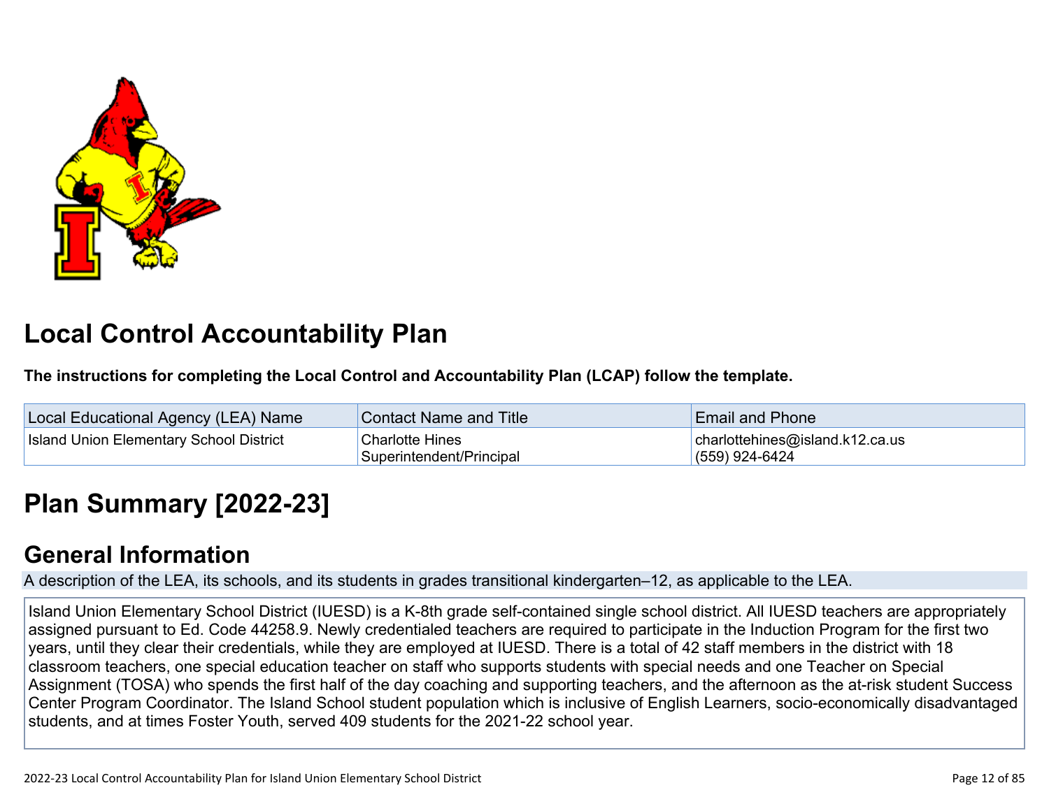# Local Control Accountability Plan

**The instructions for completing the Local Control and Accountability Plan (LCAP) follow the template.**

| Local Educational Agency (LEA) Name | Contact Name and Title | Email and Phone |
| --- | --- | --- |
| Island Union Elementary School District | Charlotte Hines<br>Superintendent/Principal | charlottehines@island.k12.ca.us<br>(559) 924-6424 |

# Plan Summary [2022-23]

## General Information

A description of the LEA, its schools, and its students in grades transitional kindergarten–12, as applicable to the LEA.

Island Union Elementary School District (IUESD) is a K-8th grade self-contained single school district. All IUESD teachers are appropriately assigned pursuant to Ed. Code 44258.9. Newly credentialed teachers are required to participate in the Induction Program for the first two years, until they clear their credentials, while they are employed at IUESD. There is a total of 42 staff members in the district with 18 classroom teachers, one special education teacher on staff who supports students with special needs and one Teacher on Special Assignment (TOSA) who spends the first half of the day coaching and supporting teachers, and the afternoon as the at-risk student Success Center Program Coordinator. The Island School student population which is inclusive of English Learners, socio-economically disadvantaged students, and at times Foster Youth, served 409 students for the 2021-22 school year.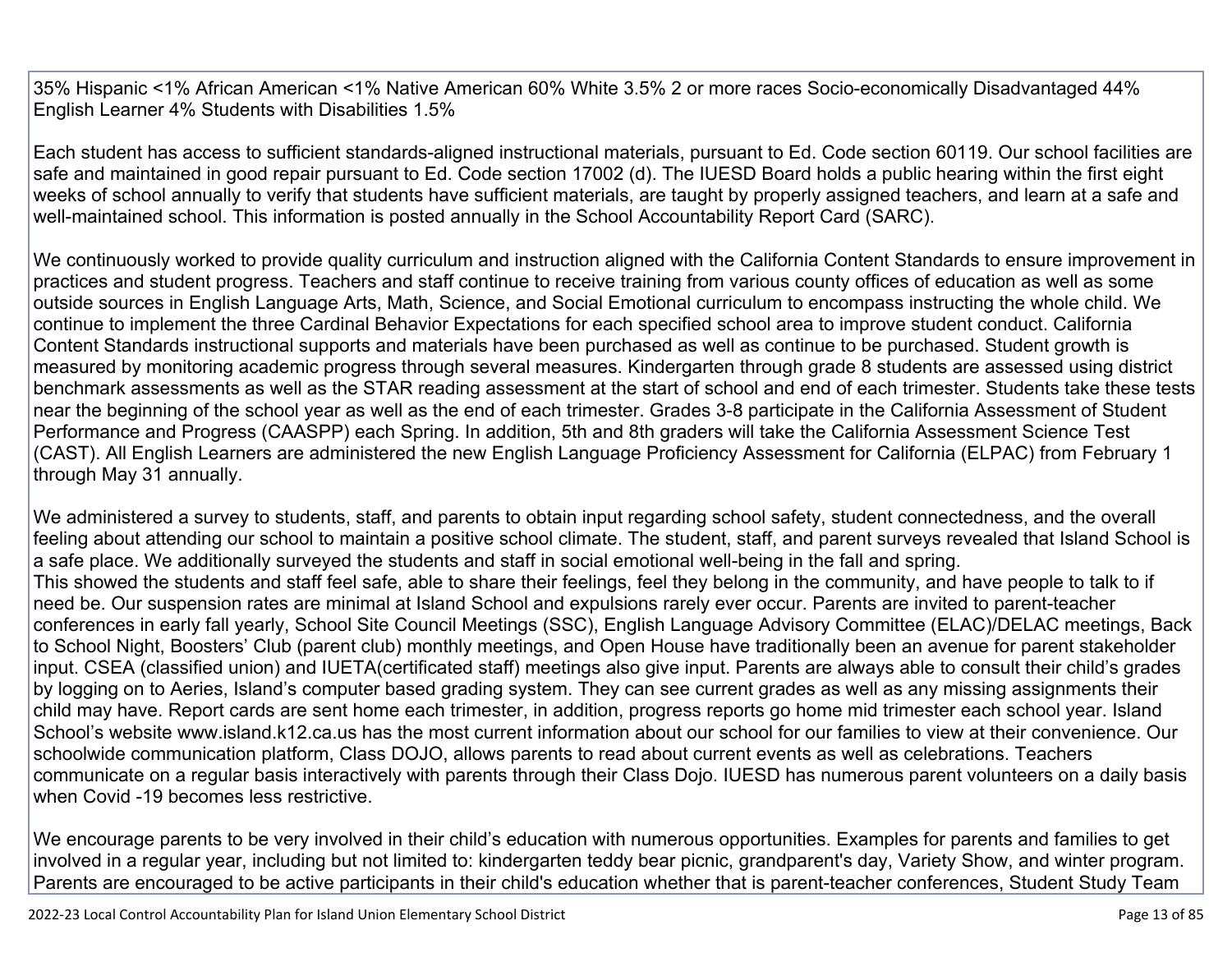35% Hispanic <1% African American <1% Native American 60% White 3.5% 2 or more races Socio-economically Disadvantaged 44% English Learner 4% Students with Disabilities 1.5%

Each student has access to sufficient standards-aligned instructional materials, pursuant to Ed. Code section 60119. Our school facilities are safe and maintained in good repair pursuant to Ed. Code section 17002 (d). The IUESD Board holds a public hearing within the first eight weeks of school annually to verify that students have sufficient materials, are taught by properly assigned teachers, and learn at a safe and well-maintained school. This information is posted annually in the School Accountability Report Card (SARC).

We continuously worked to provide quality curriculum and instruction aligned with the California Content Standards to ensure improvement in practices and student progress. Teachers and staff continue to receive training from various county offices of education as well as some outside sources in English Language Arts, Math, Science, and Social Emotional curriculum to encompass instructing the whole child. We continue to implement the three Cardinal Behavior Expectations for each specified school area to improve student conduct. California Content Standards instructional supports and materials have been purchased as well as continue to be purchased. Student growth is measured by monitoring academic progress through several measures. Kindergarten through grade 8 students are assessed using district benchmark assessments as well as the STAR reading assessment at the start of school and end of each trimester. Students take these tests near the beginning of the school year as well as the end of each trimester. Grades 3-8 participate in the California Assessment of Student Performance and Progress (CAASPP) each Spring. In addition, 5th and 8th graders will take the California Assessment Science Test (CAST). All English Learners are administered the new English Language Proficiency Assessment for California (ELPAC) from February 1 through May 31 annually.

We administered a survey to students, staff, and parents to obtain input regarding school safety, student connectedness, and the overall feeling about attending our school to maintain a positive school climate. The student, staff, and parent surveys revealed that Island School is a safe place. We additionally surveyed the students and staff in social emotional well-being in the fall and spring.
This showed the students and staff feel safe, able to share their feelings, feel they belong in the community, and have people to talk to if need be. Our suspension rates are minimal at Island School and expulsions rarely ever occur. Parents are invited to parent-teacher conferences in early fall yearly, School Site Council Meetings (SSC), English Language Advisory Committee (ELAC)/DELAC meetings, Back to School Night, Boosters' Club (parent club) monthly meetings, and Open House have traditionally been an avenue for parent stakeholder input. CSEA (classified union) and IUETA(certificated staff) meetings also give input. Parents are always able to consult their child's grades by logging on to Aeries, Island's computer based grading system. They can see current grades as well as any missing assignments their child may have. Report cards are sent home each trimester, in addition, progress reports go home mid trimester each school year. Island School's website www.island.k12.ca.us has the most current information about our school for our families to view at their convenience. Our schoolwide communication platform, Class DOJO, allows parents to read about current events as well as celebrations. Teachers communicate on a regular basis interactively with parents through their Class Dojo. IUESD has numerous parent volunteers on a daily basis when Covid -19 becomes less restrictive.

We encourage parents to be very involved in their child's education with numerous opportunities. Examples for parents and families to get involved in a regular year, including but not limited to: kindergarten teddy bear picnic, grandparent's day, Variety Show, and winter program. Parents are encouraged to be active participants in their child's education whether that is parent-teacher conferences, Student Study Team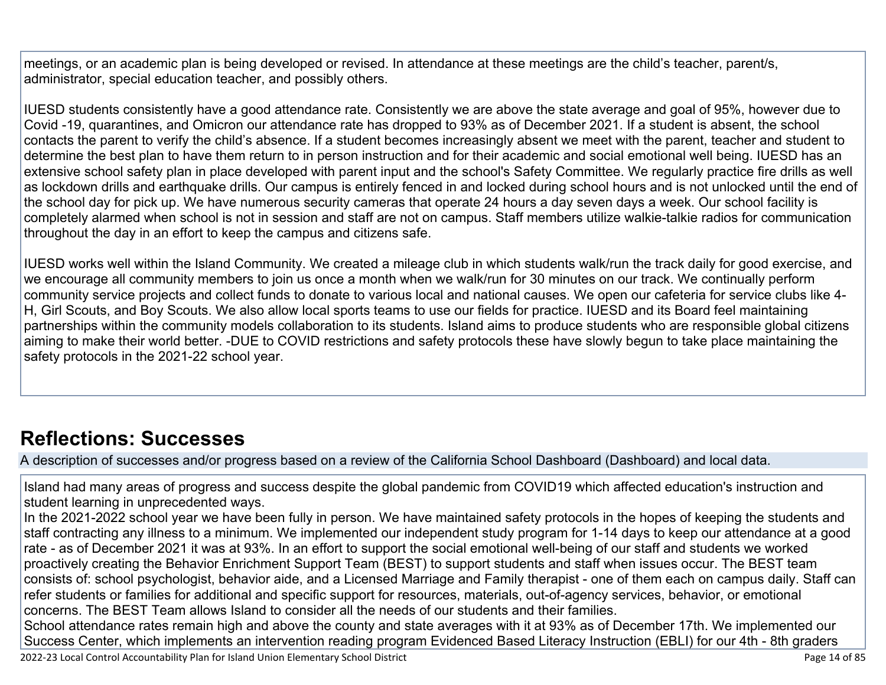meetings, or an academic plan is being developed or revised. In attendance at these meetings are the child's teacher, parent/s, administrator, special education teacher, and possibly others.

IUESD students consistently have a good attendance rate. Consistently we are above the state average and goal of 95%, however due to Covid -19, quarantines, and Omicron our attendance rate has dropped to 93% as of December 2021. If a student is absent, the school contacts the parent to verify the child's absence. If a student becomes increasingly absent we meet with the parent, teacher and student to determine the best plan to have them return to in person instruction and for their academic and social emotional well being. IUESD has an extensive school safety plan in place developed with parent input and the school's Safety Committee. We regularly practice fire drills as well as lockdown drills and earthquake drills. Our campus is entirely fenced in and locked during school hours and is not unlocked until the end of the school day for pick up. We have numerous security cameras that operate 24 hours a day seven days a week. Our school facility is completely alarmed when school is not in session and staff are not on campus. Staff members utilize walkie-talkie radios for communication throughout the day in an effort to keep the campus and citizens safe.

IUESD works well within the Island Community. We created a mileage club in which students walk/run the track daily for good exercise, and we encourage all community members to join us once a month when we walk/run for 30 minutes on our track. We continually perform community service projects and collect funds to donate to various local and national causes. We open our cafeteria for service clubs like 4-H, Girl Scouts, and Boy Scouts. We also allow local sports teams to use our fields for practice. IUESD and its Board feel maintaining partnerships within the community models collaboration to its students. Island aims to produce students who are responsible global citizens aiming to make their world better. -DUE to COVID restrictions and safety protocols these have slowly begun to take place maintaining the safety protocols in the 2021-22 school year.

## Reflections: Successes

A description of successes and/or progress based on a review of the California School Dashboard (Dashboard) and local data.

Island had many areas of progress and success despite the global pandemic from COVID19 which affected education's instruction and student learning in unprecedented ways.
In the 2021-2022 school year we have been fully in person. We have maintained safety protocols in the hopes of keeping the students and staff contracting any illness to a minimum. We implemented our independent study program for 1-14 days to keep our attendance at a good rate - as of December 2021 it was at 93%. In an effort to support the social emotional well-being of our staff and students we worked proactively creating the Behavior Enrichment Support Team (BEST) to support students and staff when issues occur. The BEST team consists of: school psychologist, behavior aide, and a Licensed Marriage and Family therapist - one of them each on campus daily. Staff can refer students or families for additional and specific support for resources, materials, out-of-agency services, behavior, or emotional concerns. The BEST Team allows Island to consider all the needs of our students and their families.
School attendance rates remain high and above the county and state averages with it at 93% as of December 17th. We implemented our Success Center, which implements an intervention reading program Evidenced Based Literacy Instruction (EBLI) for our 4th - 8th graders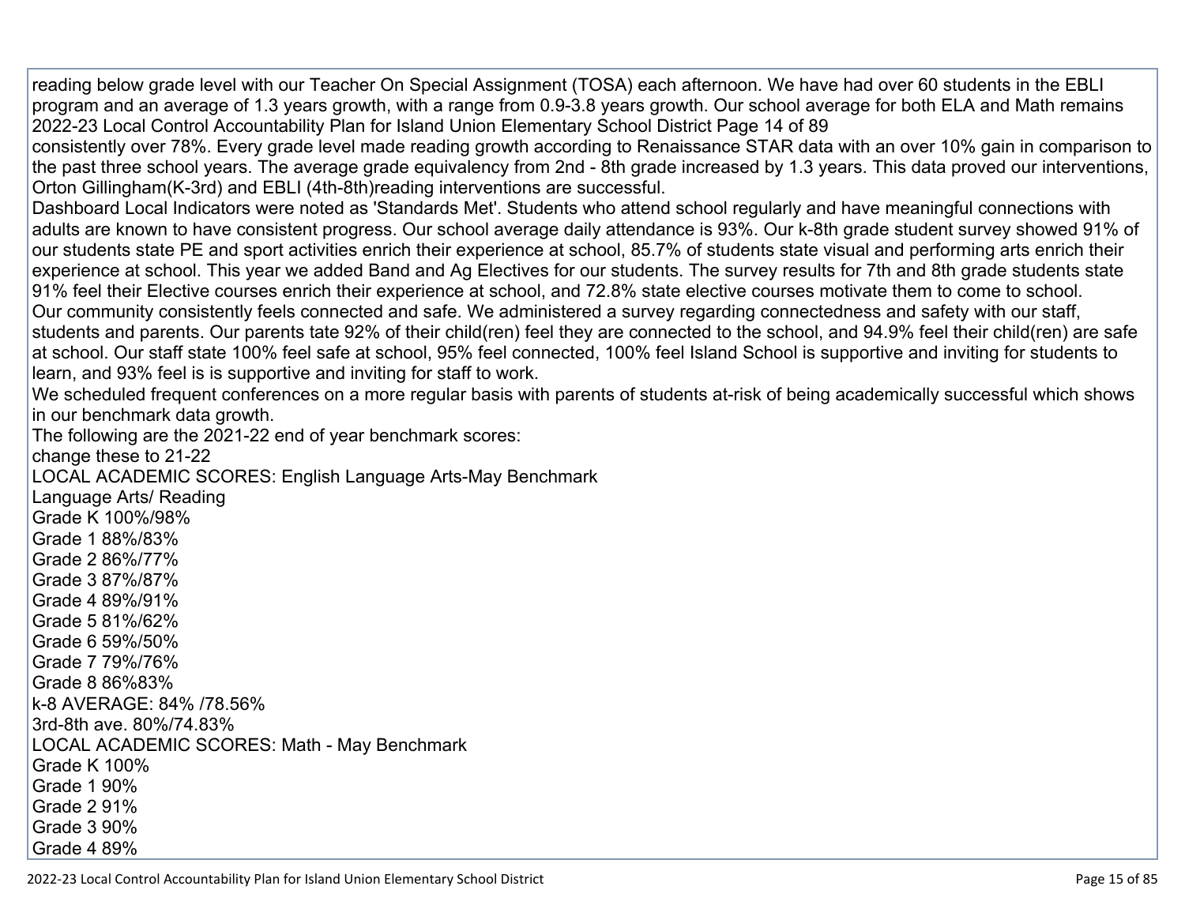reading below grade level with our Teacher On Special Assignment (TOSA) each afternoon. We have had over 60 students in the EBLI program and an average of 1.3 years growth, with a range from 0.9-3.8 years growth. Our school average for both ELA and Math remains 2022-23 Local Control Accountability Plan for Island Union Elementary School District Page 14 of 89
consistently over 78%. Every grade level made reading growth according to Renaissance STAR data with an over 10% gain in comparison to the past three school years. The average grade equivalency from 2nd - 8th grade increased by 1.3 years. This data proved our interventions, Orton Gillingham(K-3rd) and EBLI (4th-8th)reading interventions are successful.
Dashboard Local Indicators were noted as 'Standards Met'. Students who attend school regularly and have meaningful connections with adults are known to have consistent progress. Our school average daily attendance is 93%. Our k-8th grade student survey showed 91% of our students state PE and sport activities enrich their experience at school, 85.7% of students state visual and performing arts enrich their experience at school. This year we added Band and Ag Electives for our students. The survey results for 7th and 8th grade students state 91% feel their Elective courses enrich their experience at school, and 72.8% state elective courses motivate them to come to school.
Our community consistently feels connected and safe. We administered a survey regarding connectedness and safety with our staff, students and parents. Our parents tate 92% of their child(ren) feel they are connected to the school, and 94.9% feel their child(ren) are safe at school. Our staff state 100% feel safe at school, 95% feel connected, 100% feel Island School is supportive and inviting for students to learn, and 93% feel is is supportive and inviting for staff to work.
We scheduled frequent conferences on a more regular basis with parents of students at-risk of being academically successful which shows in our benchmark data growth.
The following are the 2021-22 end of year benchmark scores:
change these to 21-22
LOCAL ACADEMIC SCORES: English Language Arts-May Benchmark
Language Arts/ Reading
Grade K 100%/98%
Grade 1 88%/83%
Grade 2 86%/77%
Grade 3 87%/87%
Grade 4 89%/91%
Grade 5 81%/62%
Grade 6 59%/50%
Grade 7 79%/76%
Grade 8 86%83%
k-8 AVERAGE: 84% /78.56%
3rd-8th ave. 80%/74.83%
LOCAL ACADEMIC SCORES: Math - May Benchmark
Grade K 100%
Grade 1 90%
Grade 2 91%
Grade 3 90%
Grade 4 89%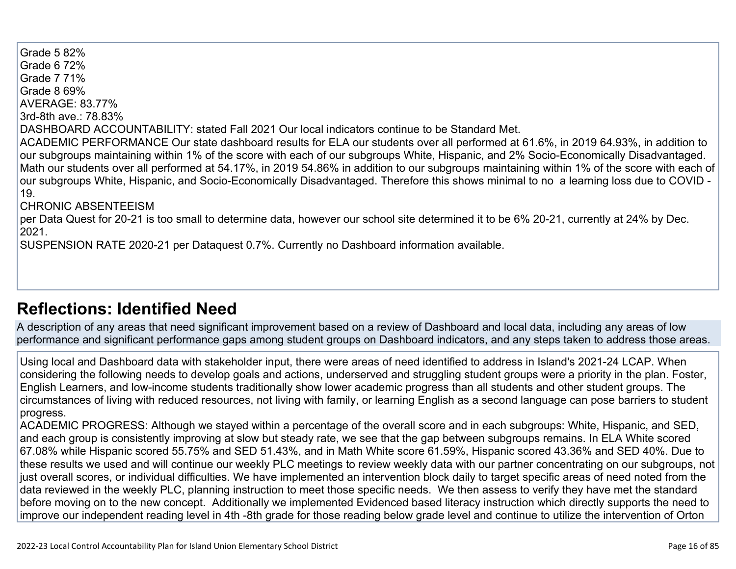Grade 5 82%
Grade 6 72%
Grade 7 71%
Grade 8 69%
AVERAGE: 83.77%
3rd-8th ave.: 78.83%
DASHBOARD ACCOUNTABILITY: stated Fall 2021 Our local indicators continue to be Standard Met.
ACADEMIC PERFORMANCE Our state dashboard results for ELA our students over all performed at 61.6%, in 2019 64.93%, in addition to our subgroups maintaining within 1% of the score with each of our subgroups White, Hispanic, and 2% Socio-Economically Disadvantaged. Math our students over all performed at 54.17%, in 2019 54.86% in addition to our subgroups maintaining within 1% of the score with each of our subgroups White, Hispanic, and Socio-Economically Disadvantaged. Therefore this shows minimal to no a learning loss due to COVID -19.
CHRONIC ABSENTEEISM
per Data Quest for 20-21 is too small to determine data, however our school site determined it to be 6% 20-21, currently at 24% by Dec. 2021.
SUSPENSION RATE 2020-21 per Dataquest 0.7%. Currently no Dashboard information available.

## Reflections: Identified Need

A description of any areas that need significant improvement based on a review of Dashboard and local data, including any areas of low performance and significant performance gaps among student groups on Dashboard indicators, and any steps taken to address those areas.

Using local and Dashboard data with stakeholder input, there were areas of need identified to address in Island's 2021-24 LCAP. When considering the following needs to develop goals and actions, underserved and struggling student groups were a priority in the plan. Foster, English Learners, and low-income students traditionally show lower academic progress than all students and other student groups. The circumstances of living with reduced resources, not living with family, or learning English as a second language can pose barriers to student progress.
ACADEMIC PROGRESS: Although we stayed within a percentage of the overall score and in each subgroups: White, Hispanic, and SED, and each group is consistently improving at slow but steady rate, we see that the gap between subgroups remains. In ELA White scored 67.08% while Hispanic scored 55.75% and SED 51.43%, and in Math White score 61.59%, Hispanic scored 43.36% and SED 40%. Due to these results we used and will continue our weekly PLC meetings to review weekly data with our partner concentrating on our subgroups, not just overall scores, or individual difficulties. We have implemented an intervention block daily to target specific areas of need noted from the data reviewed in the weekly PLC, planning instruction to meet those specific needs. We then assess to verify they have met the standard before moving on to the new concept. Additionally we implemented Evidenced based literacy instruction which directly supports the need to improve our independent reading level in 4th -8th grade for those reading below grade level and continue to utilize the intervention of Orton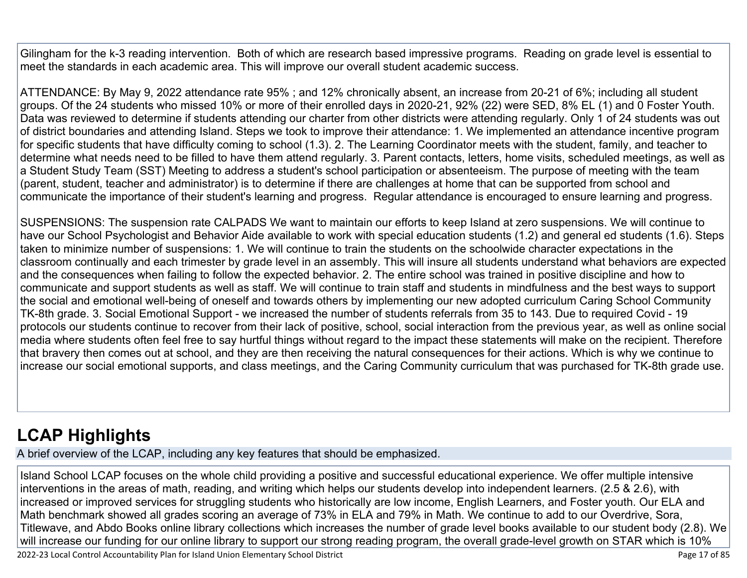Gilingham for the k-3 reading intervention. Both of which are research based impressive programs. Reading on grade level is essential to meet the standards in each academic area. This will improve our overall student academic success.

ATTENDANCE: By May 9, 2022 attendance rate 95% ; and 12% chronically absent, an increase from 20-21 of 6%; including all student groups. Of the 24 students who missed 10% or more of their enrolled days in 2020-21, 92% (22) were SED, 8% EL (1) and 0 Foster Youth. Data was reviewed to determine if students attending our charter from other districts were attending regularly. Only 1 of 24 students was out of district boundaries and attending Island. Steps we took to improve their attendance: 1. We implemented an attendance incentive program for specific students that have difficulty coming to school (1.3). 2. The Learning Coordinator meets with the student, family, and teacher to determine what needs need to be filled to have them attend regularly. 3. Parent contacts, letters, home visits, scheduled meetings, as well as a Student Study Team (SST) Meeting to address a student's school participation or absenteeism. The purpose of meeting with the team (parent, student, teacher and administrator) is to determine if there are challenges at home that can be supported from school and communicate the importance of their student's learning and progress. Regular attendance is encouraged to ensure learning and progress.

SUSPENSIONS: The suspension rate CALPADS We want to maintain our efforts to keep Island at zero suspensions. We will continue to have our School Psychologist and Behavior Aide available to work with special education students (1.2) and general ed students (1.6). Steps taken to minimize number of suspensions: 1. We will continue to train the students on the schoolwide character expectations in the classroom continually and each trimester by grade level in an assembly. This will insure all students understand what behaviors are expected and the consequences when failing to follow the expected behavior. 2. The entire school was trained in positive discipline and how to communicate and support students as well as staff. We will continue to train staff and students in mindfulness and the best ways to support the social and emotional well-being of oneself and towards others by implementing our new adopted curriculum Caring School Community TK-8th grade. 3. Social Emotional Support - we increased the number of students referrals from 35 to 143. Due to required Covid - 19 protocols our students continue to recover from their lack of positive, school, social interaction from the previous year, as well as online social media where students often feel free to say hurtful things without regard to the impact these statements will make on the recipient. Therefore that bravery then comes out at school, and they are then receiving the natural consequences for their actions. Which is why we continue to increase our social emotional supports, and class meetings, and the Caring Community curriculum that was purchased for TK-8th grade use.

## LCAP Highlights

A brief overview of the LCAP, including any key features that should be emphasized.

Island School LCAP focuses on the whole child providing a positive and successful educational experience. We offer multiple intensive interventions in the areas of math, reading, and writing which helps our students develop into independent learners. (2.5 & 2.6), with increased or improved services for struggling students who historically are low income, English Learners, and Foster youth. Our ELA and Math benchmark showed all grades scoring an average of 73% in ELA and 79% in Math. We continue to add to our Overdrive, Sora, Titlewave, and Abdo Books online library collections which increases the number of grade level books available to our student body (2.8). We will increase our funding for our online library to support our strong reading program, the overall grade-level growth on STAR which is 10%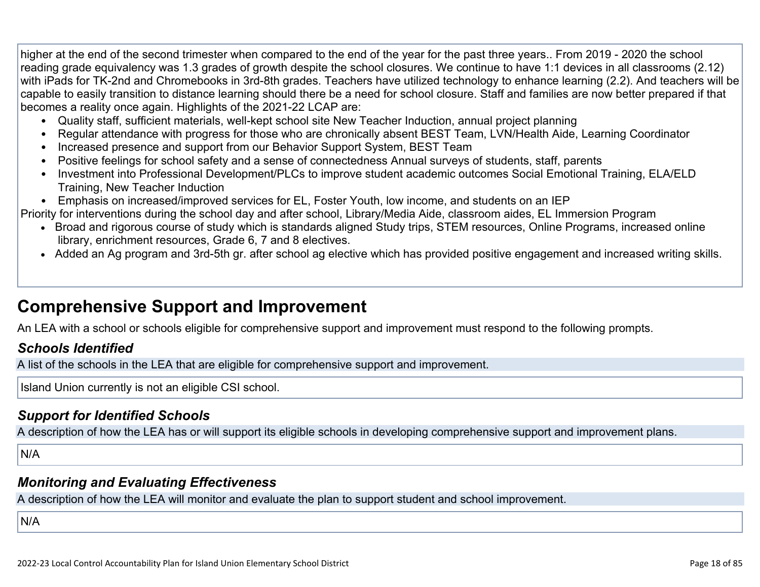higher at the end of the second trimester when compared to the end of the year for the past three years.. From 2019 - 2020 the school reading grade equivalency was 1.3 grades of growth despite the school closures. We continue to have 1:1 devices in all classrooms (2.12) with iPads for TK-2nd and Chromebooks in 3rd-8th grades. Teachers have utilized technology to enhance learning (2.2). And teachers will be capable to easily transition to distance learning should there be a need for school closure. Staff and families are now better prepared if that becomes a reality once again. Highlights of the 2021-22 LCAP are:

- Quality staff, sufficient materials, well-kept school site New Teacher Induction, annual project planning
- Regular attendance with progress for those who are chronically absent BEST Team, LVN/Health Aide, Learning Coordinator
- Increased presence and support from our Behavior Support System, BEST Team
- Positive feelings for school safety and a sense of connectedness Annual surveys of students, staff, parents
- Investment into Professional Development/PLCs to improve student academic outcomes Social Emotional Training, ELA/ELD Training, New Teacher Induction
- Emphasis on increased/improved services for EL, Foster Youth, low income, and students on an IEP

Priority for interventions during the school day and after school, Library/Media Aide, classroom aides, EL Immersion Program

- Broad and rigorous course of study which is standards aligned Study trips, STEM resources, Online Programs, increased online library, enrichment resources, Grade 6, 7 and 8 electives.
- Added an Ag program and 3rd-5th gr. after school ag elective which has provided positive engagement and increased writing skills.

# Comprehensive Support and Improvement

An LEA with a school or schools eligible for comprehensive support and improvement must respond to the following prompts.

## *Schools Identified*

A list of the schools in the LEA that are eligible for comprehensive support and improvement.

Island Union currently is not an eligible CSI school.

## *Support for Identified Schools*

A description of how the LEA has or will support its eligible schools in developing comprehensive support and improvement plans.

N/A

## *Monitoring and Evaluating Effectiveness*

A description of how the LEA will monitor and evaluate the plan to support student and school improvement.

N/A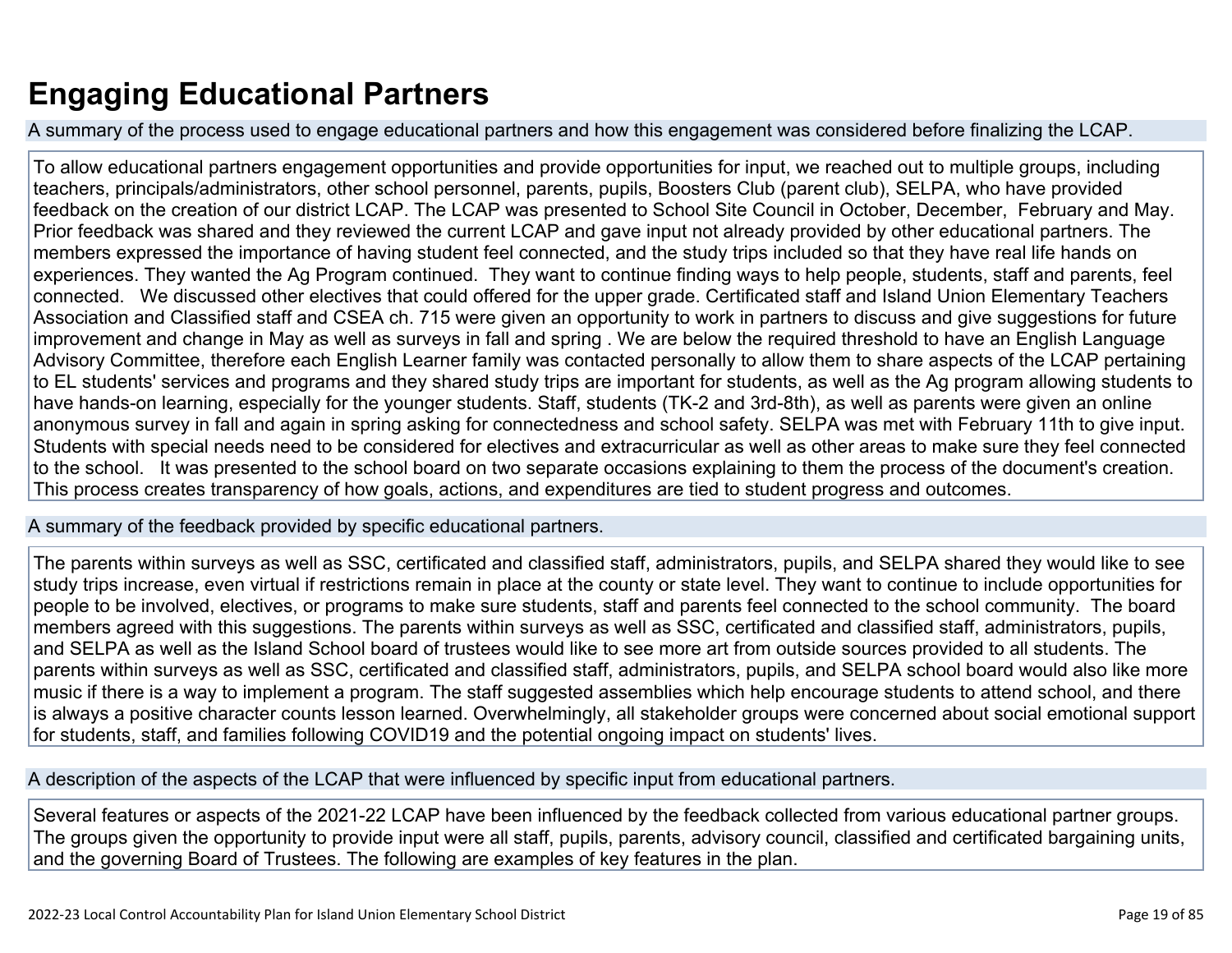# Engaging Educational Partners

## A summary of the process used to engage educational partners and how this engagement was considered before finalizing the LCAP.

To allow educational partners engagement opportunities and provide opportunities for input, we reached out to multiple groups, including teachers, principals/administrators, other school personnel, parents, pupils, Boosters Club (parent club), SELPA, who have provided feedback on the creation of our district LCAP. The LCAP was presented to School Site Council in October, December, February and May. Prior feedback was shared and they reviewed the current LCAP and gave input not already provided by other educational partners. The members expressed the importance of having student feel connected, and the study trips included so that they have real life hands on experiences. They wanted the Ag Program continued. They want to continue finding ways to help people, students, staff and parents, feel connected. We discussed other electives that could offered for the upper grade. Certificated staff and Island Union Elementary Teachers Association and Classified staff and CSEA ch. 715 were given an opportunity to work in partners to discuss and give suggestions for future improvement and change in May as well as surveys in fall and spring . We are below the required threshold to have an English Language Advisory Committee, therefore each English Learner family was contacted personally to allow them to share aspects of the LCAP pertaining to EL students' services and programs and they shared study trips are important for students, as well as the Ag program allowing students to have hands-on learning, especially for the younger students. Staff, students (TK-2 and 3rd-8th), as well as parents were given an online anonymous survey in fall and again in spring asking for connectedness and school safety. SELPA was met with February 11th to give input. Students with special needs need to be considered for electives and extracurricular as well as other areas to make sure they feel connected to the school. It was presented to the school board on two separate occasions explaining to them the process of the document's creation. This process creates transparency of how goals, actions, and expenditures are tied to student progress and outcomes.

## A summary of the feedback provided by specific educational partners.

The parents within surveys as well as SSC, certificated and classified staff, administrators, pupils, and SELPA shared they would like to see study trips increase, even virtual if restrictions remain in place at the county or state level. They want to continue to include opportunities for people to be involved, electives, or programs to make sure students, staff and parents feel connected to the school community. The board members agreed with this suggestions. The parents within surveys as well as SSC, certificated and classified staff, administrators, pupils, and SELPA as well as the Island School board of trustees would like to see more art from outside sources provided to all students. The parents within surveys as well as SSC, certificated and classified staff, administrators, pupils, and SELPA school board would also like more music if there is a way to implement a program. The staff suggested assemblies which help encourage students to attend school, and there is always a positive character counts lesson learned. Overwhelmingly, all stakeholder groups were concerned about social emotional support for students, staff, and families following COVID19 and the potential ongoing impact on students' lives.

## A description of the aspects of the LCAP that were influenced by specific input from educational partners.

Several features or aspects of the 2021-22 LCAP have been influenced by the feedback collected from various educational partner groups. The groups given the opportunity to provide input were all staff, pupils, parents, advisory council, classified and certificated bargaining units, and the governing Board of Trustees. The following are examples of key features in the plan.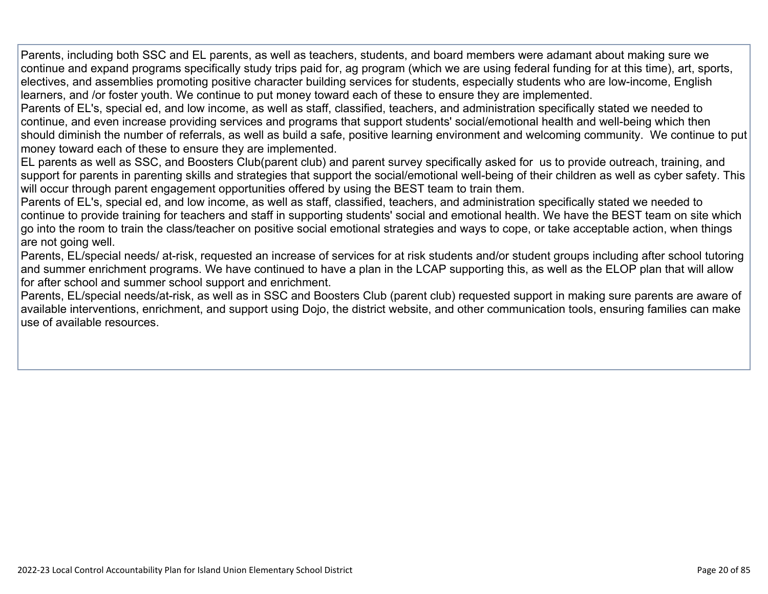Parents, including both SSC and EL parents, as well as teachers, students, and board members were adamant about making sure we continue and expand programs specifically study trips paid for, ag program (which we are using federal funding for at this time), art, sports, electives, and assemblies promoting positive character building services for students, especially students who are low-income, English learners, and /or foster youth. We continue to put money toward each of these to ensure they are implemented.

Parents of EL's, special ed, and low income, as well as staff, classified, teachers, and administration specifically stated we needed to continue, and even increase providing services and programs that support students' social/emotional health and well-being which then should diminish the number of referrals, as well as build a safe, positive learning environment and welcoming community. We continue to put money toward each of these to ensure they are implemented.

EL parents as well as SSC, and Boosters Club(parent club) and parent survey specifically asked for us to provide outreach, training, and support for parents in parenting skills and strategies that support the social/emotional well-being of their children as well as cyber safety. This will occur through parent engagement opportunities offered by using the BEST team to train them.

Parents of EL's, special ed, and low income, as well as staff, classified, teachers, and administration specifically stated we needed to continue to provide training for teachers and staff in supporting students' social and emotional health. We have the BEST team on site which go into the room to train the class/teacher on positive social emotional strategies and ways to cope, or take acceptable action, when things are not going well.

Parents, EL/special needs/ at-risk, requested an increase of services for at risk students and/or student groups including after school tutoring and summer enrichment programs. We have continued to have a plan in the LCAP supporting this, as well as the ELOP plan that will allow for after school and summer school support and enrichment.

Parents, EL/special needs/at-risk, as well as in SSC and Boosters Club (parent club) requested support in making sure parents are aware of available interventions, enrichment, and support using Dojo, the district website, and other communication tools, ensuring families can make use of available resources.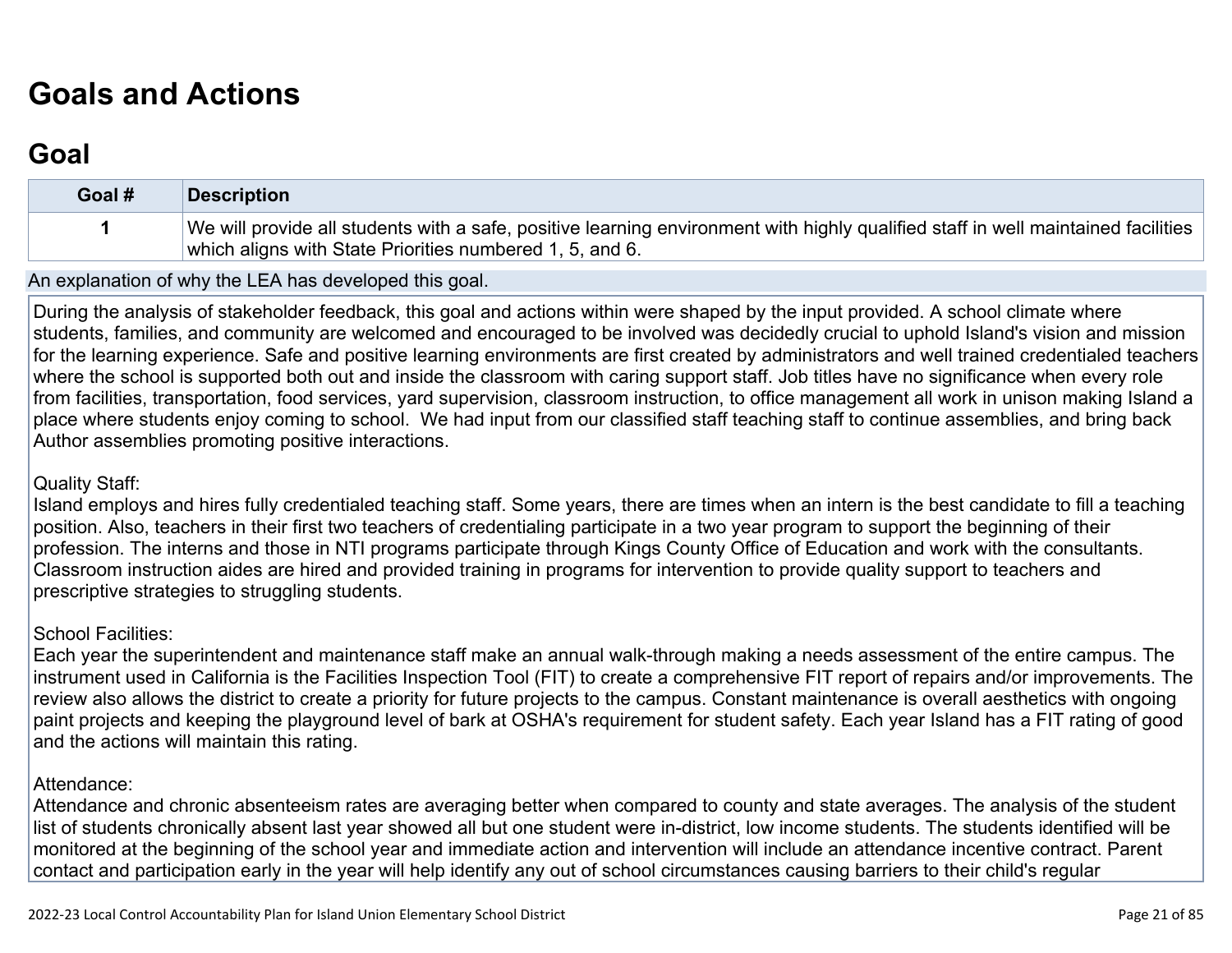# Goals and Actions

## Goal

| Goal # | Description |
|---|---|
| 1 | We will provide all students with a safe, positive learning environment with highly qualified staff in well maintained facilities which aligns with State Priorities numbered 1, 5, and 6. |

An explanation of why the LEA has developed this goal.

During the analysis of stakeholder feedback, this goal and actions within were shaped by the input provided. A school climate where students, families, and community are welcomed and encouraged to be involved was decidedly crucial to uphold Island's vision and mission for the learning experience. Safe and positive learning environments are first created by administrators and well trained credentialed teachers where the school is supported both out and inside the classroom with caring support staff. Job titles have no significance when every role from facilities, transportation, food services, yard supervision, classroom instruction, to office management all work in unison making Island a place where students enjoy coming to school. We had input from our classified staff teaching staff to continue assemblies, and bring back Author assemblies promoting positive interactions.

Quality Staff:
Island employs and hires fully credentialed teaching staff. Some years, there are times when an intern is the best candidate to fill a teaching position. Also, teachers in their first two teachers of credentialing participate in a two year program to support the beginning of their profession. The interns and those in NTI programs participate through Kings County Office of Education and work with the consultants. Classroom instruction aides are hired and provided training in programs for intervention to provide quality support to teachers and prescriptive strategies to struggling students.

School Facilities:
Each year the superintendent and maintenance staff make an annual walk-through making a needs assessment of the entire campus. The instrument used in California is the Facilities Inspection Tool (FIT) to create a comprehensive FIT report of repairs and/or improvements. The review also allows the district to create a priority for future projects to the campus. Constant maintenance is overall aesthetics with ongoing paint projects and keeping the playground level of bark at OSHA's requirement for student safety. Each year Island has a FIT rating of good and the actions will maintain this rating.

Attendance:
Attendance and chronic absenteeism rates are averaging better when compared to county and state averages. The analysis of the student list of students chronically absent last year showed all but one student were in-district, low income students. The students identified will be monitored at the beginning of the school year and immediate action and intervention will include an attendance incentive contract. Parent contact and participation early in the year will help identify any out of school circumstances causing barriers to their child's regular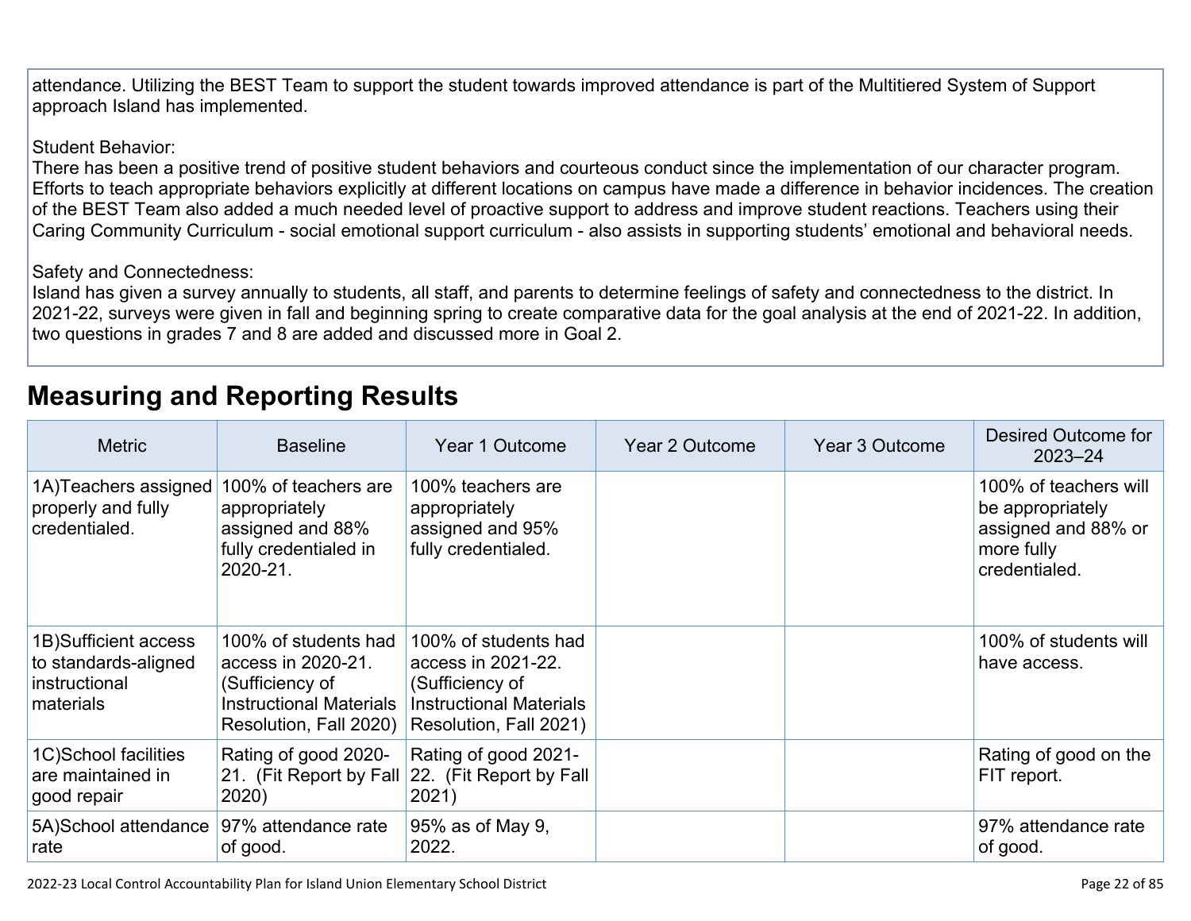attendance. Utilizing the BEST Team to support the student towards improved attendance is part of the Multitiered System of Support approach Island has implemented.

Student Behavior:
There has been a positive trend of positive student behaviors and courteous conduct since the implementation of our character program. Efforts to teach appropriate behaviors explicitly at different locations on campus have made a difference in behavior incidences. The creation of the BEST Team also added a much needed level of proactive support to address and improve student reactions. Teachers using their Caring Community Curriculum - social emotional support curriculum - also assists in supporting students' emotional and behavioral needs.

Safety and Connectedness:
Island has given a survey annually to students, all staff, and parents to determine feelings of safety and connectedness to the district. In 2021-22, surveys were given in fall and beginning spring to create comparative data for the goal analysis at the end of 2021-22. In addition, two questions in grades 7 and 8 are added and discussed more in Goal 2.

## Measuring and Reporting Results

| Metric | Baseline | Year 1 Outcome | Year 2 Outcome | Year 3 Outcome | Desired Outcome for 2023–24 |
|---|---|---|---|---|---|
| 1A)Teachers assigned properly and fully credentialed. | 100% of teachers are appropriately assigned and 88% fully credentialed in 2020-21. | 100% teachers are appropriately assigned and 95% fully credentialed. | | | 100% of teachers will be appropriately assigned and 88% or more fully credentialed. |
| 1B)Sufficient access to standards-aligned instructional materials | 100% of students had access in 2020-21. (Sufficiency of Instructional Materials Resolution, Fall 2020) | 100% of students had access in 2021-22. (Sufficiency of Instructional Materials Resolution, Fall 2021) | | | 100% of students will have access. |
| 1C)School facilities are maintained in good repair | Rating of good 2020-21. (Fit Report by Fall 2020) | Rating of good 2021-22. (Fit Report by Fall 2021) | | | Rating of good on the FIT report. |
| 5A)School attendance rate | 97% attendance rate of good. | 95% as of May 9, 2022. | | | 97% attendance rate of good. |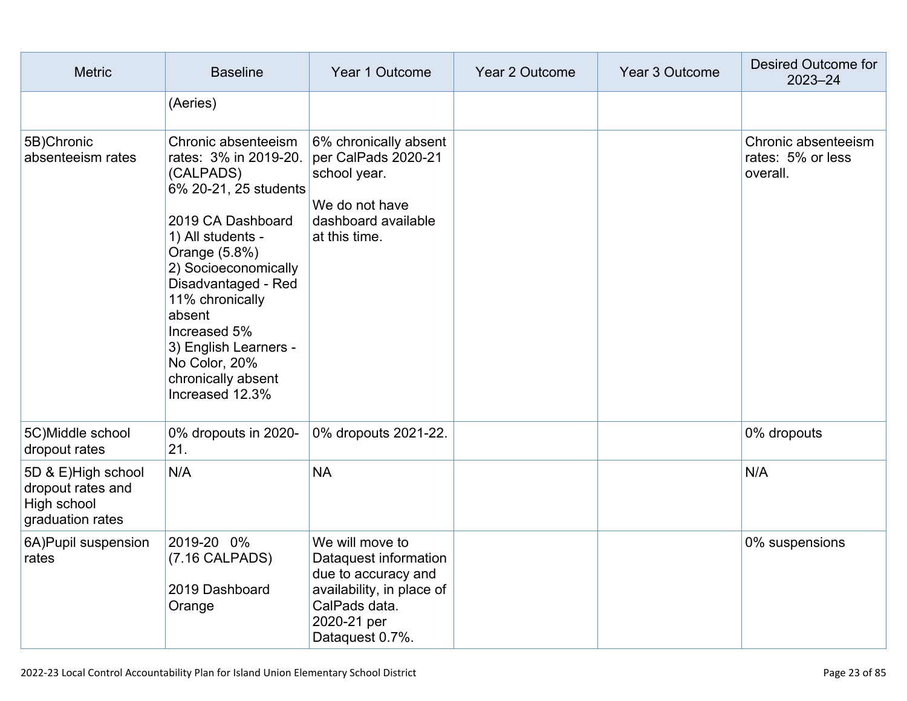| Metric | Baseline | Year 1 Outcome | Year 2 Outcome | Year 3 Outcome | Desired Outcome for 2023–24 |
|---|---|---|---|---|---|
| | (Aeries) | | | | |
| 5B)Chronic absenteeism rates | Chronic absenteeism rates: 3% in 2019-20. (CALPADS)<br>6% 20-21, 25 students<br><br>2019 CA Dashboard<br>1) All students - Orange (5.8%)<br>2) Socioeconomically Disadvantaged - Red 11% chronically absent<br>Increased 5%<br>3) English Learners - No Color, 20% chronically absent<br>Increased 12.3% | 6% chronically absent per CalPads 2020-21 school year.<br><br>We do not have dashboard available at this time. | | | Chronic absenteeism rates: 5% or less overall. |
| 5C)Middle school dropout rates | 0% dropouts in 2020-21. | 0% dropouts 2021-22. | | | 0% dropouts |
| 5D & E)High school dropout rates and High school graduation rates | N/A | NA | | | N/A |
| 6A)Pupil suspension rates | 2019-20 0%<br>(7.16 CALPADS)<br><br>2019 Dashboard Orange | We will move to Dataquest information due to accuracy and availability, in place of CalPads data.<br>2020-21 per Dataquest 0.7%. | | | 0% suspensions |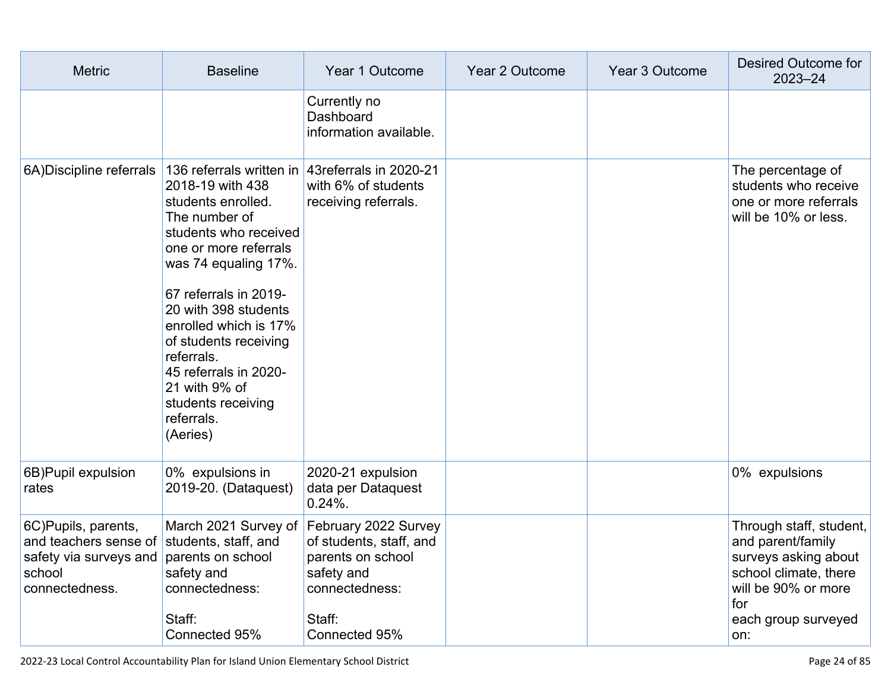| Metric | Baseline | Year 1 Outcome | Year 2 Outcome | Year 3 Outcome | Desired Outcome for 2023–24 |
|---|---|---|---|---|---|
| | | Currently no Dashboard information available. | | | |
| 6A)Discipline referrals | 136 referrals written in 2018-19 with 438 students enrolled. The number of students who received one or more referrals was 74 equaling 17%.<br><br>67 referrals in 2019-20 with 398 students enrolled which is 17% of students receiving referrals.<br>45 referrals in 2020-21 with 9% of students receiving referrals.<br>(Aeries) | 43referrals in 2020-21 with 6% of students receiving referrals. | | | The percentage of students who receive one or more referrals will be 10% or less. |
| 6B)Pupil expulsion rates | 0% expulsions in 2019-20. (Dataquest) | 2020-21 expulsion data per Dataquest 0.24%. | | | 0% expulsions |
| 6C)Pupils, parents, and teachers sense of safety via surveys and school connectedness. | March 2021 Survey of students, staff, and parents on school safety and connectedness:<br><br>Staff:<br>Connected 95% | February 2022 Survey of students, staff, and parents on school safety and connectedness:<br><br>Staff:<br>Connected 95% | | | Through staff, student, and parent/family surveys asking about school climate, there will be 90% or more for<br>each group surveyed on: |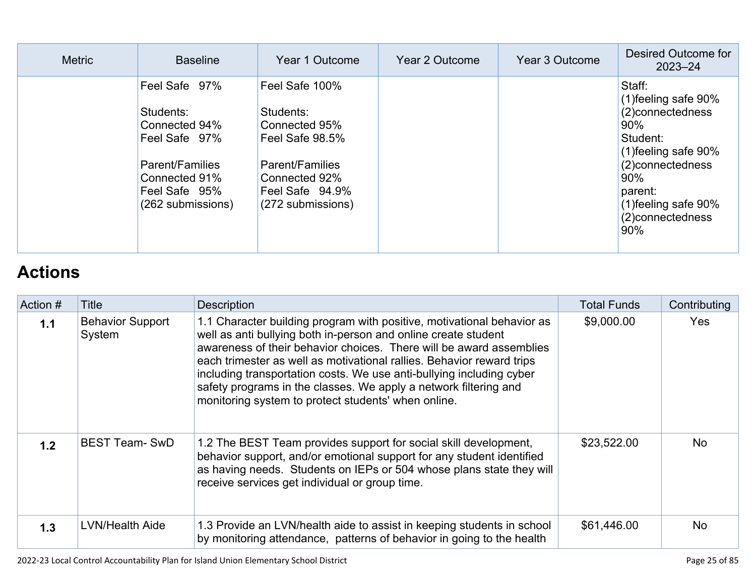| Metric | Baseline | Year 1 Outcome | Year 2 Outcome | Year 3 Outcome | Desired Outcome for 2023–24 |
|---|---|---|---|---|---|
| | Feel Safe 97%<br><br>Students:<br>Connected 94%<br>Feel Safe 97%<br><br>Parent/Families<br>Connected 91%<br>Feel Safe 95%<br>(262 submissions) | Feel Safe 100%<br><br>Students:<br>Connected 95%<br>Feel Safe 98.5%<br><br>Parent/Families<br>Connected 92%<br>Feel Safe 94.9%<br>(272 submissions) | | | Staff:<br>(1)feeling safe 90%<br>(2)connectedness 90%<br>Student:<br>(1)feeling safe 90%<br>(2)connectedness 90%<br>parent:<br>(1)feeling safe 90%<br>(2)connectedness 90% |

## Actions

| Action # | Title | Description | Total Funds | Contributing |
|---|---|---|---|---|
| **1.1** | Behavior Support System | 1.1 Character building program with positive, motivational behavior as well as anti bullying both in-person and online create student awareness of their behavior choices. There will be award assemblies each trimester as well as motivational rallies. Behavior reward trips including transportation costs. We use anti-bullying including cyber safety programs in the classes. We apply a network filtering and monitoring system to protect students' when online. | $9,000.00 | Yes |
| **1.2** | BEST Team- SwD | 1.2 The BEST Team provides support for social skill development, behavior support, and/or emotional support for any student identified as having needs. Students on IEPs or 504 whose plans state they will receive services get individual or group time. | $23,522.00 | No |
| **1.3** | LVN/Health Aide | 1.3 Provide an LVN/health aide to assist in keeping students in school by monitoring attendance, patterns of behavior in going to the health | $61,446.00 | No |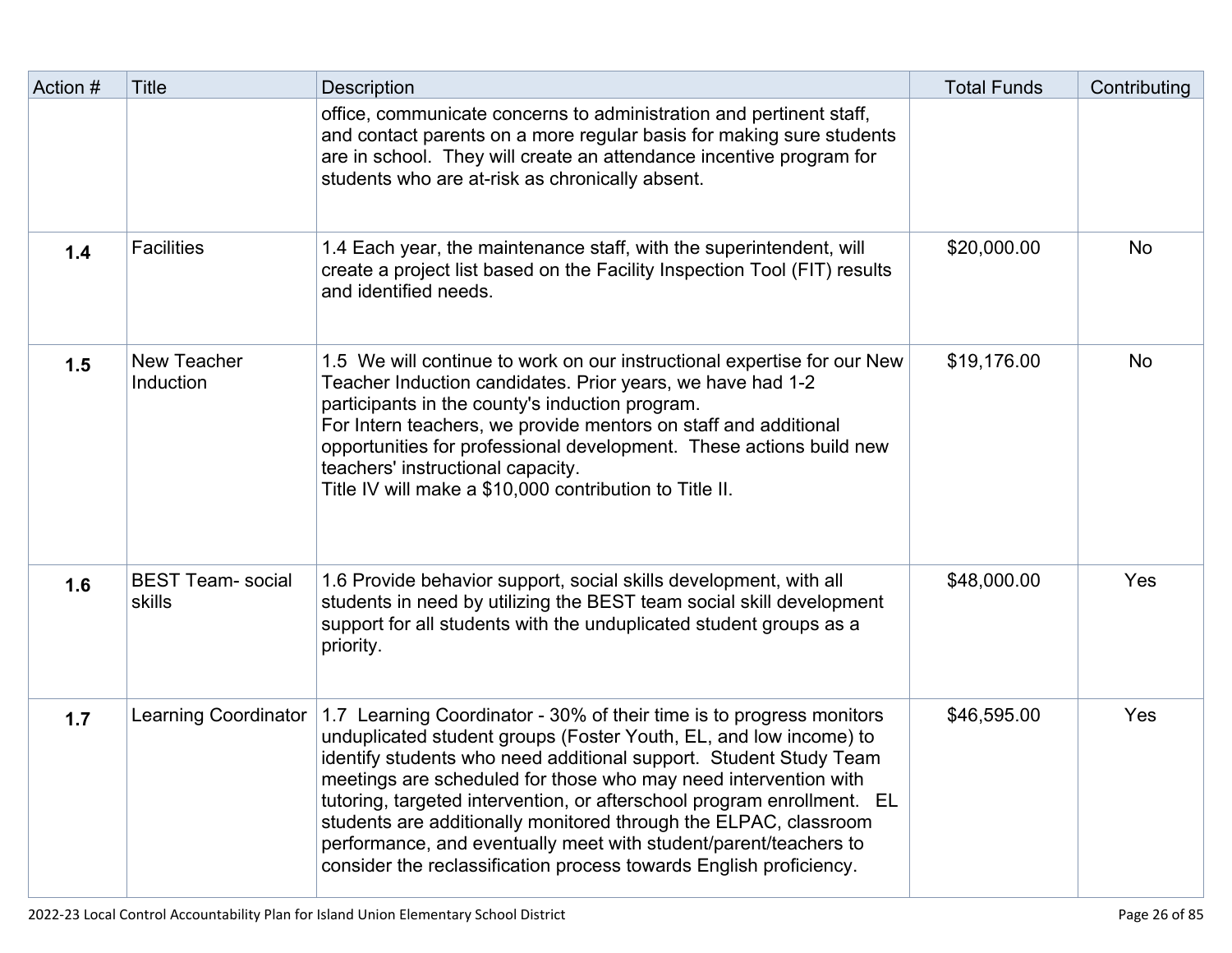| Action # | Title | Description | Total Funds | Contributing |
| --- | --- | --- | --- | --- |
| | | office, communicate concerns to administration and pertinent staff, and contact parents on a more regular basis for making sure students are in school. They will create an attendance incentive program for students who are at-risk as chronically absent. | | |
| **1.4** | Facilities | 1.4 Each year, the maintenance staff, with the superintendent, will create a project list based on the Facility Inspection Tool (FIT) results and identified needs. | $20,000.00 | No |
| **1.5** | New Teacher Induction | 1.5 We will continue to work on our instructional expertise for our New Teacher Induction candidates. Prior years, we have had 1-2 participants in the county's induction program.<br>For Intern teachers, we provide mentors on staff and additional opportunities for professional development. These actions build new teachers' instructional capacity.<br>Title IV will make a $10,000 contribution to Title II. | $19,176.00 | No |
| **1.6** | BEST Team- social skills | 1.6 Provide behavior support, social skills development, with all students in need by utilizing the BEST team social skill development support for all students with the unduplicated student groups as a priority. | $48,000.00 | Yes |
| **1.7** | Learning Coordinator | 1.7 Learning Coordinator - 30% of their time is to progress monitors unduplicated student groups (Foster Youth, EL, and low income) to identify students who need additional support. Student Study Team meetings are scheduled for those who may need intervention with tutoring, targeted intervention, or afterschool program enrollment. EL students are additionally monitored through the ELPAC, classroom performance, and eventually meet with student/parent/teachers to consider the reclassification process towards English proficiency. | $46,595.00 | Yes |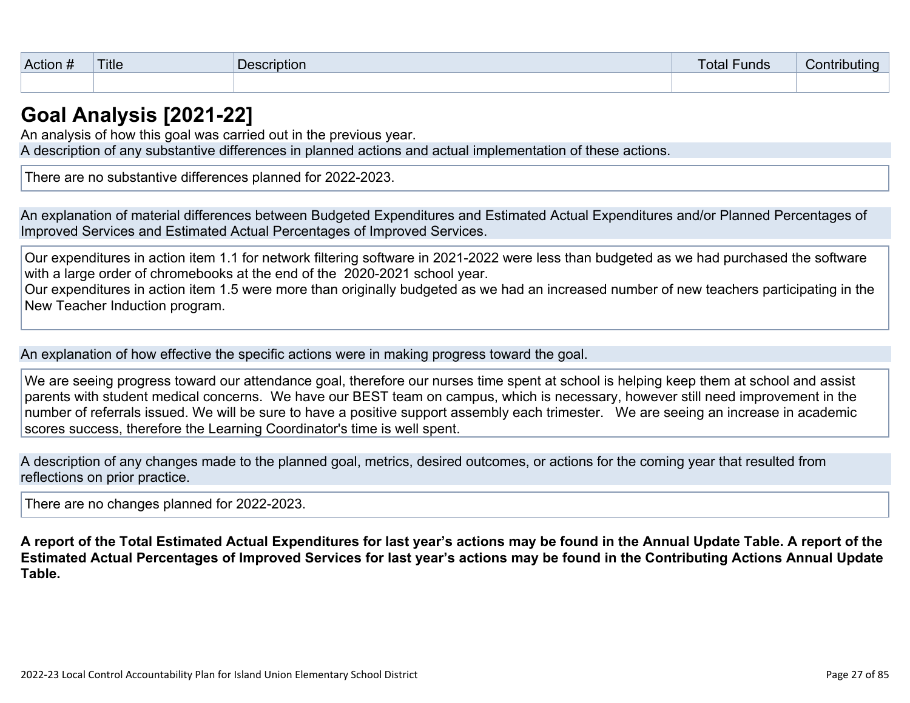| Action # | Title | Description | Total Funds | Contributing |
| --- | --- | --- | --- | --- |
| | | | | |

## Goal Analysis [2021-22]

An analysis of how this goal was carried out in the previous year.

A description of any substantive differences in planned actions and actual implementation of these actions.

There are no substantive differences planned for 2022-2023.

An explanation of material differences between Budgeted Expenditures and Estimated Actual Expenditures and/or Planned Percentages of Improved Services and Estimated Actual Percentages of Improved Services.

Our expenditures in action item 1.1 for network filtering software in 2021-2022 were less than budgeted as we had purchased the software with a large order of chromebooks at the end of the 2020-2021 school year.
Our expenditures in action item 1.5 were more than originally budgeted as we had an increased number of new teachers participating in the New Teacher Induction program.

An explanation of how effective the specific actions were in making progress toward the goal.

We are seeing progress toward our attendance goal, therefore our nurses time spent at school is helping keep them at school and assist parents with student medical concerns. We have our BEST team on campus, which is necessary, however still need improvement in the number of referrals issued. We will be sure to have a positive support assembly each trimester. We are seeing an increase in academic scores success, therefore the Learning Coordinator's time is well spent.

A description of any changes made to the planned goal, metrics, desired outcomes, or actions for the coming year that resulted from reflections on prior practice.

There are no changes planned for 2022-2023.

**A report of the Total Estimated Actual Expenditures for last year's actions may be found in the Annual Update Table. A report of the Estimated Actual Percentages of Improved Services for last year's actions may be found in the Contributing Actions Annual Update Table.**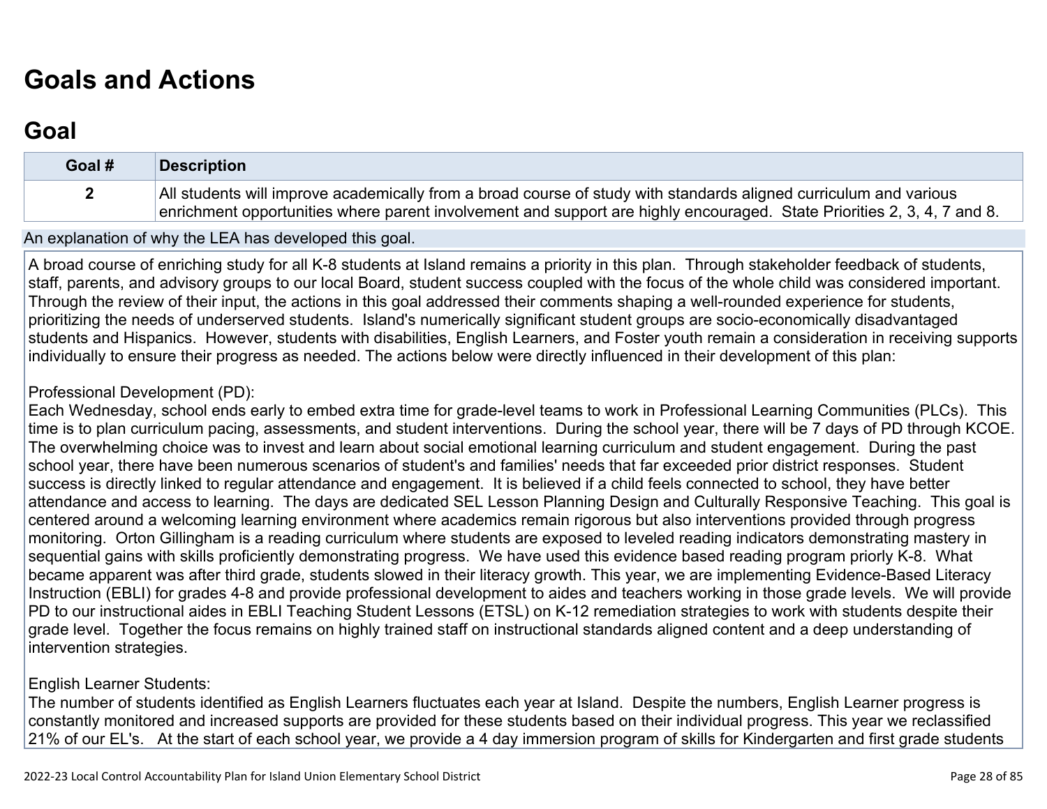# Goals and Actions

## Goal

| Goal # | Description |
|---|---|
| 2 | All students will improve academically from a broad course of study with standards aligned curriculum and various enrichment opportunities where parent involvement and support are highly encouraged. State Priorities 2, 3, 4, 7 and 8. |

An explanation of why the LEA has developed this goal.

A broad course of enriching study for all K-8 students at Island remains a priority in this plan. Through stakeholder feedback of students, staff, parents, and advisory groups to our local Board, student success coupled with the focus of the whole child was considered important. Through the review of their input, the actions in this goal addressed their comments shaping a well-rounded experience for students, prioritizing the needs of underserved students. Island's numerically significant student groups are socio-economically disadvantaged students and Hispanics. However, students with disabilities, English Learners, and Foster youth remain a consideration in receiving supports individually to ensure their progress as needed. The actions below were directly influenced in their development of this plan:

Professional Development (PD):
Each Wednesday, school ends early to embed extra time for grade-level teams to work in Professional Learning Communities (PLCs). This time is to plan curriculum pacing, assessments, and student interventions. During the school year, there will be 7 days of PD through KCOE. The overwhelming choice was to invest and learn about social emotional learning curriculum and student engagement. During the past school year, there have been numerous scenarios of student's and families' needs that far exceeded prior district responses. Student success is directly linked to regular attendance and engagement. It is believed if a child feels connected to school, they have better attendance and access to learning. The days are dedicated SEL Lesson Planning Design and Culturally Responsive Teaching. This goal is centered around a welcoming learning environment where academics remain rigorous but also interventions provided through progress monitoring. Orton Gillingham is a reading curriculum where students are exposed to leveled reading indicators demonstrating mastery in sequential gains with skills proficiently demonstrating progress. We have used this evidence based reading program priorly K-8. What became apparent was after third grade, students slowed in their literacy growth. This year, we are implementing Evidence-Based Literacy Instruction (EBLI) for grades 4-8 and provide professional development to aides and teachers working in those grade levels. We will provide PD to our instructional aides in EBLI Teaching Student Lessons (ETSL) on K-12 remediation strategies to work with students despite their grade level. Together the focus remains on highly trained staff on instructional standards aligned content and a deep understanding of intervention strategies.

English Learner Students:
The number of students identified as English Learners fluctuates each year at Island. Despite the numbers, English Learner progress is constantly monitored and increased supports are provided for these students based on their individual progress. This year we reclassified 21% of our EL's. At the start of each school year, we provide a 4 day immersion program of skills for Kindergarten and first grade students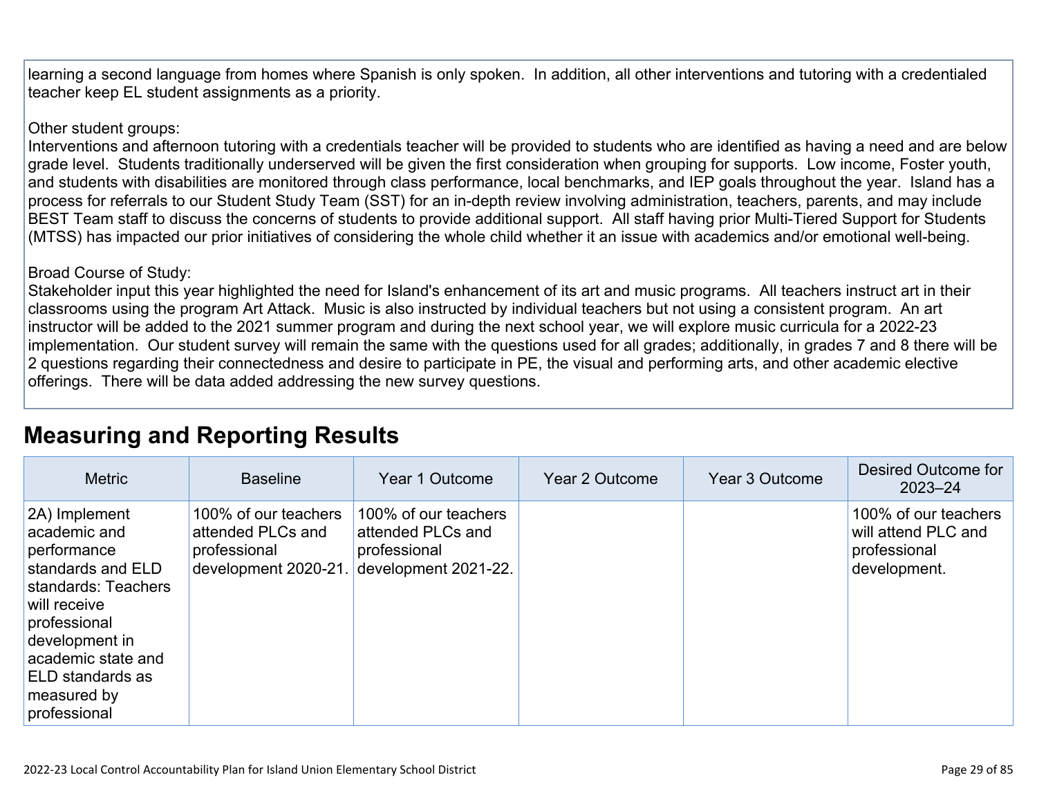learning a second language from homes where Spanish is only spoken. In addition, all other interventions and tutoring with a credentialed teacher keep EL student assignments as a priority.

Other student groups:
Interventions and afternoon tutoring with a credentials teacher will be provided to students who are identified as having a need and are below grade level. Students traditionally underserved will be given the first consideration when grouping for supports. Low income, Foster youth, and students with disabilities are monitored through class performance, local benchmarks, and IEP goals throughout the year. Island has a process for referrals to our Student Study Team (SST) for an in-depth review involving administration, teachers, parents, and may include BEST Team staff to discuss the concerns of students to provide additional support. All staff having prior Multi-Tiered Support for Students (MTSS) has impacted our prior initiatives of considering the whole child whether it an issue with academics and/or emotional well-being.

Broad Course of Study:
Stakeholder input this year highlighted the need for Island's enhancement of its art and music programs. All teachers instruct art in their classrooms using the program Art Attack. Music is also instructed by individual teachers but not using a consistent program. An art instructor will be added to the 2021 summer program and during the next school year, we will explore music curricula for a 2022-23 implementation. Our student survey will remain the same with the questions used for all grades; additionally, in grades 7 and 8 there will be 2 questions regarding their connectedness and desire to participate in PE, the visual and performing arts, and other academic elective offerings. There will be data added addressing the new survey questions.

## Measuring and Reporting Results

| Metric | Baseline | Year 1 Outcome | Year 2 Outcome | Year 3 Outcome | Desired Outcome for 2023–24 |
|---|---|---|---|---|---|
| 2A) Implement academic and performance standards and ELD standards: Teachers will receive professional development in academic state and ELD standards as measured by professional | 100% of our teachers attended PLCs and professional development 2020-21. | 100% of our teachers attended PLCs and professional development 2021-22. | | | 100% of our teachers will attend PLC and professional development. |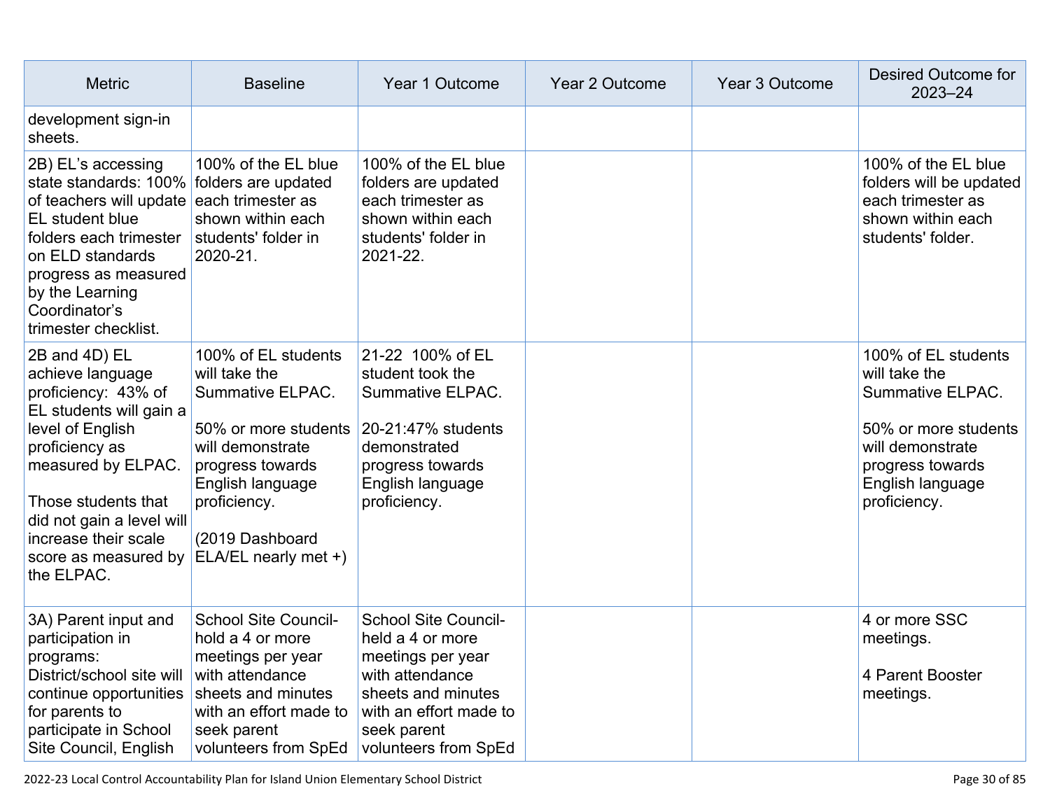| Metric | Baseline | Year 1 Outcome | Year 2 Outcome | Year 3 Outcome | Desired Outcome for 2023–24 |
| --- | --- | --- | --- | --- | --- |
| development sign-in sheets. | | | | | |
| 2B) EL's accessing state standards: 100% of teachers will update EL student blue folders each trimester on ELD standards progress as measured by the Learning Coordinator's trimester checklist. | 100% of the EL blue folders are updated each trimester as shown within each students' folder in 2020-21. | 100% of the EL blue folders are updated each trimester as shown within each students' folder in 2021-22. | | | 100% of the EL blue folders will be updated each trimester as shown within each students' folder. |
| 2B and 4D) EL achieve language proficiency: 43% of EL students will gain a level of English proficiency as measured by ELPAC.<br><br>Those students that did not gain a level will increase their scale score as measured by the ELPAC. | 100% of EL students will take the Summative ELPAC.<br><br>50% or more students will demonstrate progress towards English language proficiency.<br><br>(2019 Dashboard ELA/EL nearly met +) | 21-22 100% of EL student took the Summative ELPAC.<br><br>20-21:47% students demonstrated progress towards English language proficiency. | | | 100% of EL students will take the Summative ELPAC.<br><br>50% or more students will demonstrate progress towards English language proficiency. |
| 3A) Parent input and participation in programs: District/school site will continue opportunities for parents to participate in School Site Council, English | School Site Council-hold a 4 or more meetings per year with attendance sheets and minutes with an effort made to seek parent volunteers from SpEd | School Site Council-held a 4 or more meetings per year with attendance sheets and minutes with an effort made to seek parent volunteers from SpEd | | | 4 or more SSC meetings.<br><br>4 Parent Booster meetings. |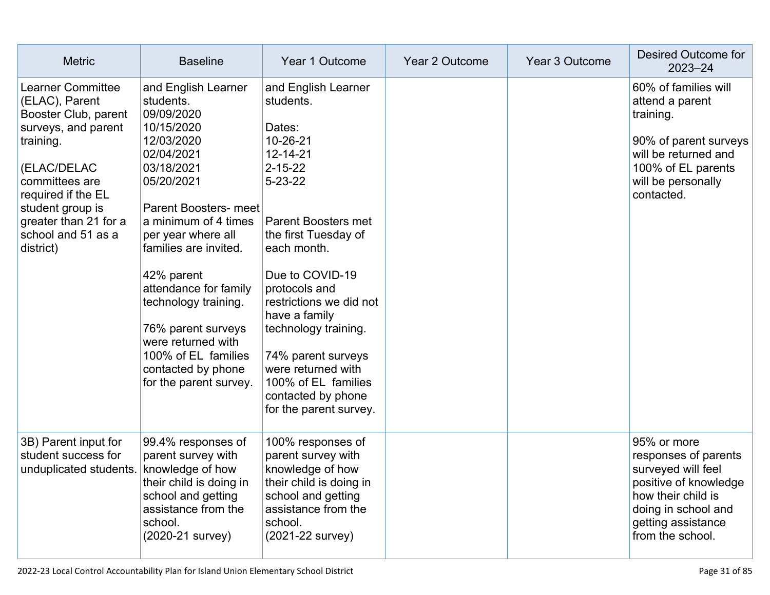| Metric | Baseline | Year 1 Outcome | Year 2 Outcome | Year 3 Outcome | Desired Outcome for 2023–24 |
| --- | --- | --- | --- | --- | --- |
| Learner Committee (ELAC), Parent Booster Club, parent surveys, and parent training.<br><br>(ELAC/DELAC committees are required if the EL student group is greater than 21 for a school and 51 as a district) | and English Learner students.<br>09/09/2020<br>10/15/2020<br>12/03/2020<br>02/04/2021<br>03/18/2021<br>05/20/2021<br><br>Parent Boosters- meet a minimum of 4 times per year where all families are invited.<br><br>42% parent attendance for family technology training.<br><br>76% parent surveys were returned with 100% of EL families contacted by phone for the parent survey. | and English Learner students.<br><br>Dates:<br>10-26-21<br>12-14-21<br>2-15-22<br>5-23-22<br><br>Parent Boosters met the first Tuesday of each month.<br><br>Due to COVID-19 protocols and restrictions we did not have a family technology training.<br><br>74% parent surveys were returned with 100% of EL families contacted by phone for the parent survey. | | | 60% of families will attend a parent training.<br><br>90% of parent surveys will be returned and 100% of EL parents will be personally contacted. |
| 3B) Parent input for student success for unduplicated students. | 99.4% responses of parent survey with knowledge of how their child is doing in school and getting assistance from the school.<br>(2020-21 survey) | 100% responses of parent survey with knowledge of how their child is doing in school and getting assistance from the school.<br>(2021-22 survey) | | | 95% or more responses of parents surveyed will feel positive of knowledge how their child is doing in school and getting assistance from the school. |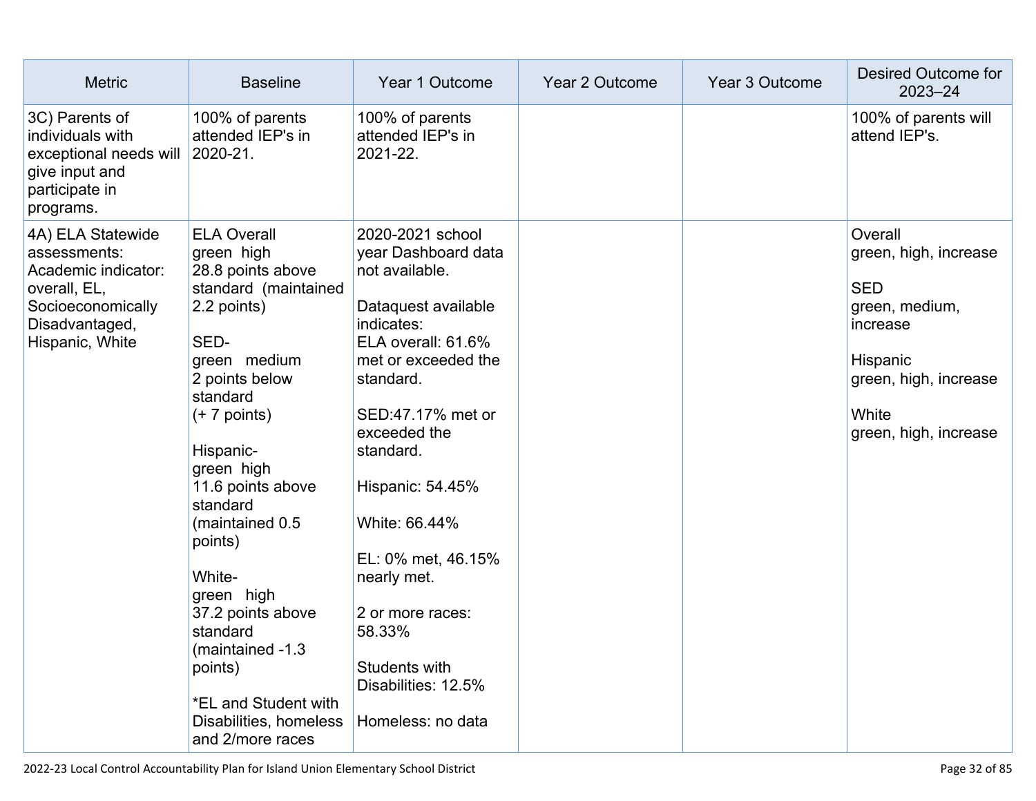| Metric | Baseline | Year 1 Outcome | Year 2 Outcome | Year 3 Outcome | Desired Outcome for 2023–24 |
|---|---|---|---|---|---|
| 3C) Parents of individuals with exceptional needs will give input and participate in programs. | 100% of parents attended IEP's in 2020-21. | 100% of parents attended IEP's in 2021-22. | | | 100% of parents will attend IEP's. |
| 4A) ELA Statewide assessments: Academic indicator: overall, EL, Socioeconomically Disadvantaged, Hispanic, White | ELA Overall<br>green high<br>28.8 points above standard (maintained 2.2 points)<br><br>SED-<br>green medium<br>2 points below standard<br>(+ 7 points)<br><br>Hispanic-<br>green high<br>11.6 points above standard<br>(maintained 0.5 points)<br><br>White-<br>green high<br>37.2 points above standard<br>(maintained -1.3 points)<br><br>*EL and Student with Disabilities, homeless and 2/more races | 2020-2021 school year Dashboard data not available.<br><br>Dataquest available indicates:<br>ELA overall: 61.6% met or exceeded the standard.<br><br>SED:47.17% met or exceeded the standard.<br><br>Hispanic: 54.45%<br><br>White: 66.44%<br><br>EL: 0% met, 46.15% nearly met.<br><br>2 or more races: 58.33%<br><br>Students with Disabilities: 12.5%<br><br>Homeless: no data | | | Overall<br>green, high, increase<br><br>SED<br>green, medium, increase<br><br>Hispanic<br>green, high, increase<br><br>White<br>green, high, increase |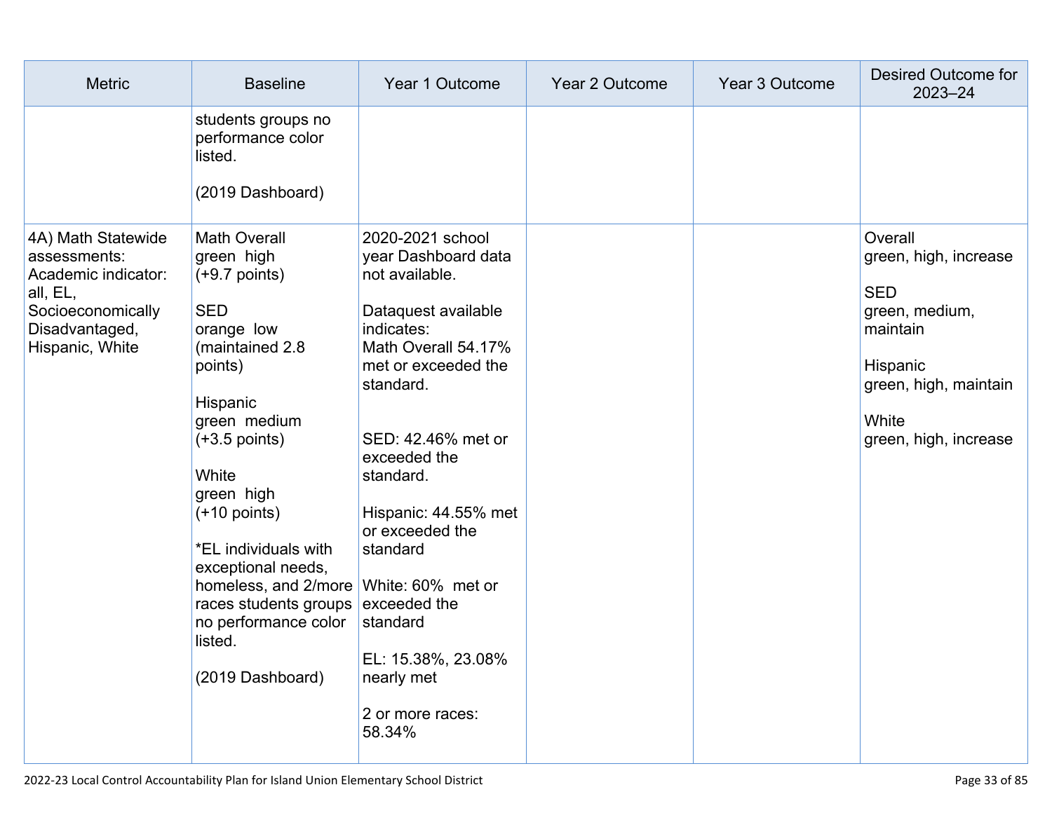| Metric | Baseline | Year 1 Outcome | Year 2 Outcome | Year 3 Outcome | Desired Outcome for 2023–24 |
|---|---|---|---|---|---|
| | students groups no performance color listed.<br><br>(2019 Dashboard) | | | | |
| 4A) Math Statewide assessments: Academic indicator: all, EL, Socioeconomically Disadvantaged, Hispanic, White | Math Overall<br>green high<br>(+9.7 points)<br><br>SED<br>orange low<br>(maintained 2.8 points)<br><br>Hispanic<br>green medium<br>(+3.5 points)<br><br>White<br>green high<br>(+10 points)<br><br>*EL individuals with exceptional needs, homeless, and 2/more races students groups no performance color listed.<br><br>(2019 Dashboard) | 2020-2021 school year Dashboard data not available.<br><br>Dataquest available indicates:<br>Math Overall 54.17% met or exceeded the standard.<br><br>SED: 42.46% met or exceeded the standard.<br><br>Hispanic: 44.55% met or exceeded the standard<br><br>White: 60% met or exceeded the standard<br><br>EL: 15.38%, 23.08% nearly met<br><br>2 or more races: 58.34% | | | Overall<br>green, high, increase<br><br>SED<br>green, medium, maintain<br><br>Hispanic<br>green, high, maintain<br><br>White<br>green, high, increase |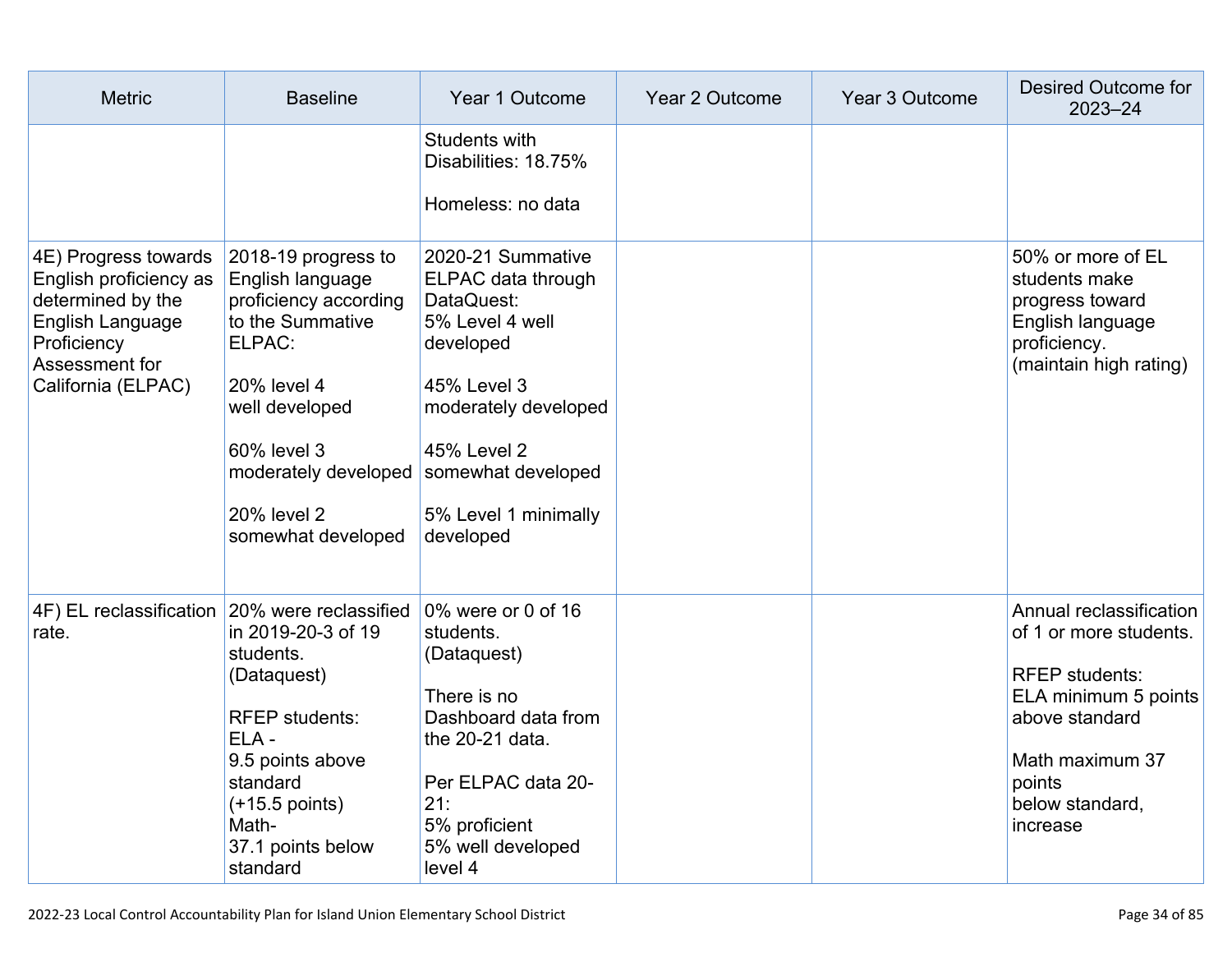| Metric | Baseline | Year 1 Outcome | Year 2 Outcome | Year 3 Outcome | Desired Outcome for 2023–24 |
|---|---|---|---|---|---|
| | | Students with Disabilities: 18.75%<br><br>Homeless: no data | | | |
| 4E) Progress towards English proficiency as determined by the English Language Proficiency Assessment for California (ELPAC) | 2018-19 progress to English language proficiency according to the Summative ELPAC:<br><br>20% level 4 well developed<br><br>60% level 3 moderately developed<br><br>20% level 2 somewhat developed | 2020-21 Summative ELPAC data through DataQuest:<br>5% Level 4 well developed<br><br>45% Level 3 moderately developed<br><br>45% Level 2 somewhat developed<br><br>5% Level 1 minimally developed | | | 50% or more of EL students make progress toward English language proficiency.<br>(maintain high rating) |
| 4F) EL reclassification rate. | 20% were reclassified in 2019-20-3 of 19 students.<br>(Dataquest)<br><br>RFEP students:<br>ELA -<br>9.5 points above standard<br>(+15.5 points)<br>Math-<br>37.1 points below standard | 0% were or 0 of 16 students.<br>(Dataquest)<br><br>There is no Dashboard data from the 20-21 data.<br><br>Per ELPAC data 20-21:<br>5% proficient<br>5% well developed level 4 | | | Annual reclassification of 1 or more students.<br><br>RFEP students:<br>ELA minimum 5 points above standard<br><br>Math maximum 37 points below standard, increase |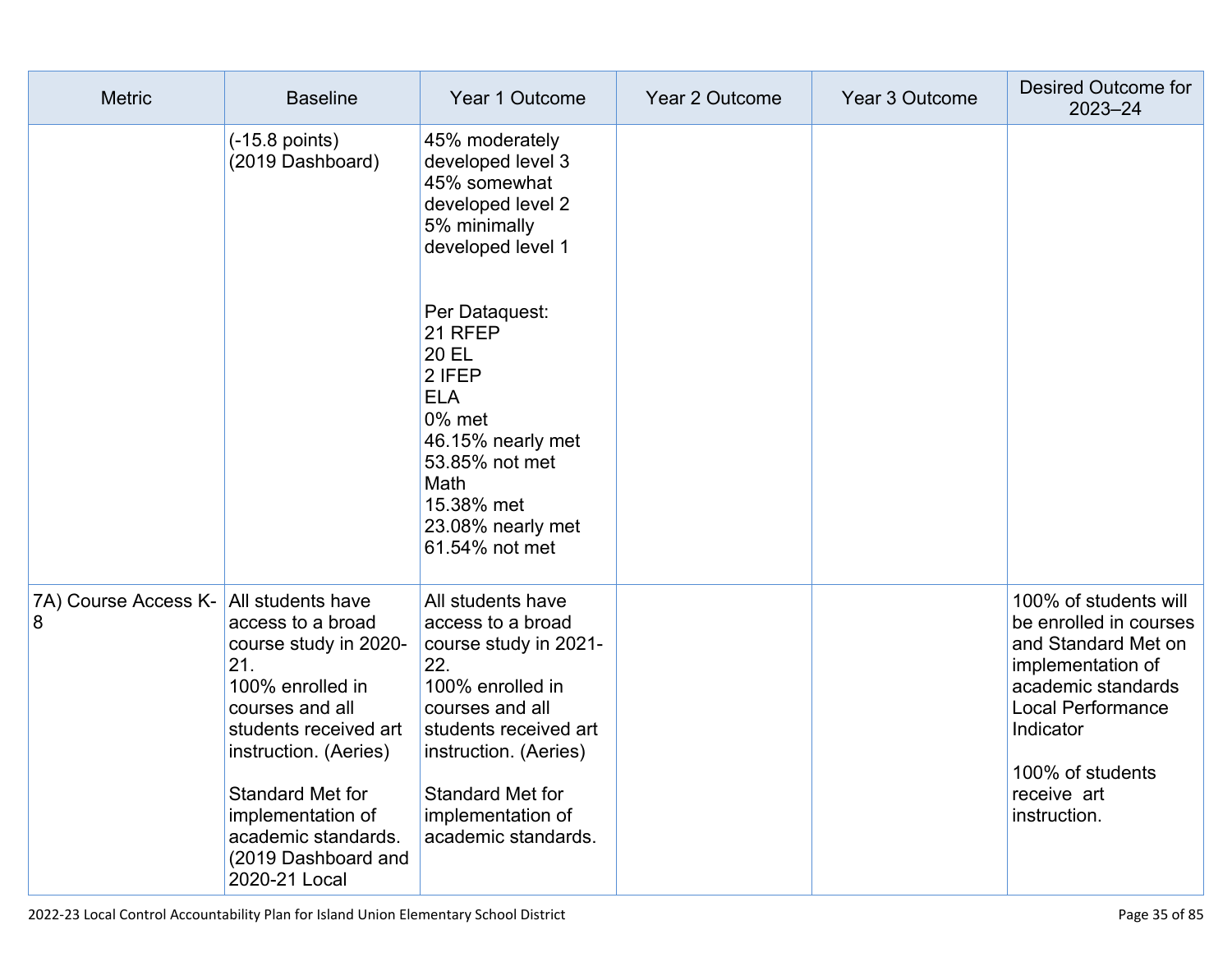| Metric | Baseline | Year 1 Outcome | Year 2 Outcome | Year 3 Outcome | Desired Outcome for 2023–24 |
|---|---|---|---|---|---|
| | (-15.8 points)<br>(2019 Dashboard) | 45% moderately developed level 3<br>45% somewhat developed level 2<br>5% minimally developed level 1<br><br>Per Dataquest:<br>21 RFEP<br>20 EL<br>2 IFEP<br>ELA<br>0% met<br>46.15% nearly met<br>53.85% not met<br>Math<br>15.38% met<br>23.08% nearly met<br>61.54% not met | | | |
| 7A) Course Access K-8 | All students have access to a broad course study in 2020-21.<br>100% enrolled in courses and all students received art instruction. (Aeries)<br><br>Standard Met for implementation of academic standards. (2019 Dashboard and 2020-21 Local | All students have access to a broad course study in 2021-22.<br>100% enrolled in courses and all students received art instruction. (Aeries)<br><br>Standard Met for implementation of academic standards. | | | 100% of students will be enrolled in courses and Standard Met on implementation of academic standards Local Performance Indicator<br><br>100% of students receive art instruction. |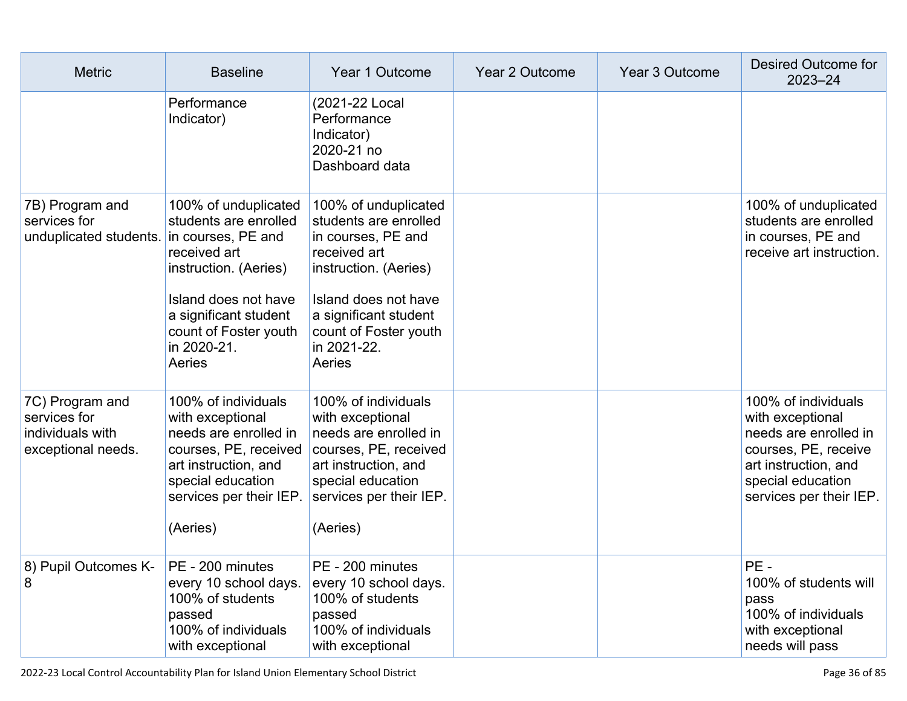| Metric | Baseline | Year 1 Outcome | Year 2 Outcome | Year 3 Outcome | Desired Outcome for 2023–24 |
|---|---|---|---|---|---|
| | Performance Indicator) | (2021-22 Local Performance Indicator)<br>2020-21 no Dashboard data | | | |
| 7B) Program and services for unduplicated students. | 100% of unduplicated students are enrolled in courses, PE and received art instruction. (Aeries)<br><br>Island does not have a significant student count of Foster youth in 2020-21.<br>Aeries | 100% of unduplicated students are enrolled in courses, PE and received art instruction. (Aeries)<br><br>Island does not have a significant student count of Foster youth in 2021-22.<br>Aeries | | | 100% of unduplicated students are enrolled in courses, PE and receive art instruction. |
| 7C) Program and services for individuals with exceptional needs. | 100% of individuals with exceptional needs are enrolled in courses, PE, received art instruction, and special education services per their IEP.<br><br>(Aeries) | 100% of individuals with exceptional needs are enrolled in courses, PE, received art instruction, and special education services per their IEP.<br><br>(Aeries) | | | 100% of individuals with exceptional needs are enrolled in courses, PE, receive art instruction, and special education services per their IEP. |
| 8) Pupil Outcomes K-8 | PE - 200 minutes every 10 school days.<br>100% of students passed<br>100% of individuals with exceptional | PE - 200 minutes every 10 school days.<br>100% of students passed<br>100% of individuals with exceptional | | | PE -<br>100% of students will pass<br>100% of individuals with exceptional needs will pass |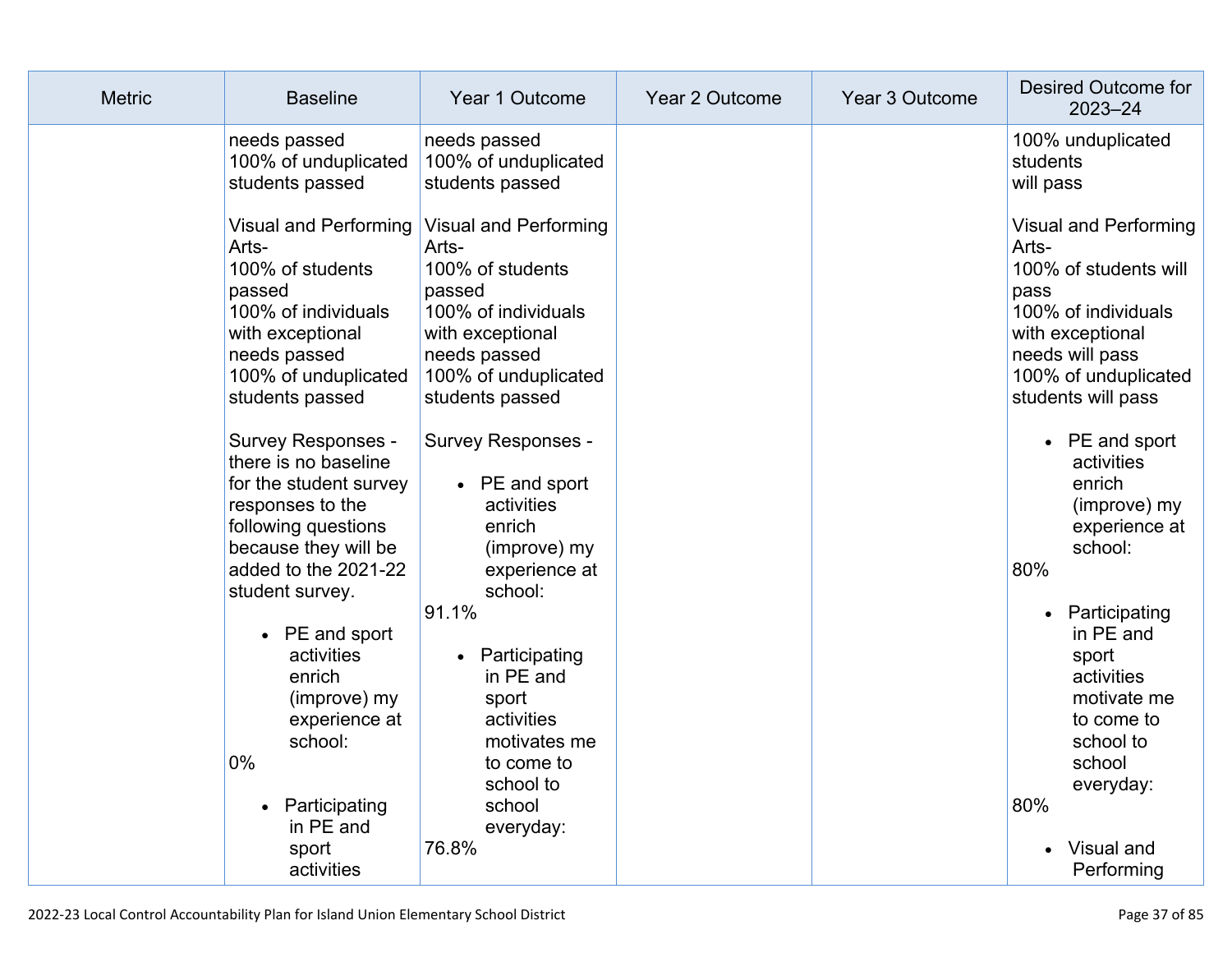| Metric | Baseline | Year 1 Outcome | Year 2 Outcome | Year 3 Outcome | Desired Outcome for 2023–24 |
|---|---|---|---|---|---|
| | needs passed<br>100% of unduplicated students passed<br><br>Visual and Performing Arts-<br>100% of students passed<br>100% of individuals with exceptional needs passed<br>100% of unduplicated students passed<br><br>Survey Responses - there is no baseline for the student survey responses to the following questions because they will be added to the 2021-22 student survey.<br><br>• PE and sport activities enrich (improve) my experience at school:<br>0%<br><br>• Participating in PE and sport activities | needs passed<br>100% of unduplicated students passed<br><br>Visual and Performing Arts-<br>100% of students passed<br>100% of individuals with exceptional needs passed<br>100% of unduplicated students passed<br><br>Survey Responses -<br><br>• PE and sport activities enrich (improve) my experience at school:<br>91.1%<br><br>• Participating in PE and sport activities motivates me to come to school to school everyday:<br>76.8% | | | 100% unduplicated students will pass<br><br>Visual and Performing Arts-<br>100% of students will pass<br>100% of individuals with exceptional needs will pass<br>100% of unduplicated students will pass<br><br>• PE and sport activities enrich (improve) my experience at school:<br>80%<br><br>• Participating in PE and sport activities motivate me to come to school to school everyday:<br>80%<br><br>• Visual and Performing |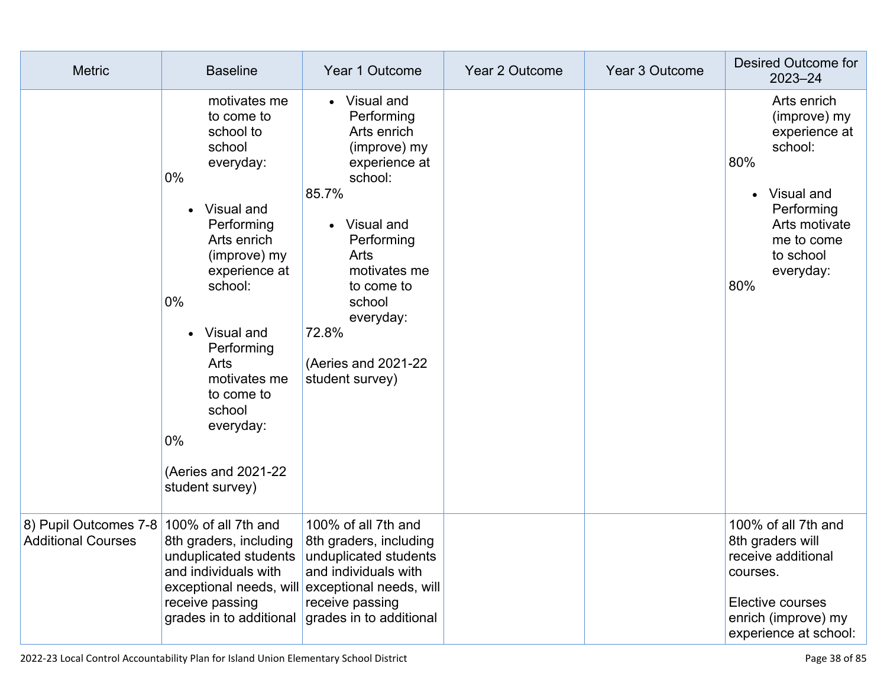| Metric | Baseline | Year 1 Outcome | Year 2 Outcome | Year 3 Outcome | Desired Outcome for 2023–24 |
|---|---|---|---|---|---|
| | motivates me to come to school to school everyday:<br>0%<br><br>• Visual and Performing Arts enrich (improve) my experience at school:<br>0%<br><br>• Visual and Performing Arts motivates me to come to school everyday:<br>0%<br><br>(Aeries and 2021-22 student survey) | • Visual and Performing Arts enrich (improve) my experience at school:<br>85.7%<br><br>• Visual and Performing Arts motivates me to come to school everyday:<br>72.8%<br><br>(Aeries and 2021-22 student survey) | | | Arts enrich (improve) my experience at school:<br>80%<br><br>• Visual and Performing Arts motivate me to come to school everyday:<br>80% |
| 8) Pupil Outcomes 7-8 Additional Courses | 100% of all 7th and 8th graders, including unduplicated students and individuals with exceptional needs, will receive passing grades in to additional | 100% of all 7th and 8th graders, including unduplicated students and individuals with exceptional needs, will receive passing grades in to additional | | | 100% of all 7th and 8th graders will receive additional courses.<br><br>Elective courses enrich (improve) my experience at school: |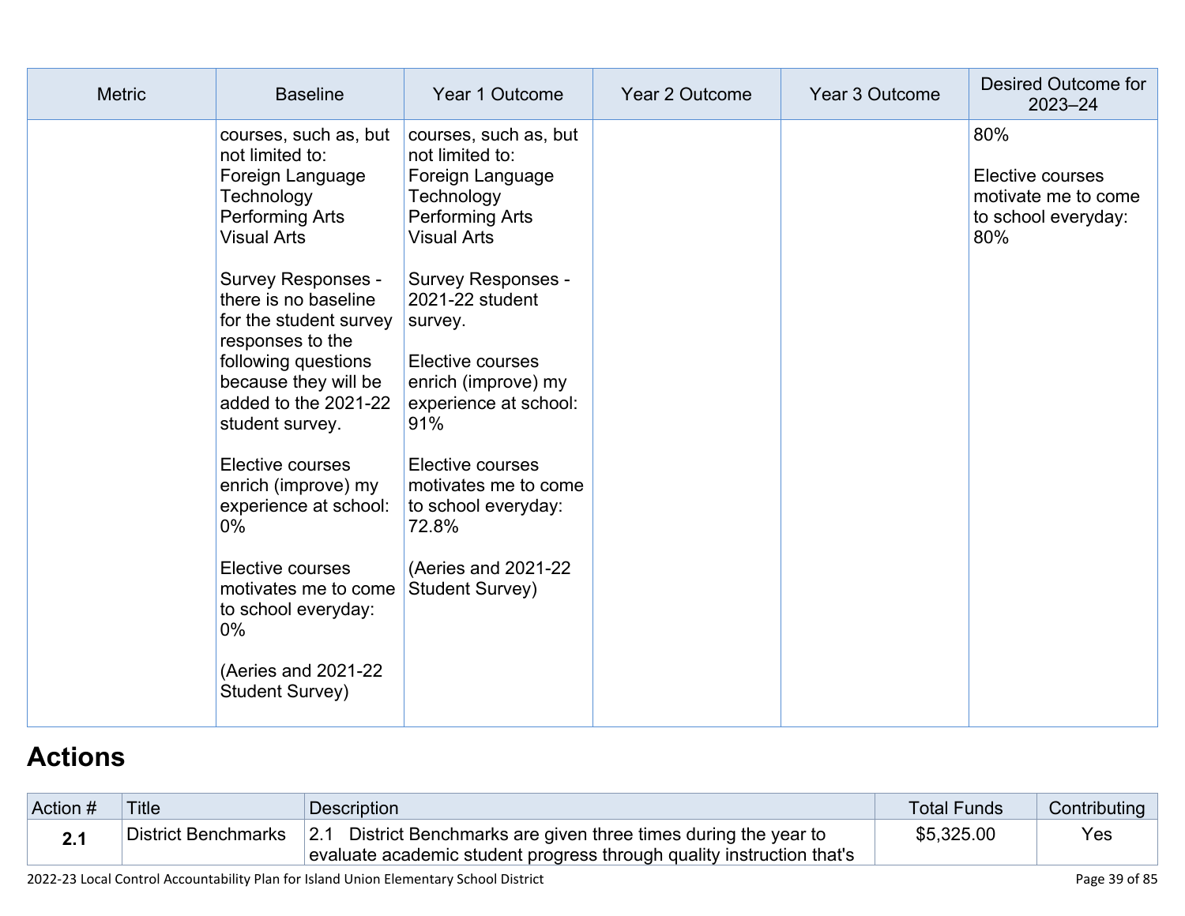| Metric | Baseline | Year 1 Outcome | Year 2 Outcome | Year 3 Outcome | Desired Outcome for 2023–24 |
|---|---|---|---|---|---|
| | courses, such as, but not limited to:<br>Foreign Language<br>Technology<br>Performing Arts<br>Visual Arts<br><br>Survey Responses - there is no baseline for the student survey responses to the following questions because they will be added to the 2021-22 student survey.<br><br>Elective courses enrich (improve) my experience at school: 0%<br><br>Elective courses motivates me to come to school everyday: 0%<br><br>(Aeries and 2021-22 Student Survey) | courses, such as, but not limited to:<br>Foreign Language<br>Technology<br>Performing Arts<br>Visual Arts<br><br>Survey Responses - 2021-22 student survey.<br><br>Elective courses enrich (improve) my experience at school: 91%<br><br>Elective courses motivates me to come to school everyday: 72.8%<br><br>(Aeries and 2021-22 Student Survey) | | | 80%<br><br>Elective courses motivate me to come to school everyday: 80% |

## Actions

| Action # | Title | Description | Total Funds | Contributing |
|---|---|---|---|---|
| **2.1** | District Benchmarks | 2.1 District Benchmarks are given three times during the year to evaluate academic student progress through quality instruction that's | $5,325.00 | Yes |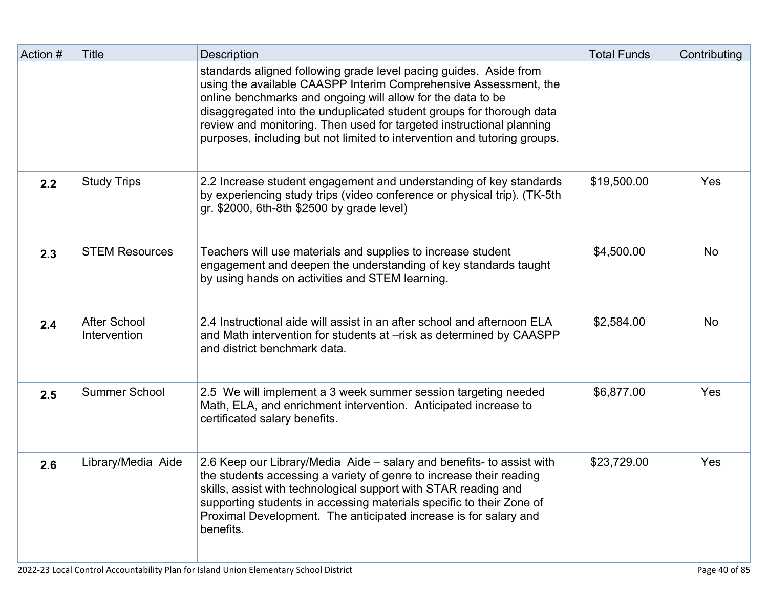| Action # | Title | Description | Total Funds | Contributing |
|---|---|---|---|---|
| | | standards aligned following grade level pacing guides. Aside from using the available CAASPP Interim Comprehensive Assessment, the online benchmarks and ongoing will allow for the data to be disaggregated into the unduplicated student groups for thorough data review and monitoring. Then used for targeted instructional planning purposes, including but not limited to intervention and tutoring groups. | | |
| **2.2** | Study Trips | 2.2 Increase student engagement and understanding of key standards by experiencing study trips (video conference or physical trip). (TK-5th gr. $2000, 6th-8th $2500 by grade level) | $19,500.00 | Yes |
| **2.3** | STEM Resources | Teachers will use materials and supplies to increase student engagement and deepen the understanding of key standards taught by using hands on activities and STEM learning. | $4,500.00 | No |
| **2.4** | After School Intervention | 2.4 Instructional aide will assist in an after school and afternoon ELA and Math intervention for students at –risk as determined by CAASPP and district benchmark data. | $2,584.00 | No |
| **2.5** | Summer School | 2.5 We will implement a 3 week summer session targeting needed Math, ELA, and enrichment intervention. Anticipated increase to certificated salary benefits. | $6,877.00 | Yes |
| **2.6** | Library/Media Aide | 2.6 Keep our Library/Media Aide – salary and benefits- to assist with the students accessing a variety of genre to increase their reading skills, assist with technological support with STAR reading and supporting students in accessing materials specific to their Zone of Proximal Development. The anticipated increase is for salary and benefits. | $23,729.00 | Yes |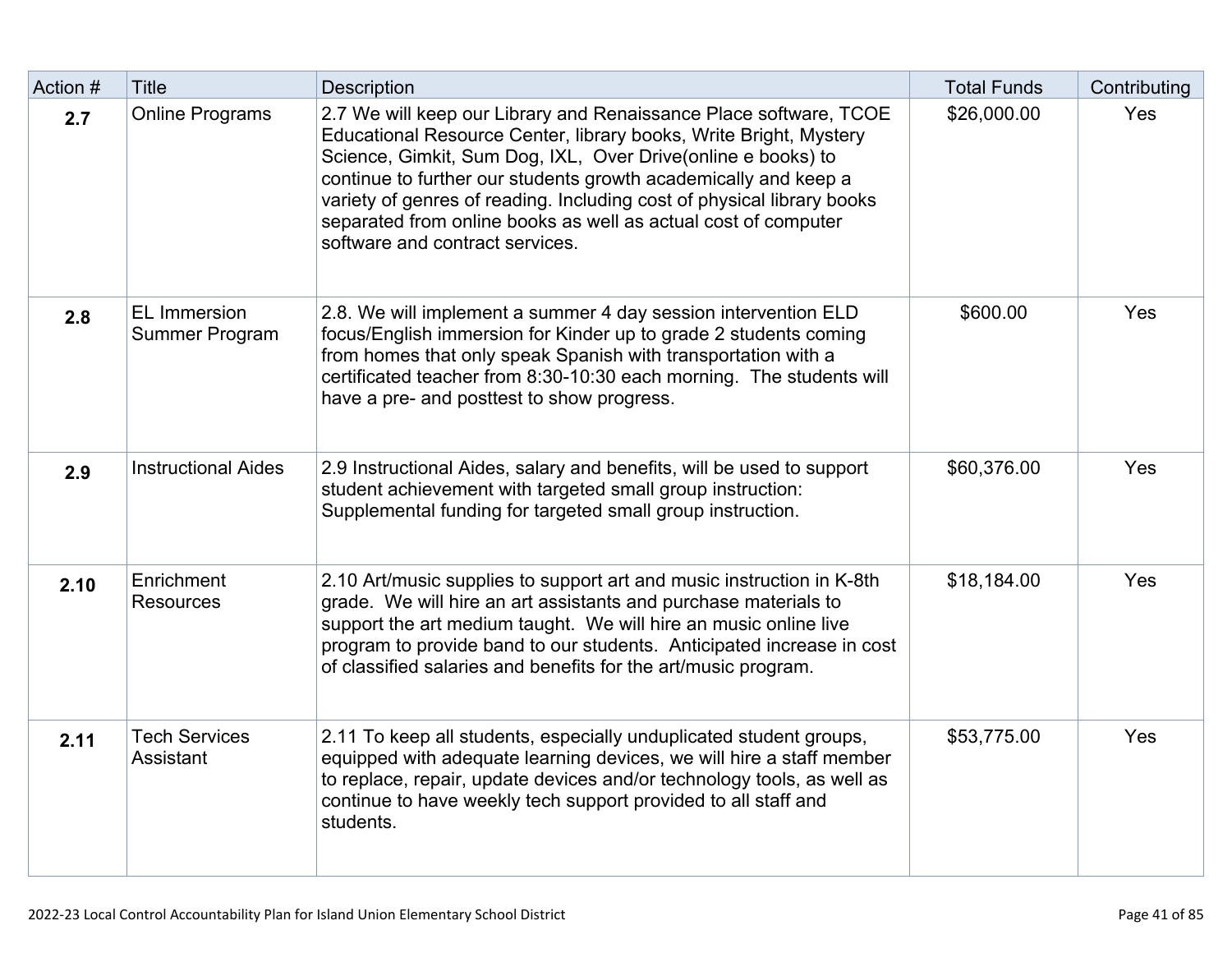| Action # | Title | Description | Total Funds | Contributing |
|---|---|---|---|---|
| **2.7** | Online Programs | 2.7 We will keep our Library and Renaissance Place software, TCOE Educational Resource Center, library books, Write Bright, Mystery Science, Gimkit, Sum Dog, IXL, Over Drive(online e books) to continue to further our students growth academically and keep a variety of genres of reading. Including cost of physical library books separated from online books as well as actual cost of computer software and contract services. | $26,000.00 | Yes |
| **2.8** | EL Immersion Summer Program | 2.8. We will implement a summer 4 day session intervention ELD focus/English immersion for Kinder up to grade 2 students coming from homes that only speak Spanish with transportation with a certificated teacher from 8:30-10:30 each morning. The students will have a pre- and posttest to show progress. | $600.00 | Yes |
| **2.9** | Instructional Aides | 2.9 Instructional Aides, salary and benefits, will be used to support student achievement with targeted small group instruction: Supplemental funding for targeted small group instruction. | $60,376.00 | Yes |
| **2.10** | Enrichment Resources | 2.10 Art/music supplies to support art and music instruction in K-8th grade. We will hire an art assistants and purchase materials to support the art medium taught. We will hire an music online live program to provide band to our students. Anticipated increase in cost of classified salaries and benefits for the art/music program. | $18,184.00 | Yes |
| **2.11** | Tech Services Assistant | 2.11 To keep all students, especially unduplicated student groups, equipped with adequate learning devices, we will hire a staff member to replace, repair, update devices and/or technology tools, as well as continue to have weekly tech support provided to all staff and students. | $53,775.00 | Yes |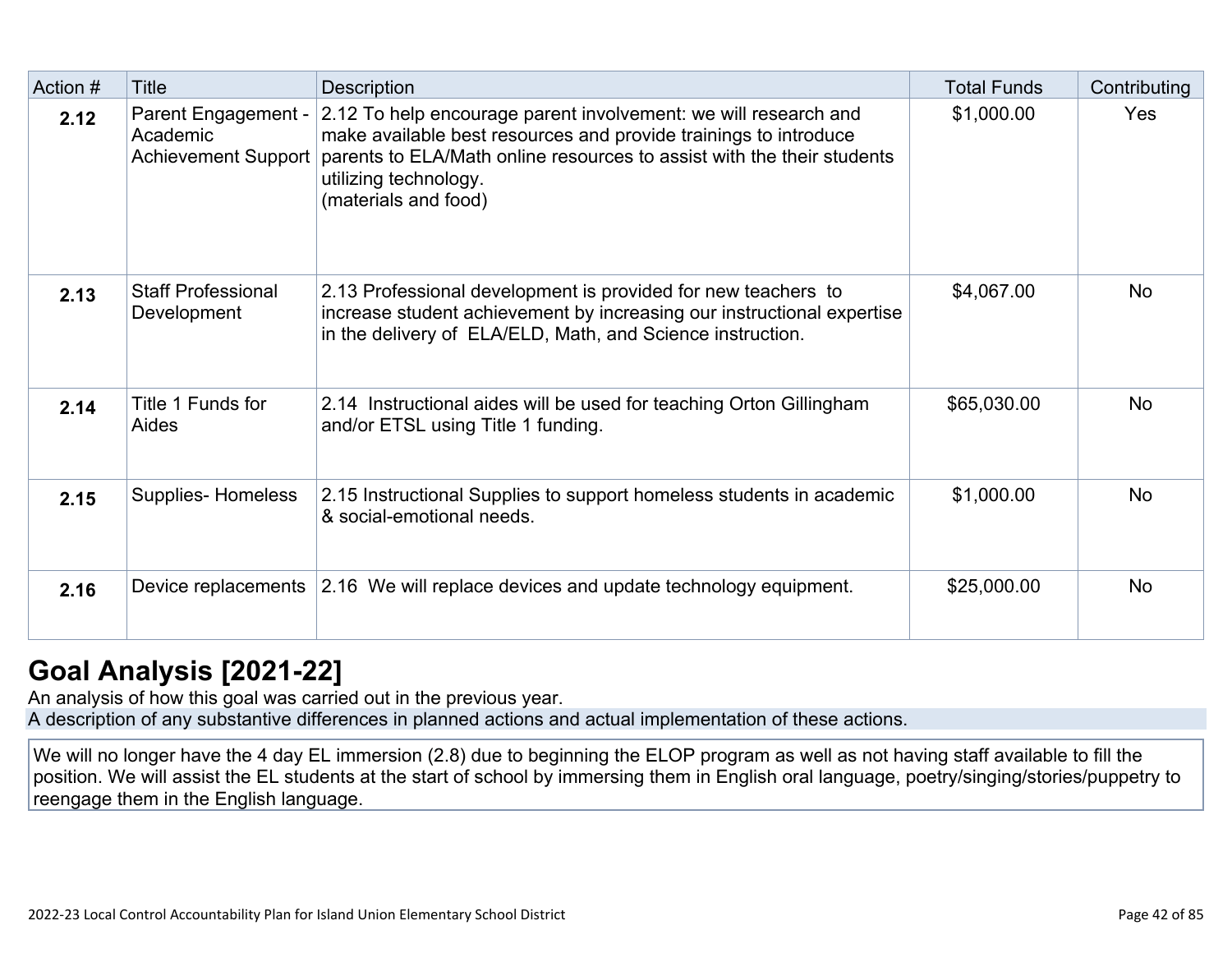| Action # | Title | Description | Total Funds | Contributing |
|---|---|---|---|---|
| **2.12** | Parent Engagement - Academic Achievement Support | 2.12 To help encourage parent involvement: we will research and make available best resources and provide trainings to introduce parents to ELA/Math online resources to assist with the their students utilizing technology.<br>(materials and food) | $1,000.00 | Yes |
| **2.13** | Staff Professional Development | 2.13 Professional development is provided for new teachers to increase student achievement by increasing our instructional expertise in the delivery of ELA/ELD, Math, and Science instruction. | $4,067.00 | No |
| **2.14** | Title 1 Funds for Aides | 2.14 Instructional aides will be used for teaching Orton Gillingham and/or ETSL using Title 1 funding. | $65,030.00 | No |
| **2.15** | Supplies- Homeless | 2.15 Instructional Supplies to support homeless students in academic & social-emotional needs. | $1,000.00 | No |
| **2.16** | Device replacements | 2.16 We will replace devices and update technology equipment. | $25,000.00 | No |

## Goal Analysis [2021-22]

An analysis of how this goal was carried out in the previous year.

A description of any substantive differences in planned actions and actual implementation of these actions.

We will no longer have the 4 day EL immersion (2.8) due to beginning the ELOP program as well as not having staff available to fill the position. We will assist the EL students at the start of school by immersing them in English oral language, poetry/singing/stories/puppetry to reengage them in the English language.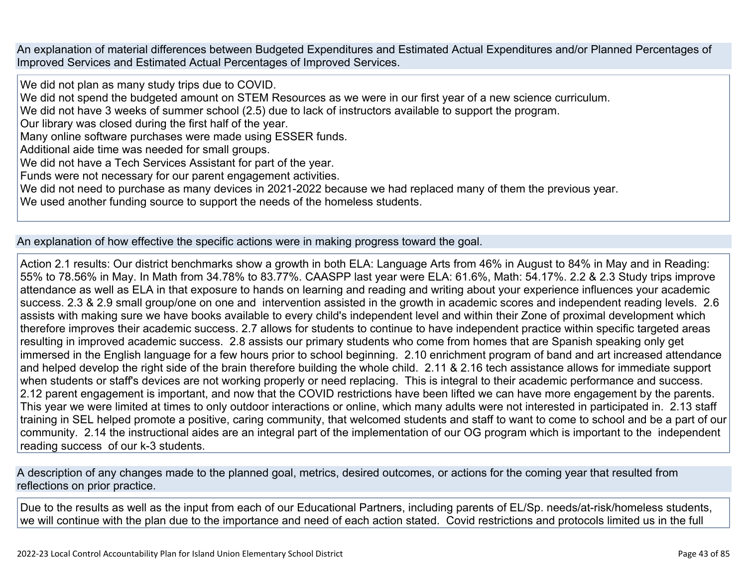An explanation of material differences between Budgeted Expenditures and Estimated Actual Expenditures and/or Planned Percentages of Improved Services and Estimated Actual Percentages of Improved Services.

We did not plan as many study trips due to COVID.
We did not spend the budgeted amount on STEM Resources as we were in our first year of a new science curriculum.
We did not have 3 weeks of summer school (2.5) due to lack of instructors available to support the program.
Our library was closed during the first half of the year.
Many online software purchases were made using ESSER funds.
Additional aide time was needed for small groups.
We did not have a Tech Services Assistant for part of the year.
Funds were not necessary for our parent engagement activities.
We did not need to purchase as many devices in 2021-2022 because we had replaced many of them the previous year.
We used another funding source to support the needs of the homeless students.

An explanation of how effective the specific actions were in making progress toward the goal.

Action 2.1 results: Our district benchmarks show a growth in both ELA: Language Arts from 46% in August to 84% in May and in Reading: 55% to 78.56% in May. In Math from 34.78% to 83.77%. CAASPP last year were ELA: 61.6%, Math: 54.17%. 2.2 & 2.3 Study trips improve attendance as well as ELA in that exposure to hands on learning and reading and writing about your experience influences your academic success. 2.3 & 2.9 small group/one on one and intervention assisted in the growth in academic scores and independent reading levels. 2.6 assists with making sure we have books available to every child's independent level and within their Zone of proximal development which therefore improves their academic success. 2.7 allows for students to continue to have independent practice within specific targeted areas resulting in improved academic success. 2.8 assists our primary students who come from homes that are Spanish speaking only get immersed in the English language for a few hours prior to school beginning. 2.10 enrichment program of band and art increased attendance and helped develop the right side of the brain therefore building the whole child. 2.11 & 2.16 tech assistance allows for immediate support when students or staff's devices are not working properly or need replacing. This is integral to their academic performance and success. 2.12 parent engagement is important, and now that the COVID restrictions have been lifted we can have more engagement by the parents. This year we were limited at times to only outdoor interactions or online, which many adults were not interested in participated in. 2.13 staff training in SEL helped promote a positive, caring community, that welcomed students and staff to want to come to school and be a part of our community. 2.14 the instructional aides are an integral part of the implementation of our OG program which is important to the independent reading success of our k-3 students.

A description of any changes made to the planned goal, metrics, desired outcomes, or actions for the coming year that resulted from reflections on prior practice.

Due to the results as well as the input from each of our Educational Partners, including parents of EL/Sp. needs/at-risk/homeless students, we will continue with the plan due to the importance and need of each action stated. Covid restrictions and protocols limited us in the full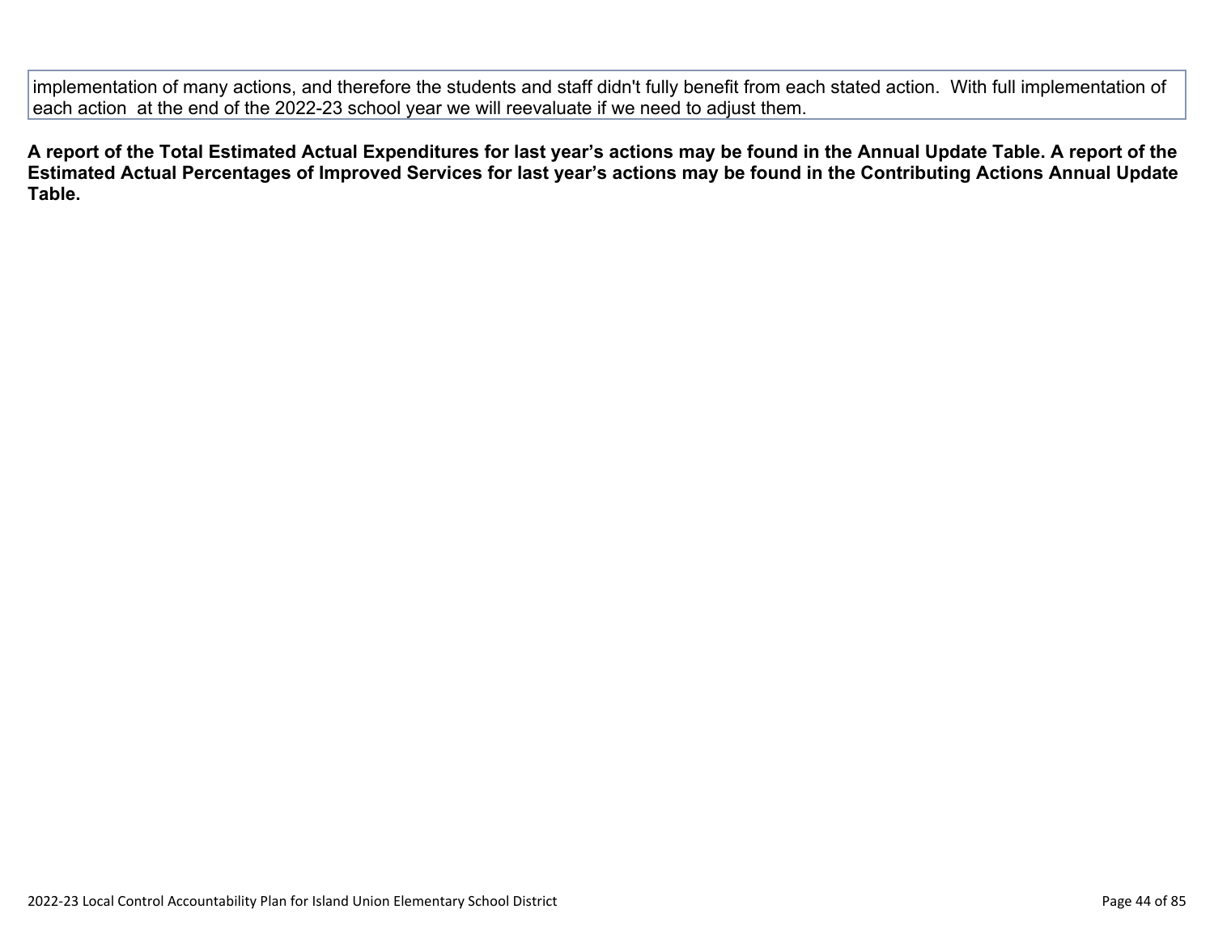implementation of many actions, and therefore the students and staff didn't fully benefit from each stated action. With full implementation of each action at the end of the 2022-23 school year we will reevaluate if we need to adjust them.

**A report of the Total Estimated Actual Expenditures for last year's actions may be found in the Annual Update Table. A report of the Estimated Actual Percentages of Improved Services for last year's actions may be found in the Contributing Actions Annual Update Table.**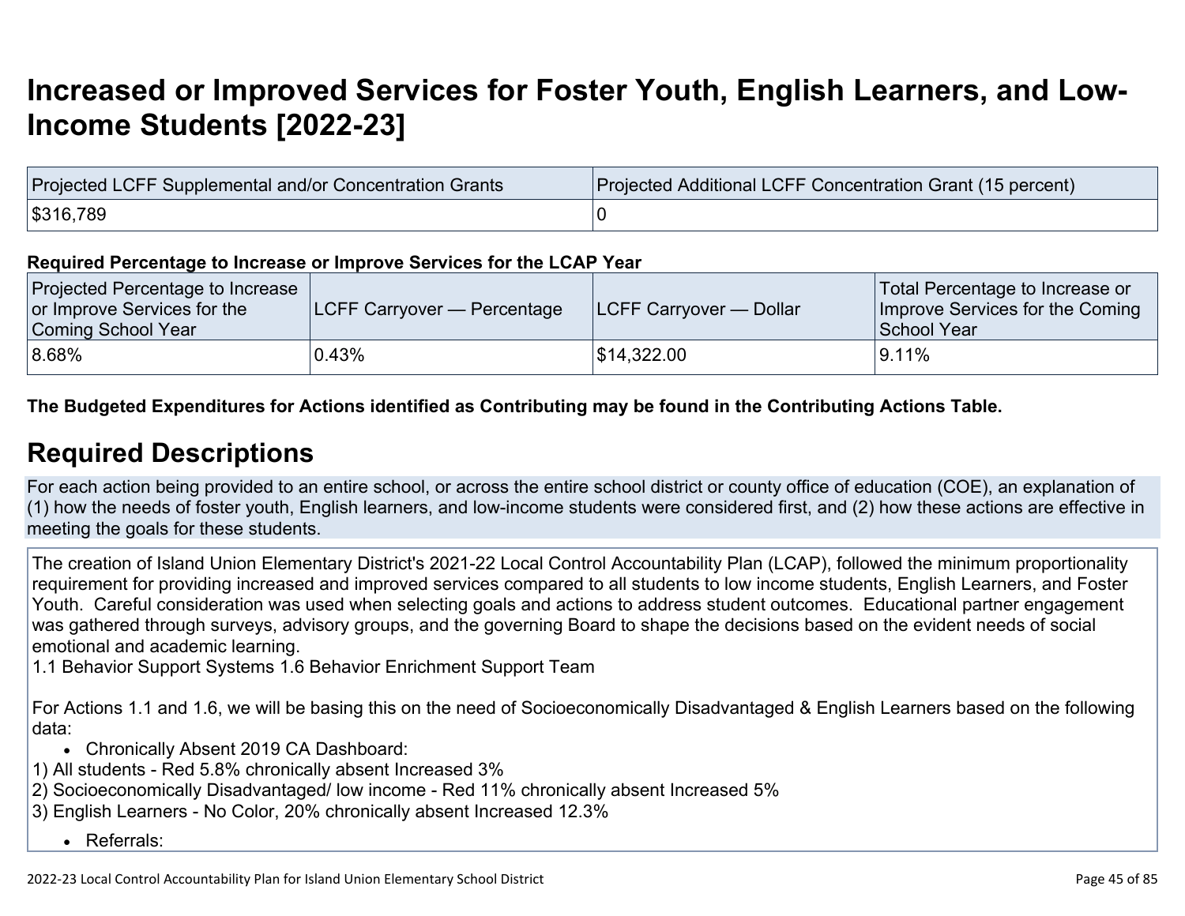# Increased or Improved Services for Foster Youth, English Learners, and Low-Income Students [2022-23]

| Projected LCFF Supplemental and/or Concentration Grants | Projected Additional LCFF Concentration Grant (15 percent) |
|---|---|
| $316,789 | 0 |

**Required Percentage to Increase or Improve Services for the LCAP Year**

| Projected Percentage to Increase or Improve Services for the Coming School Year | LCFF Carryover — Percentage | LCFF Carryover — Dollar | Total Percentage to Increase or Improve Services for the Coming School Year |
|---|---|---|---|
| 8.68% | 0.43% | $14,322.00 | 9.11% |

**The Budgeted Expenditures for Actions identified as Contributing may be found in the Contributing Actions Table.**

## Required Descriptions

For each action being provided to an entire school, or across the entire school district or county office of education (COE), an explanation of (1) how the needs of foster youth, English learners, and low-income students were considered first, and (2) how these actions are effective in meeting the goals for these students.

The creation of Island Union Elementary District's 2021-22 Local Control Accountability Plan (LCAP), followed the minimum proportionality requirement for providing increased and improved services compared to all students to low income students, English Learners, and Foster Youth. Careful consideration was used when selecting goals and actions to address student outcomes. Educational partner engagement was gathered through surveys, advisory groups, and the governing Board to shape the decisions based on the evident needs of social emotional and academic learning.
1.1 Behavior Support Systems 1.6 Behavior Enrichment Support Team

For Actions 1.1 and 1.6, we will be basing this on the need of Socioeconomically Disadvantaged & English Learners based on the following data:

- Chronically Absent 2019 CA Dashboard:

1) All students - Red 5.8% chronically absent Increased 3%
2) Socioeconomically Disadvantaged/ low income - Red 11% chronically absent Increased 5%
3) English Learners - No Color, 20% chronically absent Increased 12.3%

- Referrals: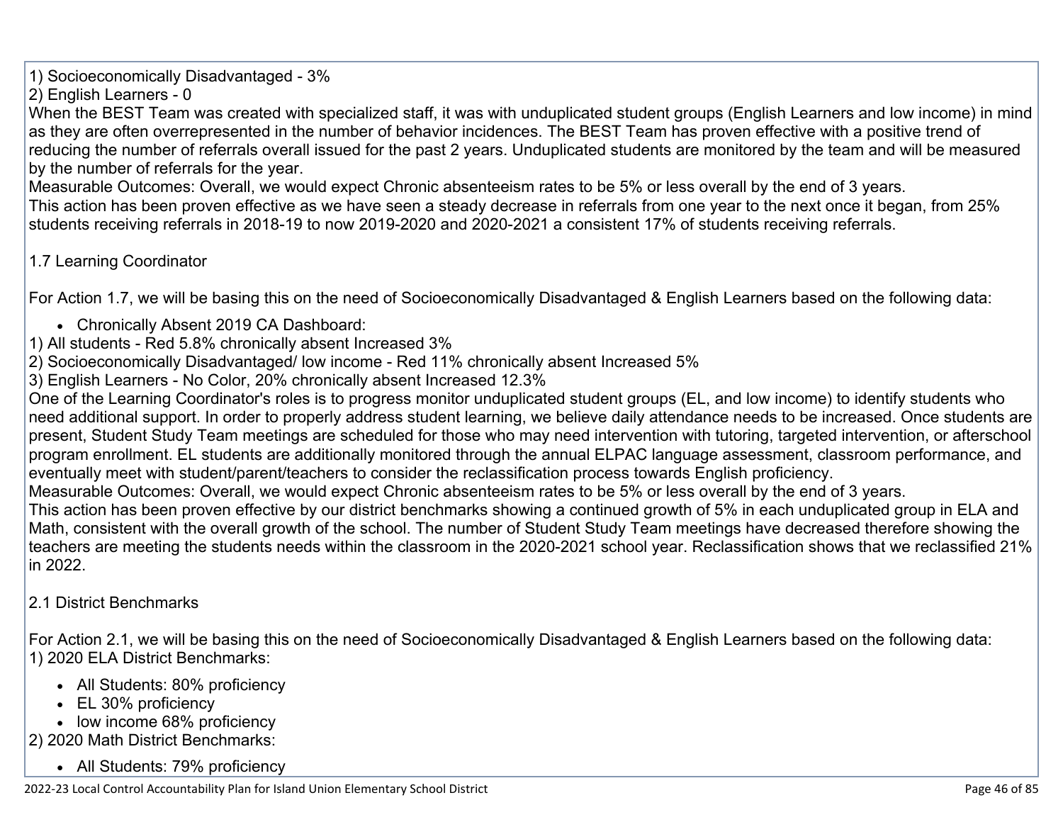1) Socioeconomically Disadvantaged - 3%
2) English Learners - 0
When the BEST Team was created with specialized staff, it was with unduplicated student groups (English Learners and low income) in mind as they are often overrepresented in the number of behavior incidences. The BEST Team has proven effective with a positive trend of reducing the number of referrals overall issued for the past 2 years. Unduplicated students are monitored by the team and will be measured by the number of referrals for the year.
Measurable Outcomes: Overall, we would expect Chronic absenteeism rates to be 5% or less overall by the end of 3 years.
This action has been proven effective as we have seen a steady decrease in referrals from one year to the next once it began, from 25% students receiving referrals in 2018-19 to now 2019-2020 and 2020-2021 a consistent 17% of students receiving referrals.

1.7 Learning Coordinator

For Action 1.7, we will be basing this on the need of Socioeconomically Disadvantaged & English Learners based on the following data:

- Chronically Absent 2019 CA Dashboard:

1) All students - Red 5.8% chronically absent Increased 3%
2) Socioeconomically Disadvantaged/ low income - Red 11% chronically absent Increased 5%
3) English Learners - No Color, 20% chronically absent Increased 12.3%
One of the Learning Coordinator's roles is to progress monitor unduplicated student groups (EL, and low income) to identify students who need additional support. In order to properly address student learning, we believe daily attendance needs to be increased. Once students are present, Student Study Team meetings are scheduled for those who may need intervention with tutoring, targeted intervention, or afterschool program enrollment. EL students are additionally monitored through the annual ELPAC language assessment, classroom performance, and eventually meet with student/parent/teachers to consider the reclassification process towards English proficiency.
Measurable Outcomes: Overall, we would expect Chronic absenteeism rates to be 5% or less overall by the end of 3 years.
This action has been proven effective by our district benchmarks showing a continued growth of 5% in each unduplicated group in ELA and Math, consistent with the overall growth of the school. The number of Student Study Team meetings have decreased therefore showing the teachers are meeting the students needs within the classroom in the 2020-2021 school year. Reclassification shows that we reclassified 21% in 2022.

2.1 District Benchmarks

For Action 2.1, we will be basing this on the need of Socioeconomically Disadvantaged & English Learners based on the following data:
1) 2020 ELA District Benchmarks:

- All Students: 80% proficiency
- EL 30% proficiency
- low income 68% proficiency

2) 2020 Math District Benchmarks:

- All Students: 79% proficiency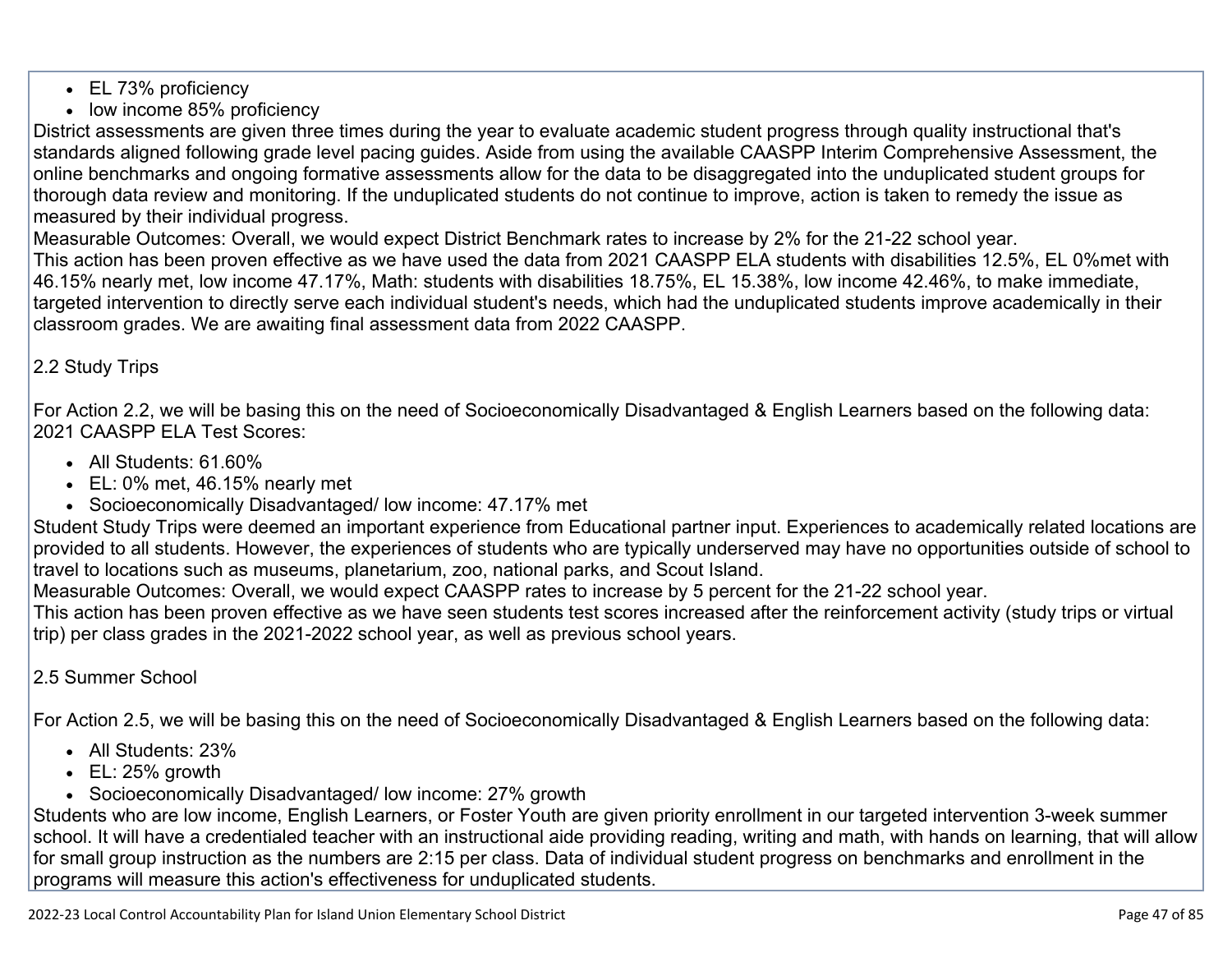- EL 73% proficiency
- low income 85% proficiency

District assessments are given three times during the year to evaluate academic student progress through quality instructional that's standards aligned following grade level pacing guides. Aside from using the available CAASPP Interim Comprehensive Assessment, the online benchmarks and ongoing formative assessments allow for the data to be disaggregated into the unduplicated student groups for thorough data review and monitoring. If the unduplicated students do not continue to improve, action is taken to remedy the issue as measured by their individual progress.

Measurable Outcomes: Overall, we would expect District Benchmark rates to increase by 2% for the 21-22 school year.

This action has been proven effective as we have used the data from 2021 CAASPP ELA students with disabilities 12.5%, EL 0%met with 46.15% nearly met, low income 47.17%, Math: students with disabilities 18.75%, EL 15.38%, low income 42.46%, to make immediate, targeted intervention to directly serve each individual student's needs, which had the unduplicated students improve academically in their classroom grades. We are awaiting final assessment data from 2022 CAASPP.

2.2 Study Trips

For Action 2.2, we will be basing this on the need of Socioeconomically Disadvantaged & English Learners based on the following data:
2021 CAASPP ELA Test Scores:

- All Students: 61.60%
- EL: 0% met, 46.15% nearly met
- Socioeconomically Disadvantaged/ low income: 47.17% met

Student Study Trips were deemed an important experience from Educational partner input. Experiences to academically related locations are provided to all students. However, the experiences of students who are typically underserved may have no opportunities outside of school to travel to locations such as museums, planetarium, zoo, national parks, and Scout Island.

Measurable Outcomes: Overall, we would expect CAASPP rates to increase by 5 percent for the 21-22 school year.

This action has been proven effective as we have seen students test scores increased after the reinforcement activity (study trips or virtual trip) per class grades in the 2021-2022 school year, as well as previous school years.

2.5 Summer School

For Action 2.5, we will be basing this on the need of Socioeconomically Disadvantaged & English Learners based on the following data:

- All Students: 23%
- EL: 25% growth
- Socioeconomically Disadvantaged/ low income: 27% growth

Students who are low income, English Learners, or Foster Youth are given priority enrollment in our targeted intervention 3-week summer school. It will have a credentialed teacher with an instructional aide providing reading, writing and math, with hands on learning, that will allow for small group instruction as the numbers are 2:15 per class. Data of individual student progress on benchmarks and enrollment in the programs will measure this action's effectiveness for unduplicated students.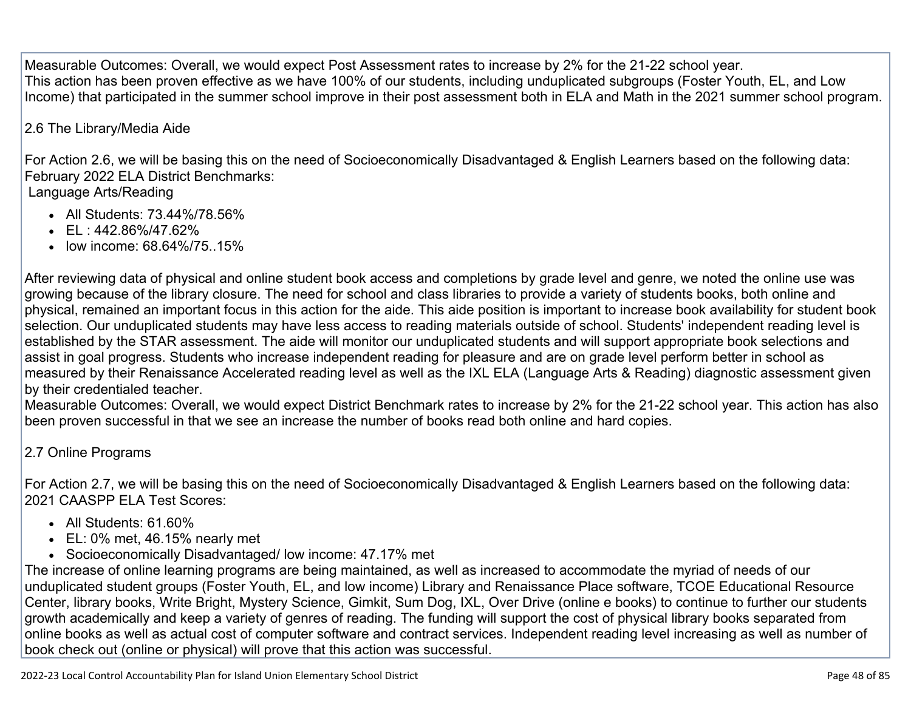Measurable Outcomes: Overall, we would expect Post Assessment rates to increase by 2% for the 21-22 school year.
This action has been proven effective as we have 100% of our students, including unduplicated subgroups (Foster Youth, EL, and Low Income) that participated in the summer school improve in their post assessment both in ELA and Math in the 2021 summer school program.

2.6 The Library/Media Aide

For Action 2.6, we will be basing this on the need of Socioeconomically Disadvantaged & English Learners based on the following data:
February 2022 ELA District Benchmarks:
Language Arts/Reading

- All Students: 73.44%/78.56%
- EL : 442.86%/47.62%
- low income: 68.64%/75..15%

After reviewing data of physical and online student book access and completions by grade level and genre, we noted the online use was growing because of the library closure. The need for school and class libraries to provide a variety of students books, both online and physical, remained an important focus in this action for the aide. This aide position is important to increase book availability for student book selection. Our unduplicated students may have less access to reading materials outside of school. Students' independent reading level is established by the STAR assessment. The aide will monitor our unduplicated students and will support appropriate book selections and assist in goal progress. Students who increase independent reading for pleasure and are on grade level perform better in school as measured by their Renaissance Accelerated reading level as well as the IXL ELA (Language Arts & Reading) diagnostic assessment given by their credentialed teacher.
Measurable Outcomes: Overall, we would expect District Benchmark rates to increase by 2% for the 21-22 school year. This action has also been proven successful in that we see an increase the number of books read both online and hard copies.

2.7 Online Programs

For Action 2.7, we will be basing this on the need of Socioeconomically Disadvantaged & English Learners based on the following data:
2021 CAASPP ELA Test Scores:

- All Students: 61.60%
- EL: 0% met, 46.15% nearly met
- Socioeconomically Disadvantaged/ low income: 47.17% met

The increase of online learning programs are being maintained, as well as increased to accommodate the myriad of needs of our unduplicated student groups (Foster Youth, EL, and low income) Library and Renaissance Place software, TCOE Educational Resource Center, library books, Write Bright, Mystery Science, Gimkit, Sum Dog, IXL, Over Drive (online e books) to continue to further our students growth academically and keep a variety of genres of reading. The funding will support the cost of physical library books separated from online books as well as actual cost of computer software and contract services. Independent reading level increasing as well as number of book check out (online or physical) will prove that this action was successful.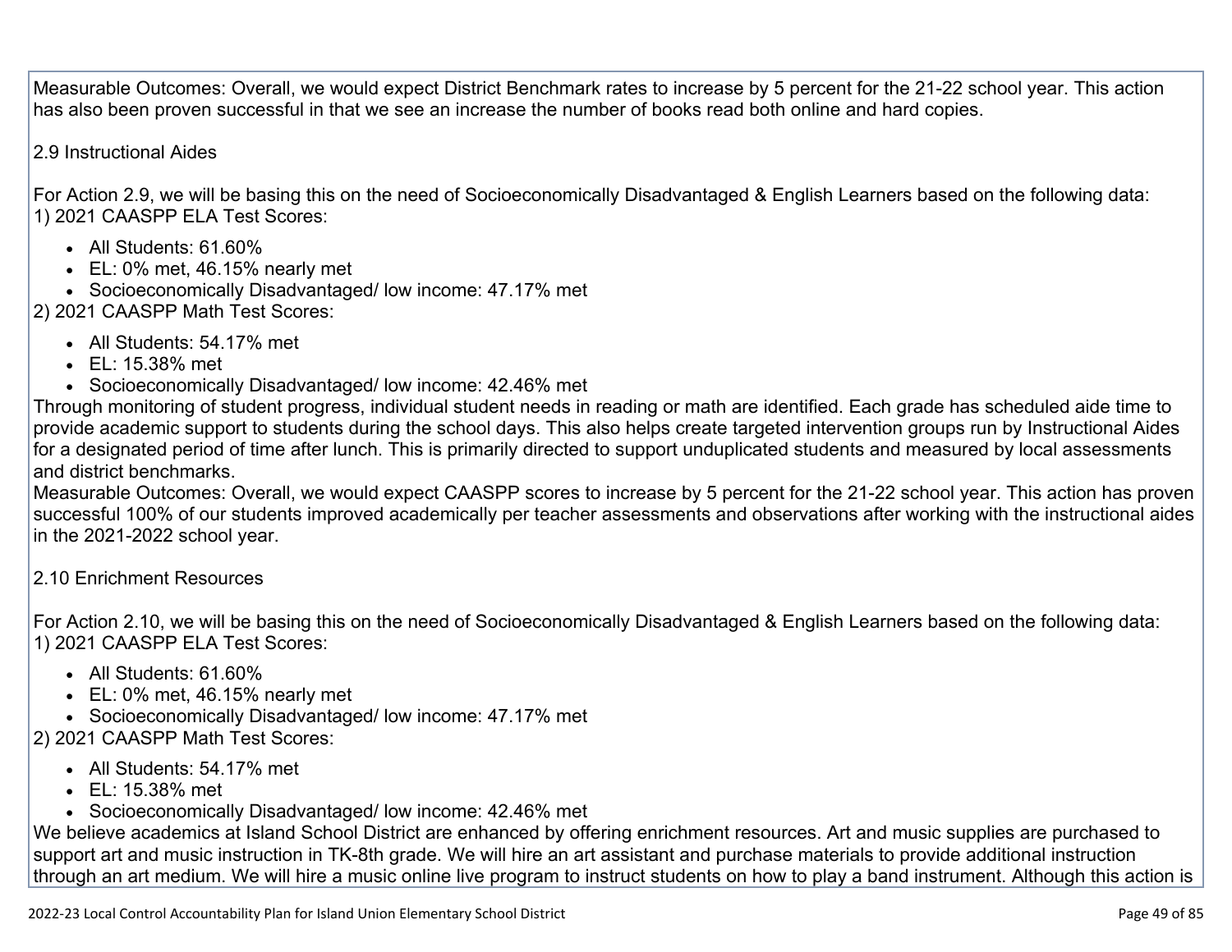Measurable Outcomes: Overall, we would expect District Benchmark rates to increase by 5 percent for the 21-22 school year. This action has also been proven successful in that we see an increase the number of books read both online and hard copies.

2.9 Instructional Aides

For Action 2.9, we will be basing this on the need of Socioeconomically Disadvantaged & English Learners based on the following data:
1) 2021 CAASPP ELA Test Scores:

- All Students: 61.60%
- EL: 0% met, 46.15% nearly met
- Socioeconomically Disadvantaged/ low income: 47.17% met

2) 2021 CAASPP Math Test Scores:

- All Students: 54.17% met
- EL: 15.38% met
- Socioeconomically Disadvantaged/ low income: 42.46% met

Through monitoring of student progress, individual student needs in reading or math are identified. Each grade has scheduled aide time to provide academic support to students during the school days. This also helps create targeted intervention groups run by Instructional Aides for a designated period of time after lunch. This is primarily directed to support unduplicated students and measured by local assessments and district benchmarks.
Measurable Outcomes: Overall, we would expect CAASPP scores to increase by 5 percent for the 21-22 school year. This action has proven successful 100% of our students improved academically per teacher assessments and observations after working with the instructional aides in the 2021-2022 school year.

2.10 Enrichment Resources

For Action 2.10, we will be basing this on the need of Socioeconomically Disadvantaged & English Learners based on the following data:
1) 2021 CAASPP ELA Test Scores:

- All Students: 61.60%
- EL: 0% met, 46.15% nearly met
- Socioeconomically Disadvantaged/ low income: 47.17% met

2) 2021 CAASPP Math Test Scores:

- All Students: 54.17% met
- EL: 15.38% met
- Socioeconomically Disadvantaged/ low income: 42.46% met

We believe academics at Island School District are enhanced by offering enrichment resources. Art and music supplies are purchased to support art and music instruction in TK-8th grade. We will hire an art assistant and purchase materials to provide additional instruction through an art medium. We will hire a music online live program to instruct students on how to play a band instrument. Although this action is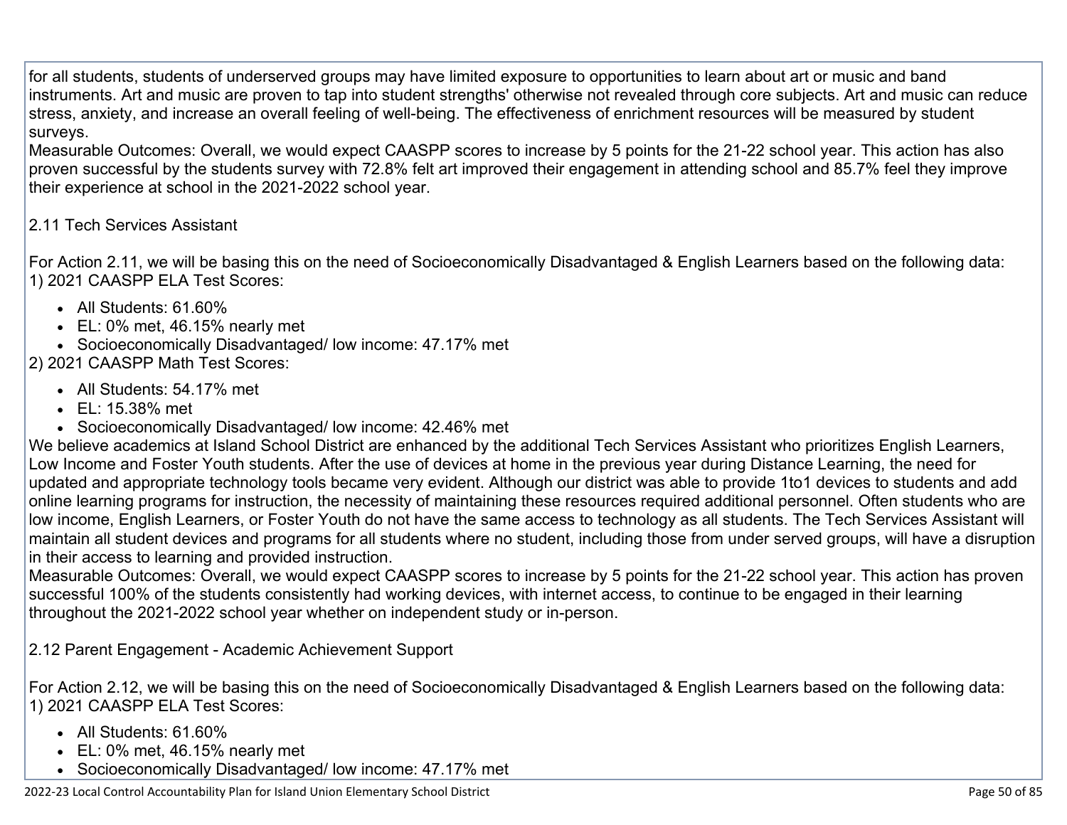for all students, students of underserved groups may have limited exposure to opportunities to learn about art or music and band instruments. Art and music are proven to tap into student strengths' otherwise not revealed through core subjects. Art and music can reduce stress, anxiety, and increase an overall feeling of well-being. The effectiveness of enrichment resources will be measured by student surveys.
Measurable Outcomes: Overall, we would expect CAASPP scores to increase by 5 points for the 21-22 school year. This action has also proven successful by the students survey with 72.8% felt art improved their engagement in attending school and 85.7% feel they improve their experience at school in the 2021-2022 school year.

2.11 Tech Services Assistant

For Action 2.11, we will be basing this on the need of Socioeconomically Disadvantaged & English Learners based on the following data:
1) 2021 CAASPP ELA Test Scores:

- All Students: 61.60%
- EL: 0% met, 46.15% nearly met
- Socioeconomically Disadvantaged/ low income: 47.17% met

2) 2021 CAASPP Math Test Scores:

- All Students: 54.17% met
- EL: 15.38% met
- Socioeconomically Disadvantaged/ low income: 42.46% met

We believe academics at Island School District are enhanced by the additional Tech Services Assistant who prioritizes English Learners, Low Income and Foster Youth students. After the use of devices at home in the previous year during Distance Learning, the need for updated and appropriate technology tools became very evident. Although our district was able to provide 1to1 devices to students and add online learning programs for instruction, the necessity of maintaining these resources required additional personnel. Often students who are low income, English Learners, or Foster Youth do not have the same access to technology as all students. The Tech Services Assistant will maintain all student devices and programs for all students where no student, including those from under served groups, will have a disruption in their access to learning and provided instruction.
Measurable Outcomes: Overall, we would expect CAASPP scores to increase by 5 points for the 21-22 school year. This action has proven successful 100% of the students consistently had working devices, with internet access, to continue to be engaged in their learning throughout the 2021-2022 school year whether on independent study or in-person.

2.12 Parent Engagement - Academic Achievement Support

For Action 2.12, we will be basing this on the need of Socioeconomically Disadvantaged & English Learners based on the following data:
1) 2021 CAASPP ELA Test Scores:

- All Students: 61.60%
- EL: 0% met, 46.15% nearly met
- Socioeconomically Disadvantaged/ low income: 47.17% met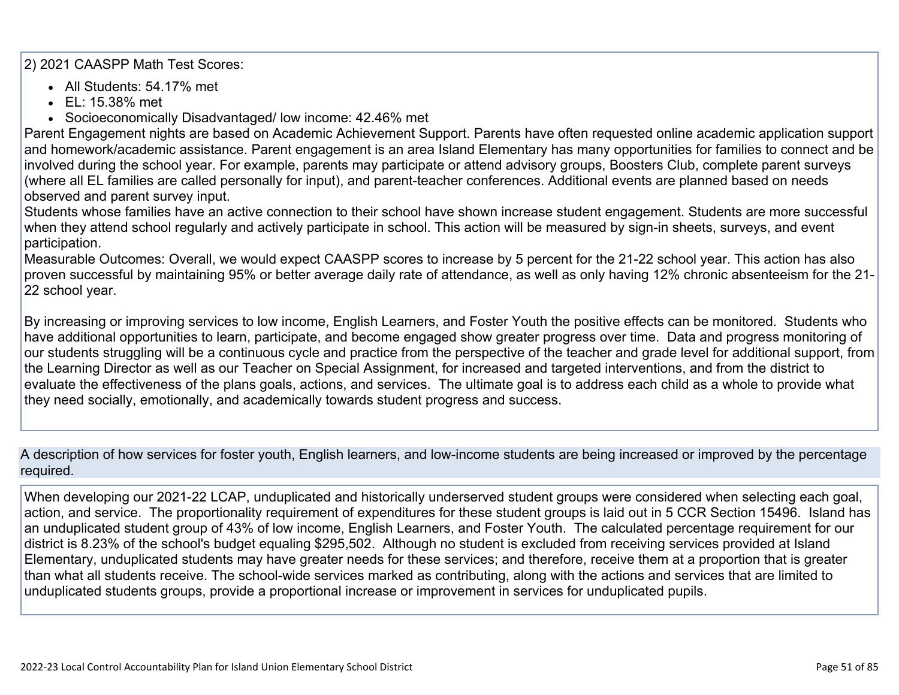2) 2021 CAASPP Math Test Scores:

- All Students: 54.17% met
- EL: 15.38% met
- Socioeconomically Disadvantaged/ low income: 42.46% met

Parent Engagement nights are based on Academic Achievement Support. Parents have often requested online academic application support and homework/academic assistance. Parent engagement is an area Island Elementary has many opportunities for families to connect and be involved during the school year. For example, parents may participate or attend advisory groups, Boosters Club, complete parent surveys (where all EL families are called personally for input), and parent-teacher conferences. Additional events are planned based on needs observed and parent survey input.
Students whose families have an active connection to their school have shown increase student engagement. Students are more successful when they attend school regularly and actively participate in school. This action will be measured by sign-in sheets, surveys, and event participation.
Measurable Outcomes: Overall, we would expect CAASPP scores to increase by 5 percent for the 21-22 school year. This action has also proven successful by maintaining 95% or better average daily rate of attendance, as well as only having 12% chronic absenteeism for the 21-22 school year.

By increasing or improving services to low income, English Learners, and Foster Youth the positive effects can be monitored. Students who have additional opportunities to learn, participate, and become engaged show greater progress over time. Data and progress monitoring of our students struggling will be a continuous cycle and practice from the perspective of the teacher and grade level for additional support, from the Learning Director as well as our Teacher on Special Assignment, for increased and targeted interventions, and from the district to evaluate the effectiveness of the plans goals, actions, and services. The ultimate goal is to address each child as a whole to provide what they need socially, emotionally, and academically towards student progress and success.

## A description of how services for foster youth, English learners, and low-income students are being increased or improved by the percentage required.

When developing our 2021-22 LCAP, unduplicated and historically underserved student groups were considered when selecting each goal, action, and service. The proportionality requirement of expenditures for these student groups is laid out in 5 CCR Section 15496. Island has an unduplicated student group of 43% of low income, English Learners, and Foster Youth. The calculated percentage requirement for our district is 8.23% of the school's budget equaling $295,502. Although no student is excluded from receiving services provided at Island Elementary, unduplicated students may have greater needs for these services; and therefore, receive them at a proportion that is greater than what all students receive. The school-wide services marked as contributing, along with the actions and services that are limited to unduplicated students groups, provide a proportional increase or improvement in services for unduplicated pupils.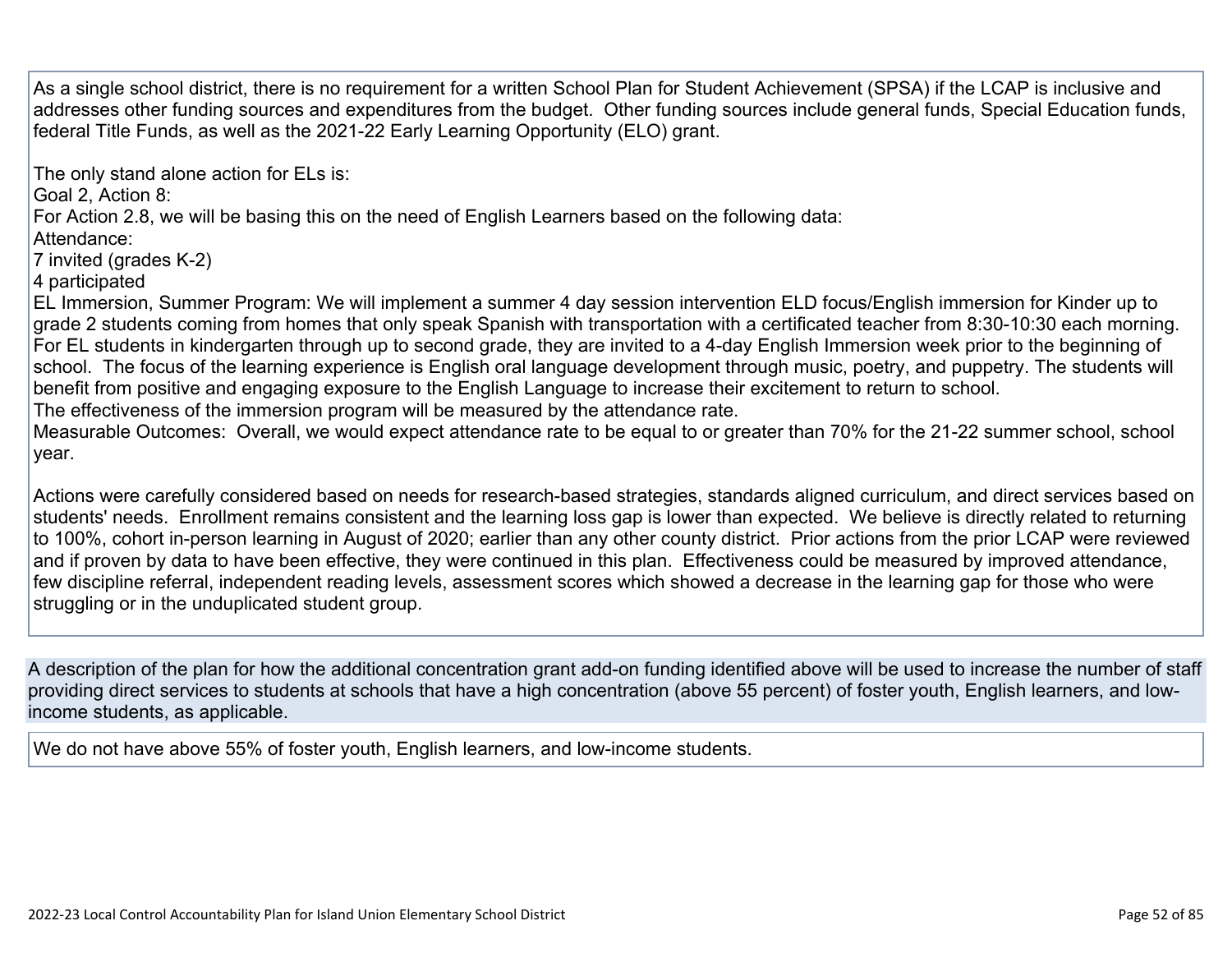As a single school district, there is no requirement for a written School Plan for Student Achievement (SPSA) if the LCAP is inclusive and addresses other funding sources and expenditures from the budget. Other funding sources include general funds, Special Education funds, federal Title Funds, as well as the 2021-22 Early Learning Opportunity (ELO) grant.

The only stand alone action for ELs is:
Goal 2, Action 8:
For Action 2.8, we will be basing this on the need of English Learners based on the following data:
Attendance:
7 invited (grades K-2)
4 participated
EL Immersion, Summer Program: We will implement a summer 4 day session intervention ELD focus/English immersion for Kinder up to grade 2 students coming from homes that only speak Spanish with transportation with a certificated teacher from 8:30-10:30 each morning. For EL students in kindergarten through up to second grade, they are invited to a 4-day English Immersion week prior to the beginning of school. The focus of the learning experience is English oral language development through music, poetry, and puppetry. The students will benefit from positive and engaging exposure to the English Language to increase their excitement to return to school.
The effectiveness of the immersion program will be measured by the attendance rate.
Measurable Outcomes: Overall, we would expect attendance rate to be equal to or greater than 70% for the 21-22 summer school, school year.

Actions were carefully considered based on needs for research-based strategies, standards aligned curriculum, and direct services based on students' needs. Enrollment remains consistent and the learning loss gap is lower than expected. We believe is directly related to returning to 100%, cohort in-person learning in August of 2020; earlier than any other county district. Prior actions from the prior LCAP were reviewed and if proven by data to have been effective, they were continued in this plan. Effectiveness could be measured by improved attendance, few discipline referral, independent reading levels, assessment scores which showed a decrease in the learning gap for those who were struggling or in the unduplicated student group.

A description of the plan for how the additional concentration grant add-on funding identified above will be used to increase the number of staff providing direct services to students at schools that have a high concentration (above 55 percent) of foster youth, English learners, and low-income students, as applicable.

We do not have above 55% of foster youth, English learners, and low-income students.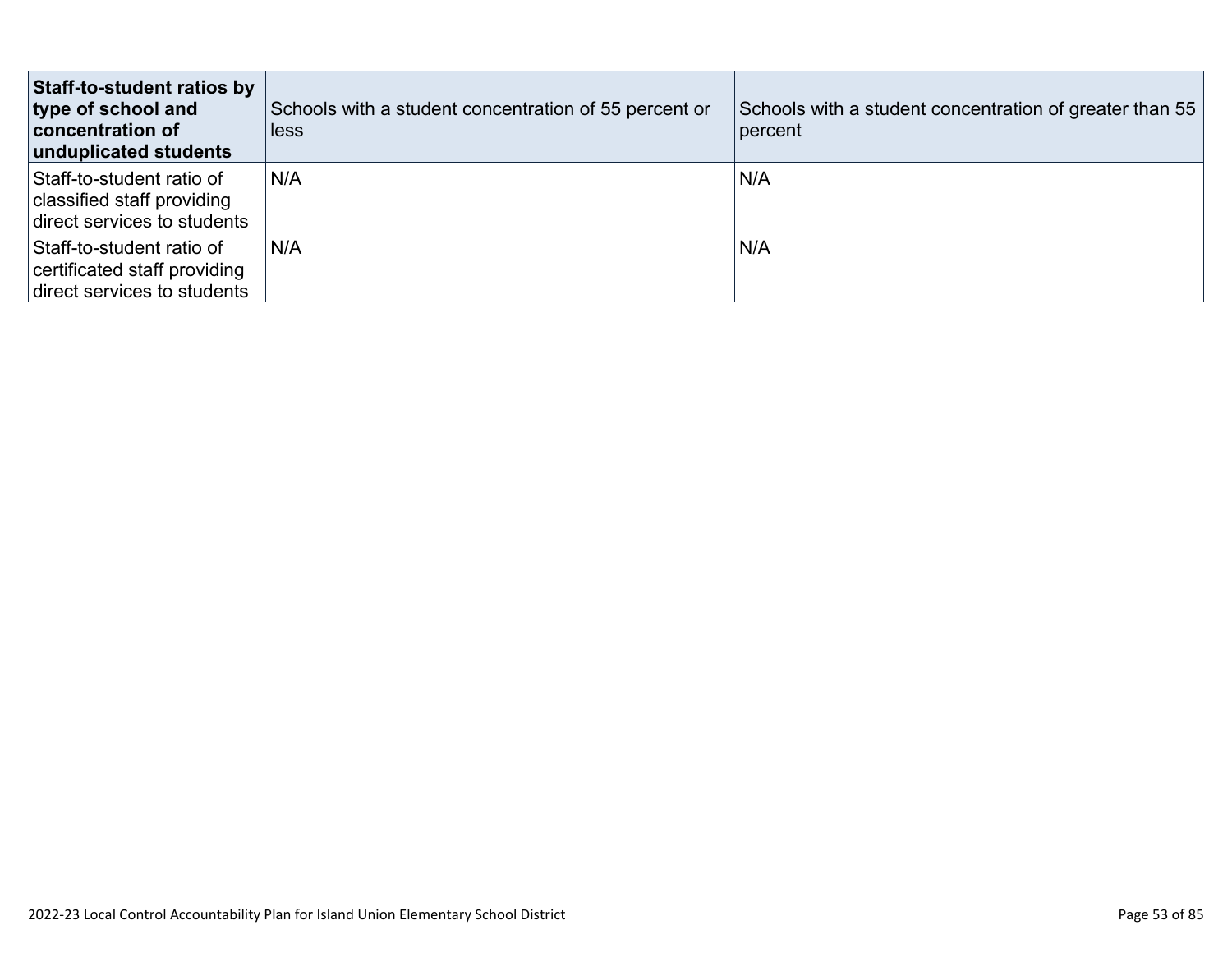| **Staff-to-student ratios by type of school and concentration of unduplicated students** | Schools with a student concentration of 55 percent or less | Schools with a student concentration of greater than 55 percent |
|---|---|---|
| Staff-to-student ratio of classified staff providing direct services to students | N/A | N/A |
| Staff-to-student ratio of certificated staff providing direct services to students | N/A | N/A |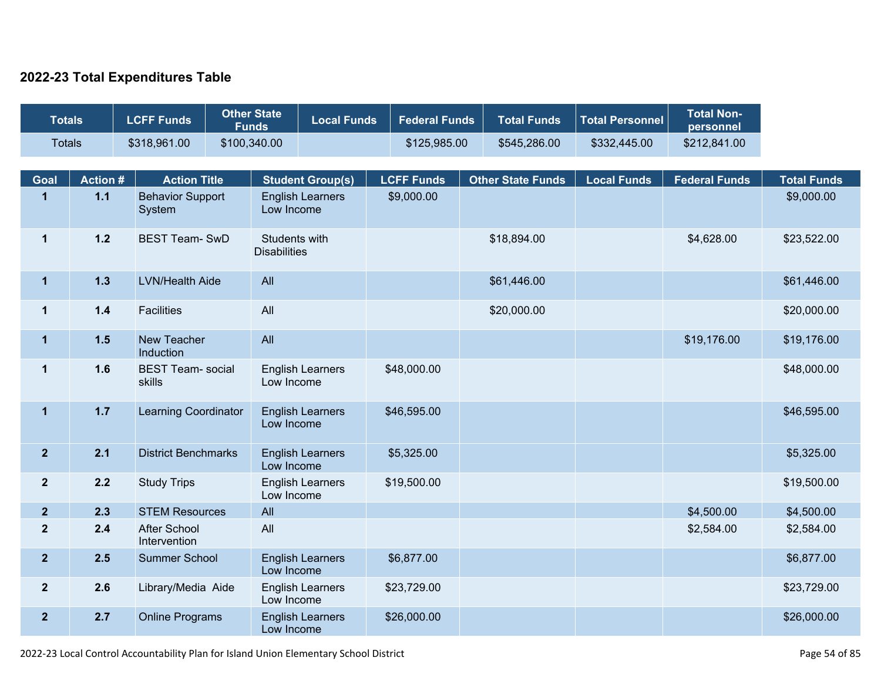## 2022-23 Total Expenditures Table

| Totals | LCFF Funds | Other State Funds | Local Funds | Federal Funds | Total Funds | Total Personnel | Total Non-personnel |
|---|---|---|---|---|---|---|---|
| Totals | $318,961.00 | $100,340.00 | | $125,985.00 | $545,286.00 | $332,445.00 | $212,841.00 |

| Goal | Action # | Action Title | Student Group(s) | LCFF Funds | Other State Funds | Local Funds | Federal Funds | Total Funds |
|---|---|---|---|---|---|---|---|---|
| 1 | 1.1 | Behavior Support System | English Learners Low Income | $9,000.00 | | | | $9,000.00 |
| 1 | 1.2 | BEST Team- SwD | Students with Disabilities | | $18,894.00 | | $4,628.00 | $23,522.00 |
| 1 | 1.3 | LVN/Health Aide | All | | $61,446.00 | | | $61,446.00 |
| 1 | 1.4 | Facilities | All | | $20,000.00 | | | $20,000.00 |
| 1 | 1.5 | New Teacher Induction | All | | | | $19,176.00 | $19,176.00 |
| 1 | 1.6 | BEST Team- social skills | English Learners Low Income | $48,000.00 | | | | $48,000.00 |
| 1 | 1.7 | Learning Coordinator | English Learners Low Income | $46,595.00 | | | | $46,595.00 |
| 2 | 2.1 | District Benchmarks | English Learners Low Income | $5,325.00 | | | | $5,325.00 |
| 2 | 2.2 | Study Trips | English Learners Low Income | $19,500.00 | | | | $19,500.00 |
| 2 | 2.3 | STEM Resources | All | | | | $4,500.00 | $4,500.00 |
| 2 | 2.4 | After School Intervention | All | | | | $2,584.00 | $2,584.00 |
| 2 | 2.5 | Summer School | English Learners Low Income | $6,877.00 | | | | $6,877.00 |
| 2 | 2.6 | Library/Media Aide | English Learners Low Income | $23,729.00 | | | | $23,729.00 |
| 2 | 2.7 | Online Programs | English Learners Low Income | $26,000.00 | | | | $26,000.00 |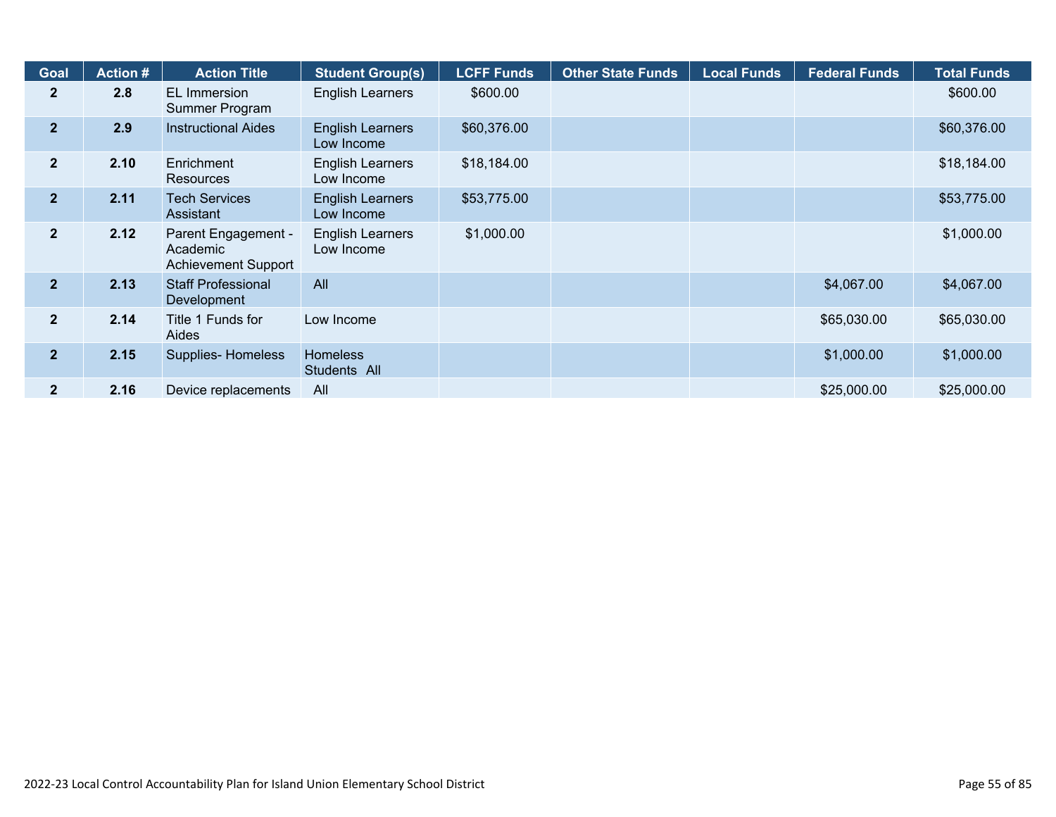| Goal | Action # | Action Title | Student Group(s) | LCFF Funds | Other State Funds | Local Funds | Federal Funds | Total Funds |
|---|---|---|---|---|---|---|---|---|
| 2 | 2.8 | EL Immersion Summer Program | English Learners | $600.00 | | | | $600.00 |
| 2 | 2.9 | Instructional Aides | English Learners Low Income | $60,376.00 | | | | $60,376.00 |
| 2 | 2.10 | Enrichment Resources | English Learners Low Income | $18,184.00 | | | | $18,184.00 |
| 2 | 2.11 | Tech Services Assistant | English Learners Low Income | $53,775.00 | | | | $53,775.00 |
| 2 | 2.12 | Parent Engagement - Academic Achievement Support | English Learners Low Income | $1,000.00 | | | | $1,000.00 |
| 2 | 2.13 | Staff Professional Development | All | | | | $4,067.00 | $4,067.00 |
| 2 | 2.14 | Title 1 Funds for Aides | Low Income | | | | $65,030.00 | $65,030.00 |
| 2 | 2.15 | Supplies- Homeless | Homeless Students All | | | | $1,000.00 | $1,000.00 |
| 2 | 2.16 | Device replacements | All | | | | $25,000.00 | $25,000.00 |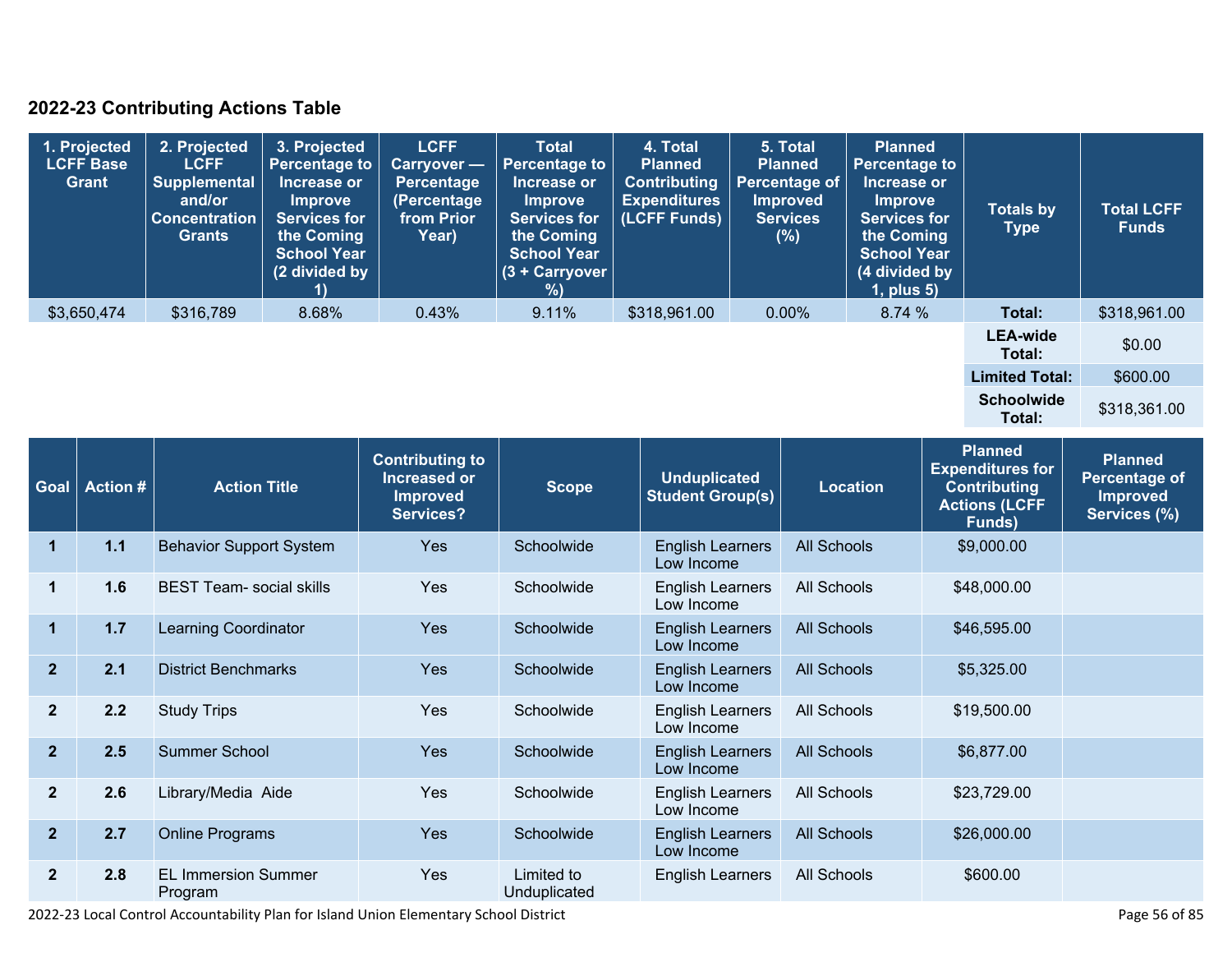## 2022-23 Contributing Actions Table

| 1. Projected LCFF Base Grant | 2. Projected LCFF Supplemental and/or Concentration Grants | 3. Projected Percentage to Increase or Improve Services for the Coming School Year (2 divided by 1) | LCFF Carryover — Percentage (Percentage from Prior Year) | Total Percentage to Increase or Improve Services for the Coming School Year (3 + Carryover %) | 4. Total Planned Contributing Expenditures (LCFF Funds) | 5. Total Planned Percentage of Improved Services (%) | Planned Percentage to Increase or Improve Services for the Coming School Year (4 divided by 1, plus 5) | Totals by Type | Total LCFF Funds |
|---|---|---|---|---|---|---|---|---|---|
| $3,650,474 | $316,789 | 8.68% | 0.43% | 9.11% | $318,961.00 | 0.00% | 8.74 % | **Total:** | $318,961.00 |
| | | | | | | | | **LEA-wide Total:** | $0.00 |
| | | | | | | | | **Limited Total:** | $600.00 |
| | | | | | | | | **Schoolwide Total:** | $318,361.00 |

| Goal | Action # | Action Title | Contributing to Increased or Improved Services? | Scope | Unduplicated Student Group(s) | Location | Planned Expenditures for Contributing Actions (LCFF Funds) | Planned Percentage of Improved Services (%) |
|---|---|---|---|---|---|---|---|---|
| 1 | 1.1 | Behavior Support System | Yes | Schoolwide | English Learners Low Income | All Schools | $9,000.00 | |
| 1 | 1.6 | BEST Team- social skills | Yes | Schoolwide | English Learners Low Income | All Schools | $48,000.00 | |
| 1 | 1.7 | Learning Coordinator | Yes | Schoolwide | English Learners Low Income | All Schools | $46,595.00 | |
| 2 | 2.1 | District Benchmarks | Yes | Schoolwide | English Learners Low Income | All Schools | $5,325.00 | |
| 2 | 2.2 | Study Trips | Yes | Schoolwide | English Learners Low Income | All Schools | $19,500.00 | |
| 2 | 2.5 | Summer School | Yes | Schoolwide | English Learners Low Income | All Schools | $6,877.00 | |
| 2 | 2.6 | Library/Media Aide | Yes | Schoolwide | English Learners Low Income | All Schools | $23,729.00 | |
| 2 | 2.7 | Online Programs | Yes | Schoolwide | English Learners Low Income | All Schools | $26,000.00 | |
| 2 | 2.8 | EL Immersion Summer Program | Yes | Limited to Unduplicated | English Learners | All Schools | $600.00 | |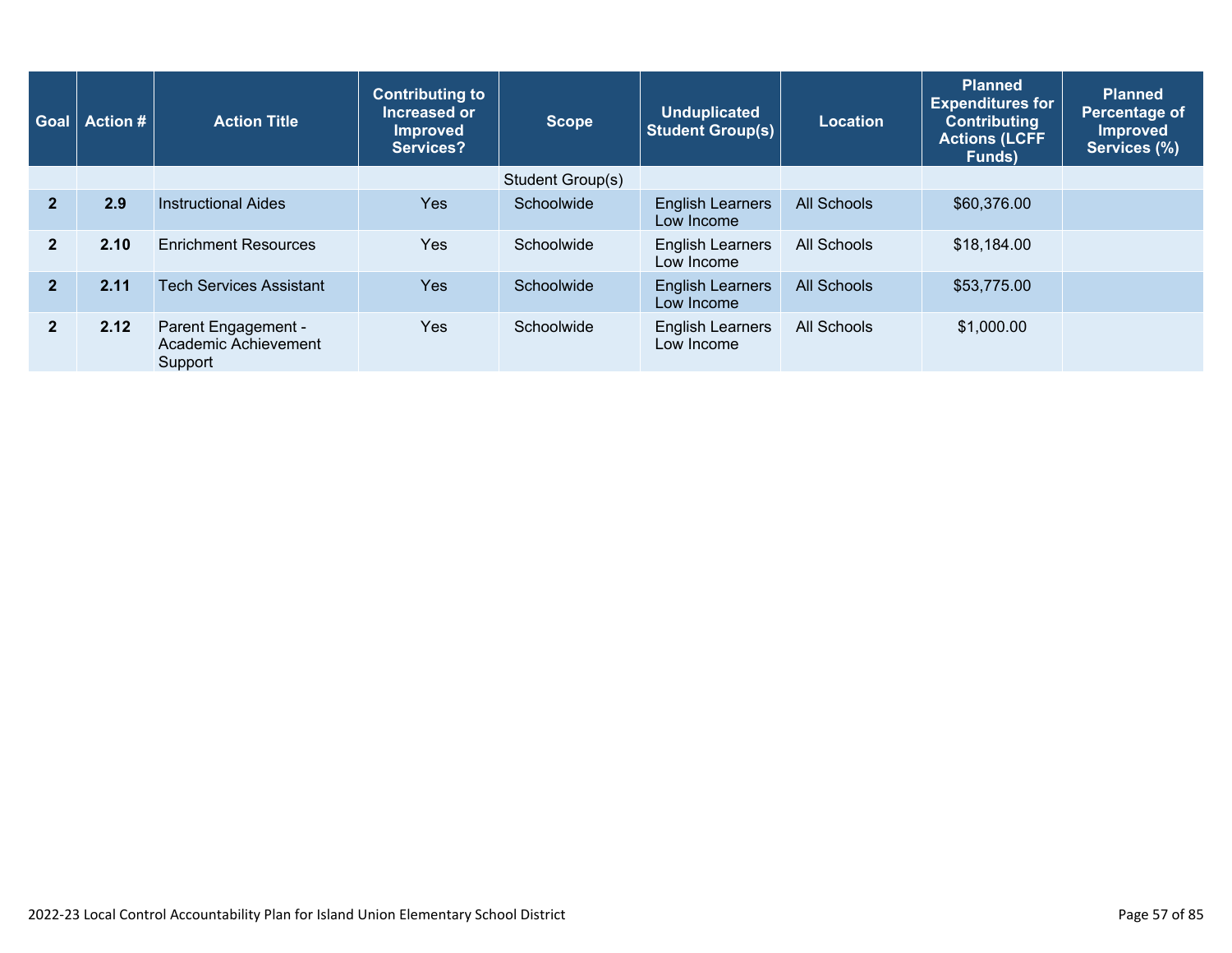| Goal | Action # | Action Title | Contributing to Increased or Improved Services? | Scope | Unduplicated Student Group(s) | Location | Planned Expenditures for Contributing Actions (LCFF Funds) | Planned Percentage of Improved Services (%) |
|---|---|---|---|---|---|---|---|---|
| | | | | Student Group(s) | | | | |
| 2 | 2.9 | Instructional Aides | Yes | Schoolwide | English Learners Low Income | All Schools | $60,376.00 | |
| 2 | 2.10 | Enrichment Resources | Yes | Schoolwide | English Learners Low Income | All Schools | $18,184.00 | |
| 2 | 2.11 | Tech Services Assistant | Yes | Schoolwide | English Learners Low Income | All Schools | $53,775.00 | |
| 2 | 2.12 | Parent Engagement - Academic Achievement Support | Yes | Schoolwide | English Learners Low Income | All Schools | $1,000.00 | |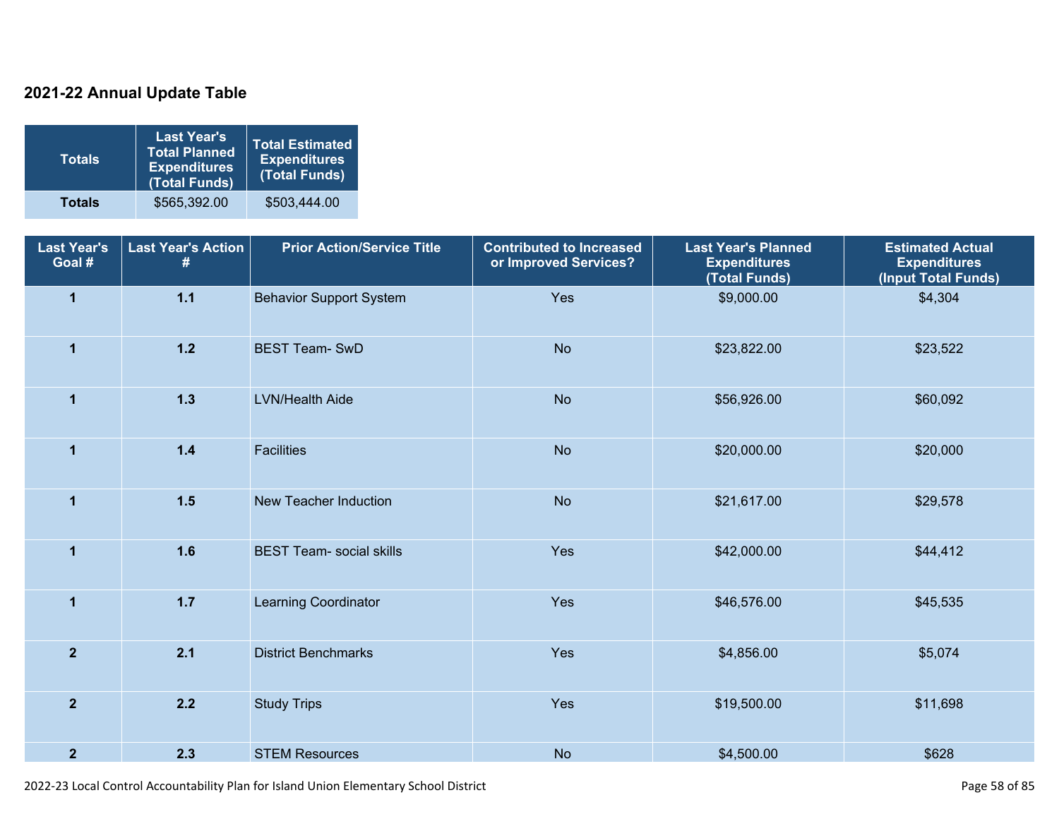## 2021-22 Annual Update Table

| Totals | Last Year's Total Planned Expenditures (Total Funds) | Total Estimated Expenditures (Total Funds) |
|---|---|---|
| **Totals** | $565,392.00 | $503,444.00 |

| Last Year's Goal # | Last Year's Action # | Prior Action/Service Title | Contributed to Increased or Improved Services? | Last Year's Planned Expenditures (Total Funds) | Estimated Actual Expenditures (Input Total Funds) |
|---|---|---|---|---|---|
| 1 | 1.1 | Behavior Support System | Yes | $9,000.00 | $4,304 |
| 1 | 1.2 | BEST Team- SwD | No | $23,822.00 | $23,522 |
| 1 | 1.3 | LVN/Health Aide | No | $56,926.00 | $60,092 |
| 1 | 1.4 | Facilities | No | $20,000.00 | $20,000 |
| 1 | 1.5 | New Teacher Induction | No | $21,617.00 | $29,578 |
| 1 | 1.6 | BEST Team- social skills | Yes | $42,000.00 | $44,412 |
| 1 | 1.7 | Learning Coordinator | Yes | $46,576.00 | $45,535 |
| 2 | 2.1 | District Benchmarks | Yes | $4,856.00 | $5,074 |
| 2 | 2.2 | Study Trips | Yes | $19,500.00 | $11,698 |
| 2 | 2.3 | STEM Resources | No | $4,500.00 | $628 |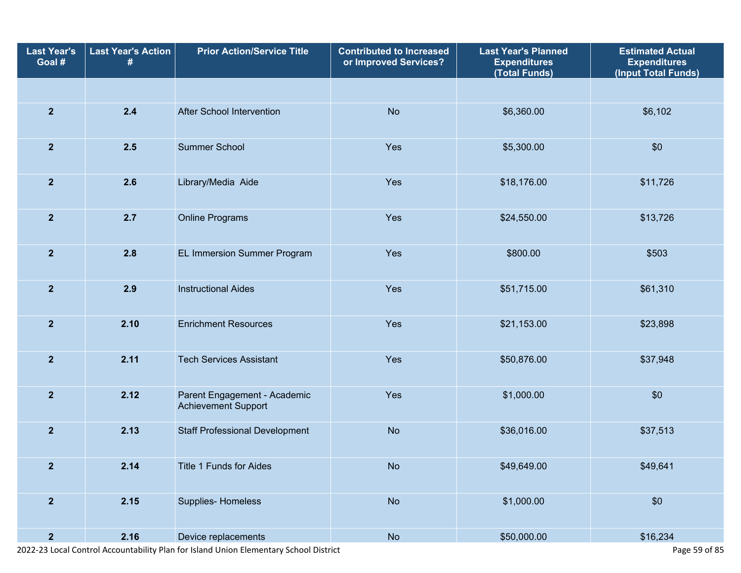| Last Year's Goal # | Last Year's Action # | Prior Action/Service Title | Contributed to Increased or Improved Services? | Last Year's Planned Expenditures (Total Funds) | Estimated Actual Expenditures (Input Total Funds) |
|---|---|---|---|---|---|
| | | | | | |
| 2 | 2.4 | After School Intervention | No | $6,360.00 | $6,102 |
| 2 | 2.5 | Summer School | Yes | $5,300.00 | $0 |
| 2 | 2.6 | Library/Media Aide | Yes | $18,176.00 | $11,726 |
| 2 | 2.7 | Online Programs | Yes | $24,550.00 | $13,726 |
| 2 | 2.8 | EL Immersion Summer Program | Yes | $800.00 | $503 |
| 2 | 2.9 | Instructional Aides | Yes | $51,715.00 | $61,310 |
| 2 | 2.10 | Enrichment Resources | Yes | $21,153.00 | $23,898 |
| 2 | 2.11 | Tech Services Assistant | Yes | $50,876.00 | $37,948 |
| 2 | 2.12 | Parent Engagement - Academic Achievement Support | Yes | $1,000.00 | $0 |
| 2 | 2.13 | Staff Professional Development | No | $36,016.00 | $37,513 |
| 2 | 2.14 | Title 1 Funds for Aides | No | $49,649.00 | $49,641 |
| 2 | 2.15 | Supplies- Homeless | No | $1,000.00 | $0 |
| 2 | 2.16 | Device replacements | No | $50,000.00 | $16,234 |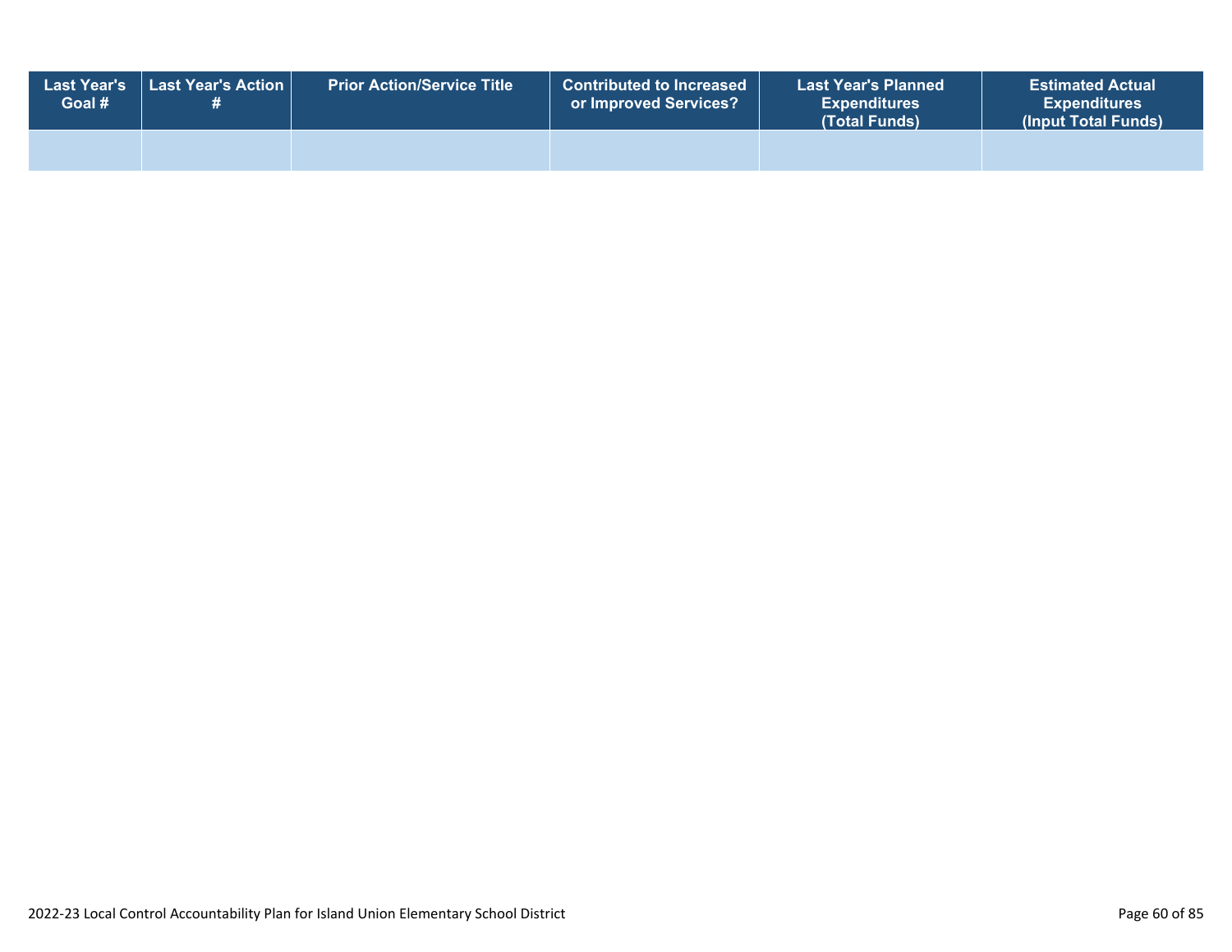| Last Year's Goal # | Last Year's Action # | Prior Action/Service Title | Contributed to Increased or Improved Services? | Last Year's Planned Expenditures (Total Funds) | Estimated Actual Expenditures (Input Total Funds) |
|---|---|---|---|---|---|
| | | | | | |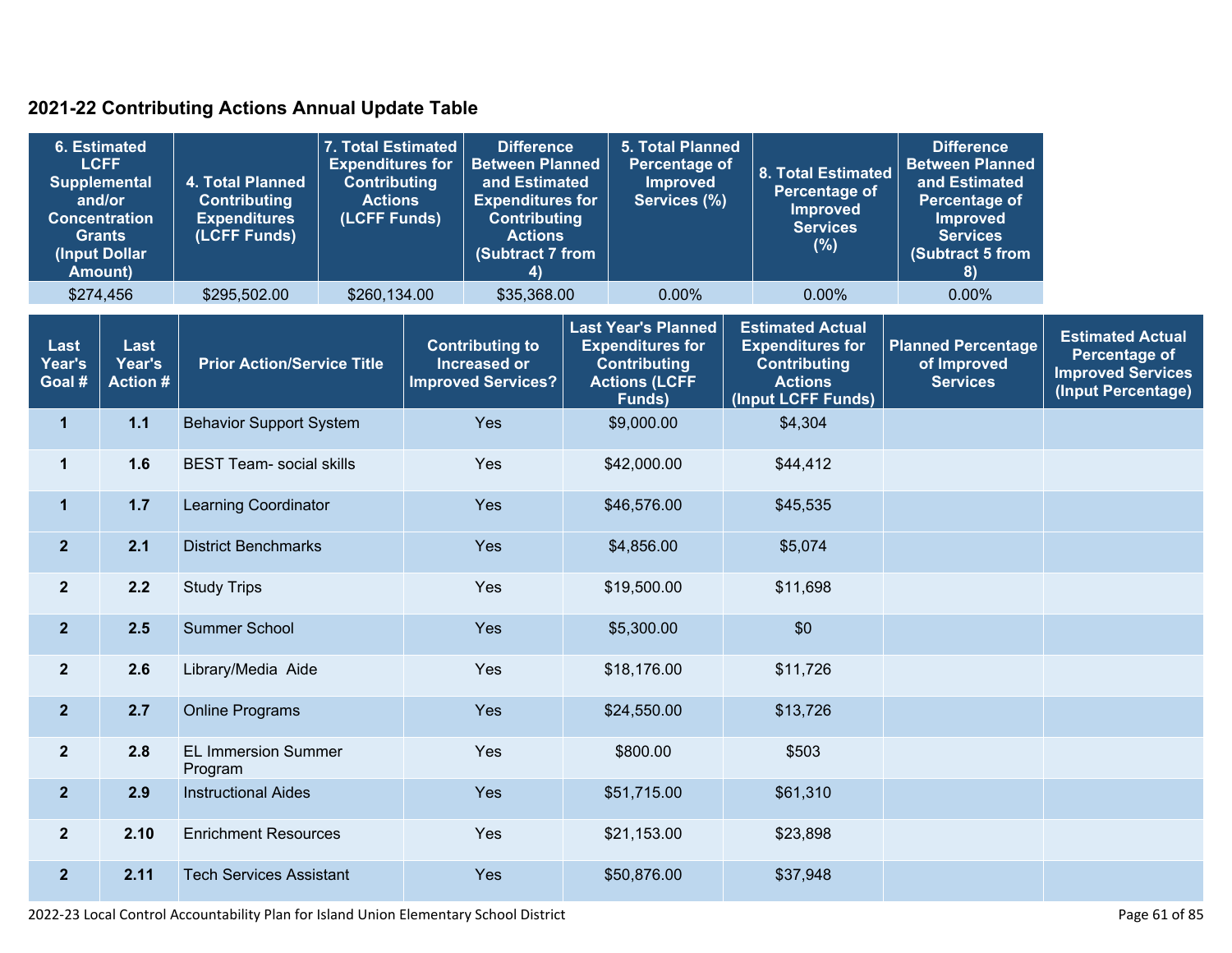## 2021-22 Contributing Actions Annual Update Table

| 6. Estimated LCFF Supplemental and/or Concentration Grants (Input Dollar Amount) | 4. Total Planned Contributing Expenditures (LCFF Funds) | 7. Total Estimated Expenditures for Contributing Actions (LCFF Funds) | Difference Between Planned and Estimated Expenditures for Contributing Actions (Subtract 7 from 4) | 5. Total Planned Percentage of Improved Services (%) | 8. Total Estimated Percentage of Improved Services (%) | Difference Between Planned and Estimated Percentage of Improved Services (Subtract 5 from 8) |
|---|---|---|---|---|---|---|
| $274,456 | $295,502.00 | $260,134.00 | $35,368.00 | 0.00% | 0.00% | 0.00% |

| Last Year's Goal # | Last Year's Action # | Prior Action/Service Title | Contributing to Increased or Improved Services? | Last Year's Planned Expenditures for Contributing Actions (LCFF Funds) | Estimated Actual Expenditures for Contributing Actions (Input LCFF Funds) | Planned Percentage of Improved Services | Estimated Actual Percentage of Improved Services (Input Percentage) |
|---|---|---|---|---|---|---|---|
| 1 | 1.1 | Behavior Support System | Yes | $9,000.00 | $4,304 | | |
| 1 | 1.6 | BEST Team- social skills | Yes | $42,000.00 | $44,412 | | |
| 1 | 1.7 | Learning Coordinator | Yes | $46,576.00 | $45,535 | | |
| 2 | 2.1 | District Benchmarks | Yes | $4,856.00 | $5,074 | | |
| 2 | 2.2 | Study Trips | Yes | $19,500.00 | $11,698 | | |
| 2 | 2.5 | Summer School | Yes | $5,300.00 | $0 | | |
| 2 | 2.6 | Library/Media Aide | Yes | $18,176.00 | $11,726 | | |
| 2 | 2.7 | Online Programs | Yes | $24,550.00 | $13,726 | | |
| 2 | 2.8 | EL Immersion Summer Program | Yes | $800.00 | $503 | | |
| 2 | 2.9 | Instructional Aides | Yes | $51,715.00 | $61,310 | | |
| 2 | 2.10 | Enrichment Resources | Yes | $21,153.00 | $23,898 | | |
| 2 | 2.11 | Tech Services Assistant | Yes | $50,876.00 | $37,948 | | |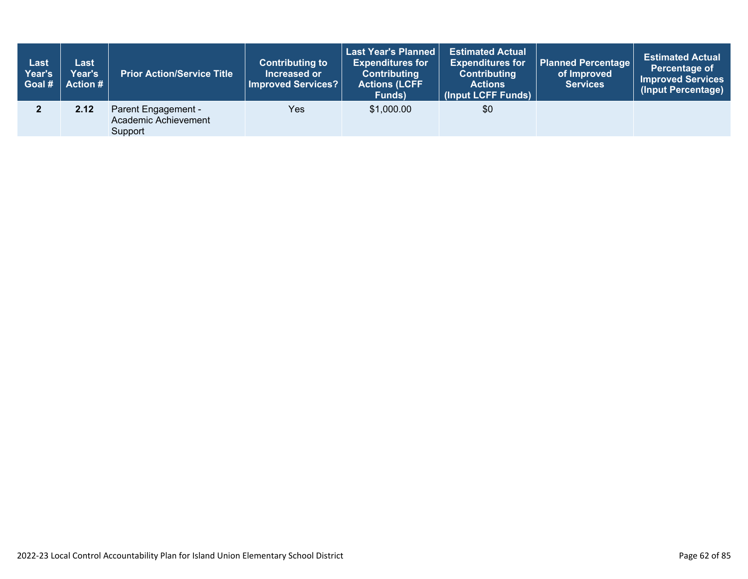| Last Year's Goal # | Last Year's Action # | Prior Action/Service Title | Contributing to Increased or Improved Services? | Last Year's Planned Expenditures for Contributing Actions (LCFF Funds) | Estimated Actual Expenditures for Contributing Actions (Input LCFF Funds) | Planned Percentage of Improved Services | Estimated Actual Percentage of Improved Services (Input Percentage) |
|---|---|---|---|---|---|---|---|
| 2 | 2.12 | Parent Engagement - Academic Achievement Support | Yes | $1,000.00 | $0 | | |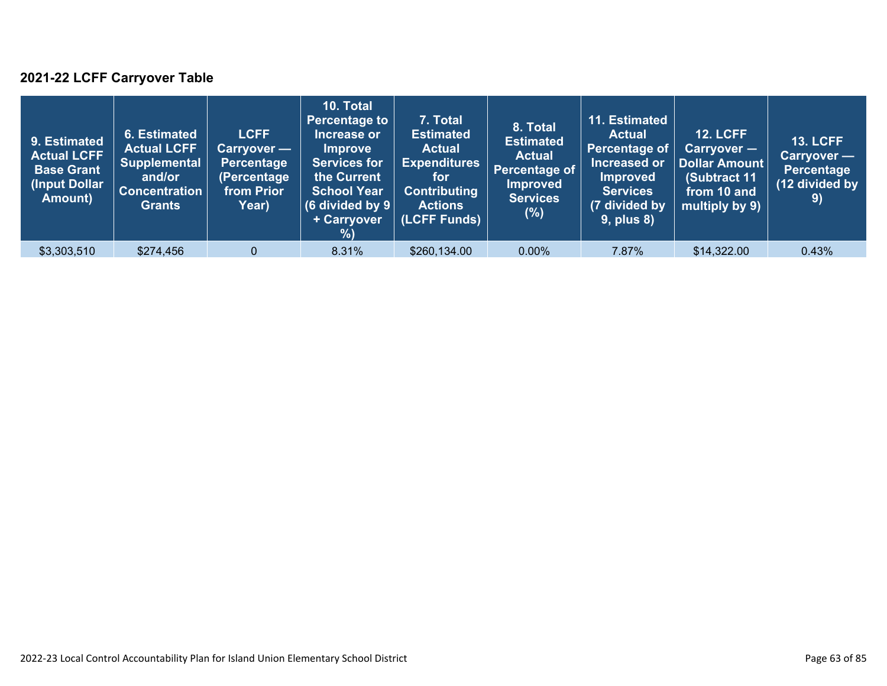### 2021-22 LCFF Carryover Table

| 9. Estimated Actual LCFF Base Grant (Input Dollar Amount) | 6. Estimated Actual LCFF Supplemental and/or Concentration Grants | LCFF Carryover — Percentage (Percentage from Prior Year) | 10. Total Percentage to Increase or Improve Services for the Current School Year (6 divided by 9 + Carryover %) | 7. Total Estimated Actual Expenditures for Contributing Actions (LCFF Funds) | 8. Total Estimated Actual Percentage of Improved Services (%) | 11. Estimated Actual Percentage of Increased or Improved Services (7 divided by 9, plus 8) | 12. LCFF Carryover — Dollar Amount (Subtract 11 from 10 and multiply by 9) | 13. LCFF Carryover — Percentage (12 divided by 9) |
|---|---|---|---|---|---|---|---|---|
| $3,303,510 | $274,456 | 0 | 8.31% | $260,134.00 | 0.00% | 7.87% | $14,322.00 | 0.43% |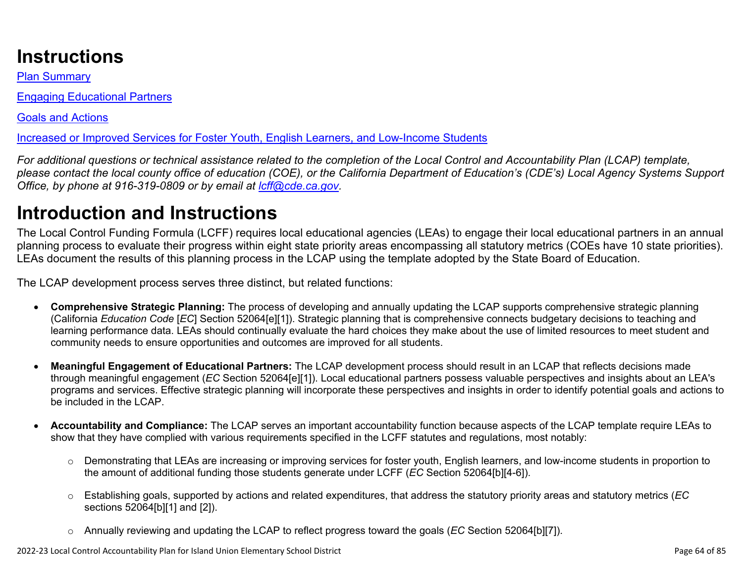# Instructions

[Plan Summary]

[Engaging Educational Partners]

[Goals and Actions]

[Increased or Improved Services for Foster Youth, English Learners, and Low-Income Students]

*For additional questions or technical assistance related to the completion of the Local Control and Accountability Plan (LCAP) template, please contact the local county office of education (COE), or the California Department of Education's (CDE's) Local Agency Systems Support Office, by phone at 916-319-0809 or by email at lcff@cde.ca.gov.*

# Introduction and Instructions

The Local Control Funding Formula (LCFF) requires local educational agencies (LEAs) to engage their local educational partners in an annual planning process to evaluate their progress within eight state priority areas encompassing all statutory metrics (COEs have 10 state priorities). LEAs document the results of this planning process in the LCAP using the template adopted by the State Board of Education.

The LCAP development process serves three distinct, but related functions:

- **Comprehensive Strategic Planning:** The process of developing and annually updating the LCAP supports comprehensive strategic planning (California *Education Code* [*EC*] Section 52064[e][1]). Strategic planning that is comprehensive connects budgetary decisions to teaching and learning performance data. LEAs should continually evaluate the hard choices they make about the use of limited resources to meet student and community needs to ensure opportunities and outcomes are improved for all students.

- **Meaningful Engagement of Educational Partners:** The LCAP development process should result in an LCAP that reflects decisions made through meaningful engagement (*EC* Section 52064[e][1]). Local educational partners possess valuable perspectives and insights about an LEA's programs and services. Effective strategic planning will incorporate these perspectives and insights in order to identify potential goals and actions to be included in the LCAP.

- **Accountability and Compliance:** The LCAP serves an important accountability function because aspects of the LCAP template require LEAs to show that they have complied with various requirements specified in the LCFF statutes and regulations, most notably:

  - Demonstrating that LEAs are increasing or improving services for foster youth, English learners, and low-income students in proportion to the amount of additional funding those students generate under LCFF (*EC* Section 52064[b][4-6]).

  - Establishing goals, supported by actions and related expenditures, that address the statutory priority areas and statutory metrics (*EC* sections 52064[b][1] and [2]).

  - Annually reviewing and updating the LCAP to reflect progress toward the goals (*EC* Section 52064[b][7]).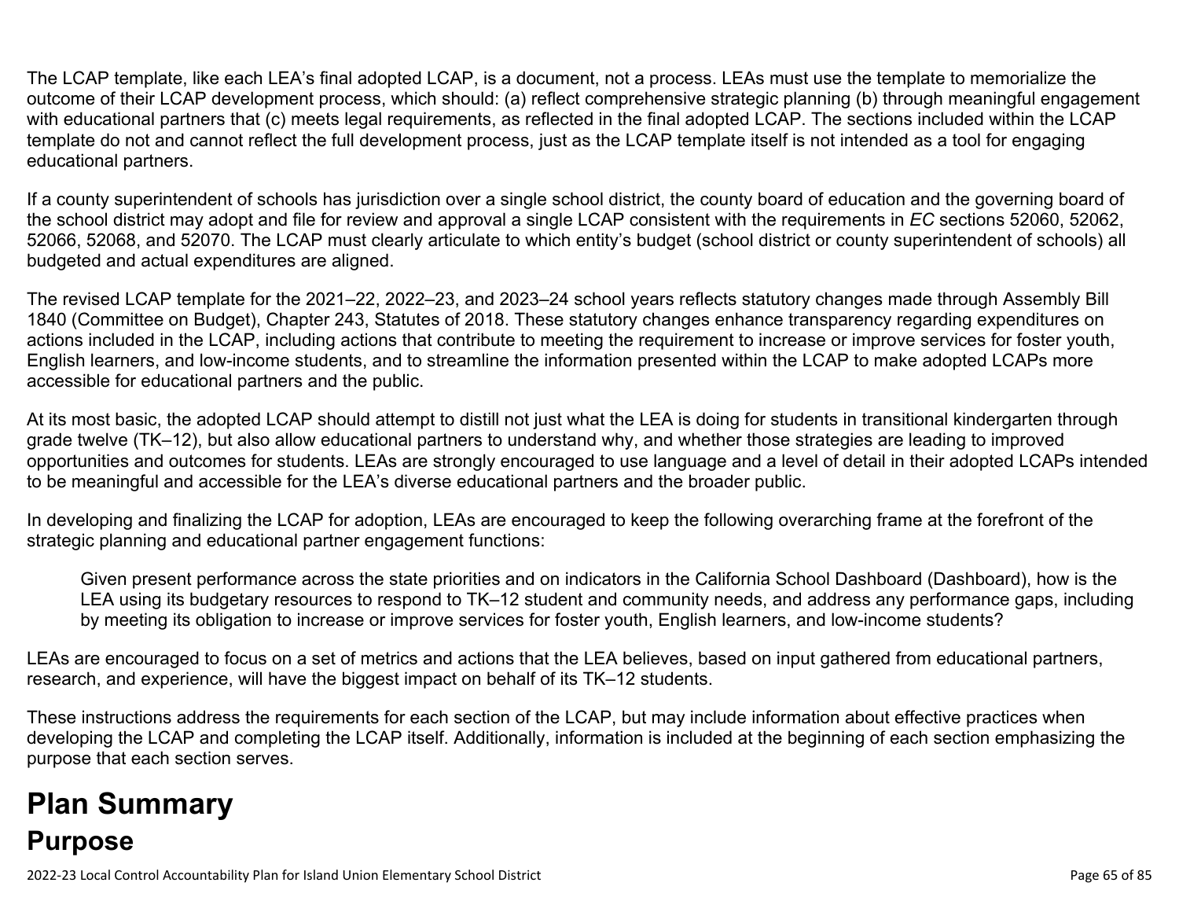The LCAP template, like each LEA's final adopted LCAP, is a document, not a process. LEAs must use the template to memorialize the outcome of their LCAP development process, which should: (a) reflect comprehensive strategic planning (b) through meaningful engagement with educational partners that (c) meets legal requirements, as reflected in the final adopted LCAP. The sections included within the LCAP template do not and cannot reflect the full development process, just as the LCAP template itself is not intended as a tool for engaging educational partners.

If a county superintendent of schools has jurisdiction over a single school district, the county board of education and the governing board of the school district may adopt and file for review and approval a single LCAP consistent with the requirements in *EC* sections 52060, 52062, 52066, 52068, and 52070. The LCAP must clearly articulate to which entity's budget (school district or county superintendent of schools) all budgeted and actual expenditures are aligned.

The revised LCAP template for the 2021–22, 2022–23, and 2023–24 school years reflects statutory changes made through Assembly Bill 1840 (Committee on Budget), Chapter 243, Statutes of 2018. These statutory changes enhance transparency regarding expenditures on actions included in the LCAP, including actions that contribute to meeting the requirement to increase or improve services for foster youth, English learners, and low-income students, and to streamline the information presented within the LCAP to make adopted LCAPs more accessible for educational partners and the public.

At its most basic, the adopted LCAP should attempt to distill not just what the LEA is doing for students in transitional kindergarten through grade twelve (TK–12), but also allow educational partners to understand why, and whether those strategies are leading to improved opportunities and outcomes for students. LEAs are strongly encouraged to use language and a level of detail in their adopted LCAPs intended to be meaningful and accessible for the LEA's diverse educational partners and the broader public.

In developing and finalizing the LCAP for adoption, LEAs are encouraged to keep the following overarching frame at the forefront of the strategic planning and educational partner engagement functions:

> Given present performance across the state priorities and on indicators in the California School Dashboard (Dashboard), how is the LEA using its budgetary resources to respond to TK–12 student and community needs, and address any performance gaps, including by meeting its obligation to increase or improve services for foster youth, English learners, and low-income students?

LEAs are encouraged to focus on a set of metrics and actions that the LEA believes, based on input gathered from educational partners, research, and experience, will have the biggest impact on behalf of its TK–12 students.

These instructions address the requirements for each section of the LCAP, but may include information about effective practices when developing the LCAP and completing the LCAP itself. Additionally, information is included at the beginning of each section emphasizing the purpose that each section serves.

# Plan Summary

## Purpose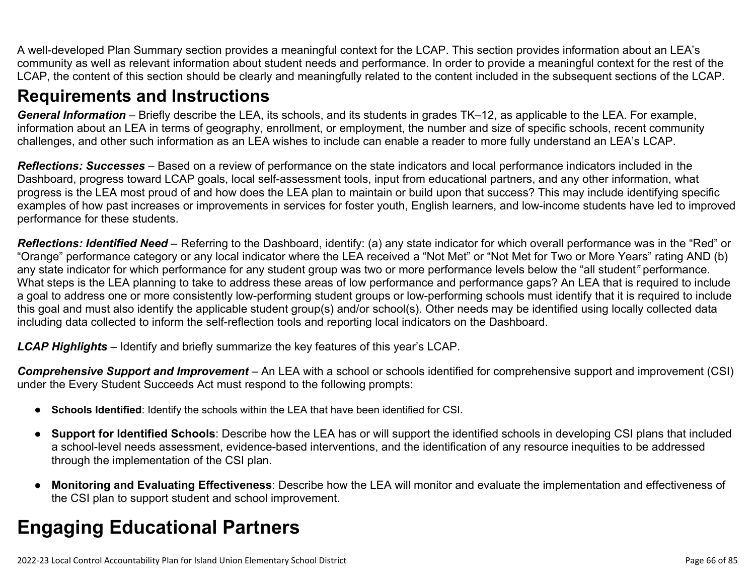A well-developed Plan Summary section provides a meaningful context for the LCAP. This section provides information about an LEA's community as well as relevant information about student needs and performance. In order to provide a meaningful context for the rest of the LCAP, the content of this section should be clearly and meaningfully related to the content included in the subsequent sections of the LCAP.

# Requirements and Instructions

***General Information*** – Briefly describe the LEA, its schools, and its students in grades TK–12, as applicable to the LEA. For example, information about an LEA in terms of geography, enrollment, or employment, the number and size of specific schools, recent community challenges, and other such information as an LEA wishes to include can enable a reader to more fully understand an LEA's LCAP.

***Reflections: Successes*** – Based on a review of performance on the state indicators and local performance indicators included in the Dashboard, progress toward LCAP goals, local self-assessment tools, input from educational partners, and any other information, what progress is the LEA most proud of and how does the LEA plan to maintain or build upon that success? This may include identifying specific examples of how past increases or improvements in services for foster youth, English learners, and low-income students have led to improved performance for these students.

***Reflections: Identified Need*** – Referring to the Dashboard, identify: (a) any state indicator for which overall performance was in the "Red" or "Orange" performance category or any local indicator where the LEA received a "Not Met" or "Not Met for Two or More Years" rating AND (b) any state indicator for which performance for any student group was two or more performance levels below the "all student*"* performance. What steps is the LEA planning to take to address these areas of low performance and performance gaps? An LEA that is required to include a goal to address one or more consistently low-performing student groups or low-performing schools must identify that it is required to include this goal and must also identify the applicable student group(s) and/or school(s). Other needs may be identified using locally collected data including data collected to inform the self-reflection tools and reporting local indicators on the Dashboard.

***LCAP Highlights*** – Identify and briefly summarize the key features of this year's LCAP.

***Comprehensive Support and Improvement*** – An LEA with a school or schools identified for comprehensive support and improvement (CSI) under the Every Student Succeeds Act must respond to the following prompts:

- **Schools Identified**: Identify the schools within the LEA that have been identified for CSI.
- **Support for Identified Schools**: Describe how the LEA has or will support the identified schools in developing CSI plans that included a school-level needs assessment, evidence-based interventions, and the identification of any resource inequities to be addressed through the implementation of the CSI plan.
- **Monitoring and Evaluating Effectiveness**: Describe how the LEA will monitor and evaluate the implementation and effectiveness of the CSI plan to support student and school improvement.

# Engaging Educational Partners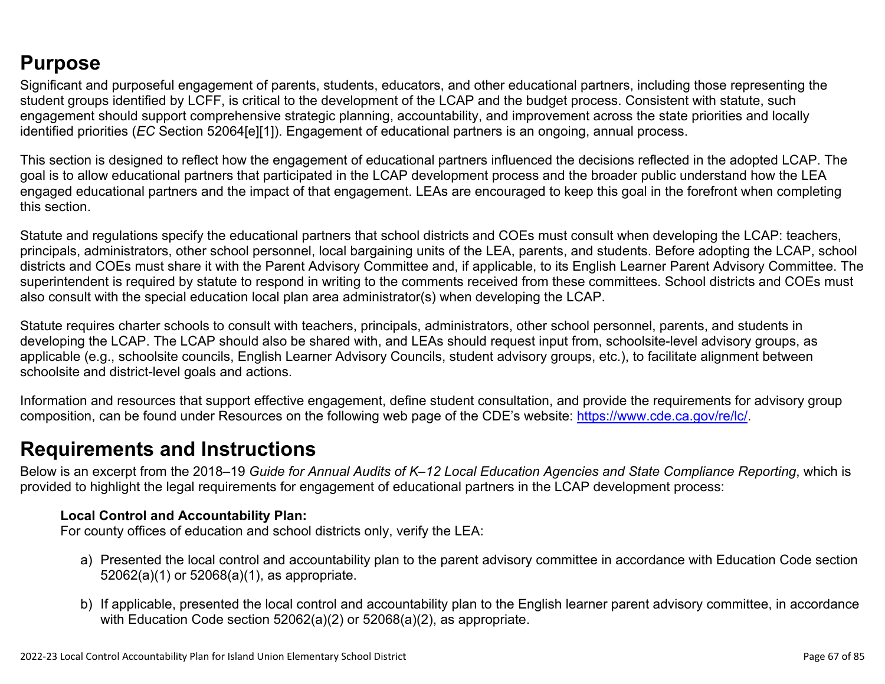## Purpose

Significant and purposeful engagement of parents, students, educators, and other educational partners, including those representing the student groups identified by LCFF, is critical to the development of the LCAP and the budget process. Consistent with statute, such engagement should support comprehensive strategic planning, accountability, and improvement across the state priorities and locally identified priorities (*EC* Section 52064[e][1]). Engagement of educational partners is an ongoing, annual process.

This section is designed to reflect how the engagement of educational partners influenced the decisions reflected in the adopted LCAP. The goal is to allow educational partners that participated in the LCAP development process and the broader public understand how the LEA engaged educational partners and the impact of that engagement. LEAs are encouraged to keep this goal in the forefront when completing this section.

Statute and regulations specify the educational partners that school districts and COEs must consult when developing the LCAP: teachers, principals, administrators, other school personnel, local bargaining units of the LEA, parents, and students. Before adopting the LCAP, school districts and COEs must share it with the Parent Advisory Committee and, if applicable, to its English Learner Parent Advisory Committee. The superintendent is required by statute to respond in writing to the comments received from these committees. School districts and COEs must also consult with the special education local plan area administrator(s) when developing the LCAP.

Statute requires charter schools to consult with teachers, principals, administrators, other school personnel, parents, and students in developing the LCAP. The LCAP should also be shared with, and LEAs should request input from, schoolsite-level advisory groups, as applicable (e.g., schoolsite councils, English Learner Advisory Councils, student advisory groups, etc.), to facilitate alignment between schoolsite and district-level goals and actions.

Information and resources that support effective engagement, define student consultation, and provide the requirements for advisory group composition, can be found under Resources on the following web page of the CDE's website: https://www.cde.ca.gov/re/lc/.

## Requirements and Instructions

Below is an excerpt from the 2018–19 *Guide for Annual Audits of K–12 Local Education Agencies and State Compliance Reporting*, which is provided to highlight the legal requirements for engagement of educational partners in the LCAP development process:

> **Local Control and Accountability Plan:**
> For county offices of education and school districts only, verify the LEA:
>
> a) Presented the local control and accountability plan to the parent advisory committee in accordance with Education Code section 52062(a)(1) or 52068(a)(1), as appropriate.
>
> b) If applicable, presented the local control and accountability plan to the English learner parent advisory committee, in accordance with Education Code section 52062(a)(2) or 52068(a)(2), as appropriate.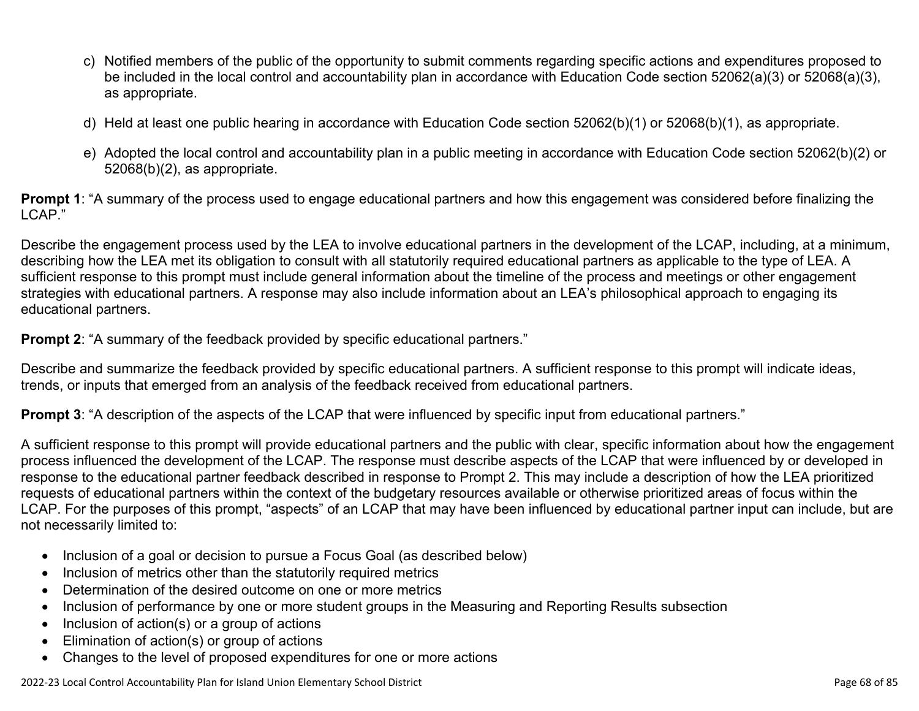c) Notified members of the public of the opportunity to submit comments regarding specific actions and expenditures proposed to be included in the local control and accountability plan in accordance with Education Code section 52062(a)(3) or 52068(a)(3), as appropriate.

d) Held at least one public hearing in accordance with Education Code section 52062(b)(1) or 52068(b)(1), as appropriate.

e) Adopted the local control and accountability plan in a public meeting in accordance with Education Code section 52062(b)(2) or 52068(b)(2), as appropriate.

**Prompt 1**: "A summary of the process used to engage educational partners and how this engagement was considered before finalizing the LCAP."

Describe the engagement process used by the LEA to involve educational partners in the development of the LCAP, including, at a minimum, describing how the LEA met its obligation to consult with all statutorily required educational partners as applicable to the type of LEA. A sufficient response to this prompt must include general information about the timeline of the process and meetings or other engagement strategies with educational partners. A response may also include information about an LEA's philosophical approach to engaging its educational partners.

**Prompt 2**: "A summary of the feedback provided by specific educational partners."

Describe and summarize the feedback provided by specific educational partners. A sufficient response to this prompt will indicate ideas, trends, or inputs that emerged from an analysis of the feedback received from educational partners.

**Prompt 3**: "A description of the aspects of the LCAP that were influenced by specific input from educational partners."

A sufficient response to this prompt will provide educational partners and the public with clear, specific information about how the engagement process influenced the development of the LCAP. The response must describe aspects of the LCAP that were influenced by or developed in response to the educational partner feedback described in response to Prompt 2. This may include a description of how the LEA prioritized requests of educational partners within the context of the budgetary resources available or otherwise prioritized areas of focus within the LCAP. For the purposes of this prompt, "aspects" of an LCAP that may have been influenced by educational partner input can include, but are not necessarily limited to:

- Inclusion of a goal or decision to pursue a Focus Goal (as described below)
- Inclusion of metrics other than the statutorily required metrics
- Determination of the desired outcome on one or more metrics
- Inclusion of performance by one or more student groups in the Measuring and Reporting Results subsection
- Inclusion of action(s) or a group of actions
- Elimination of action(s) or group of actions
- Changes to the level of proposed expenditures for one or more actions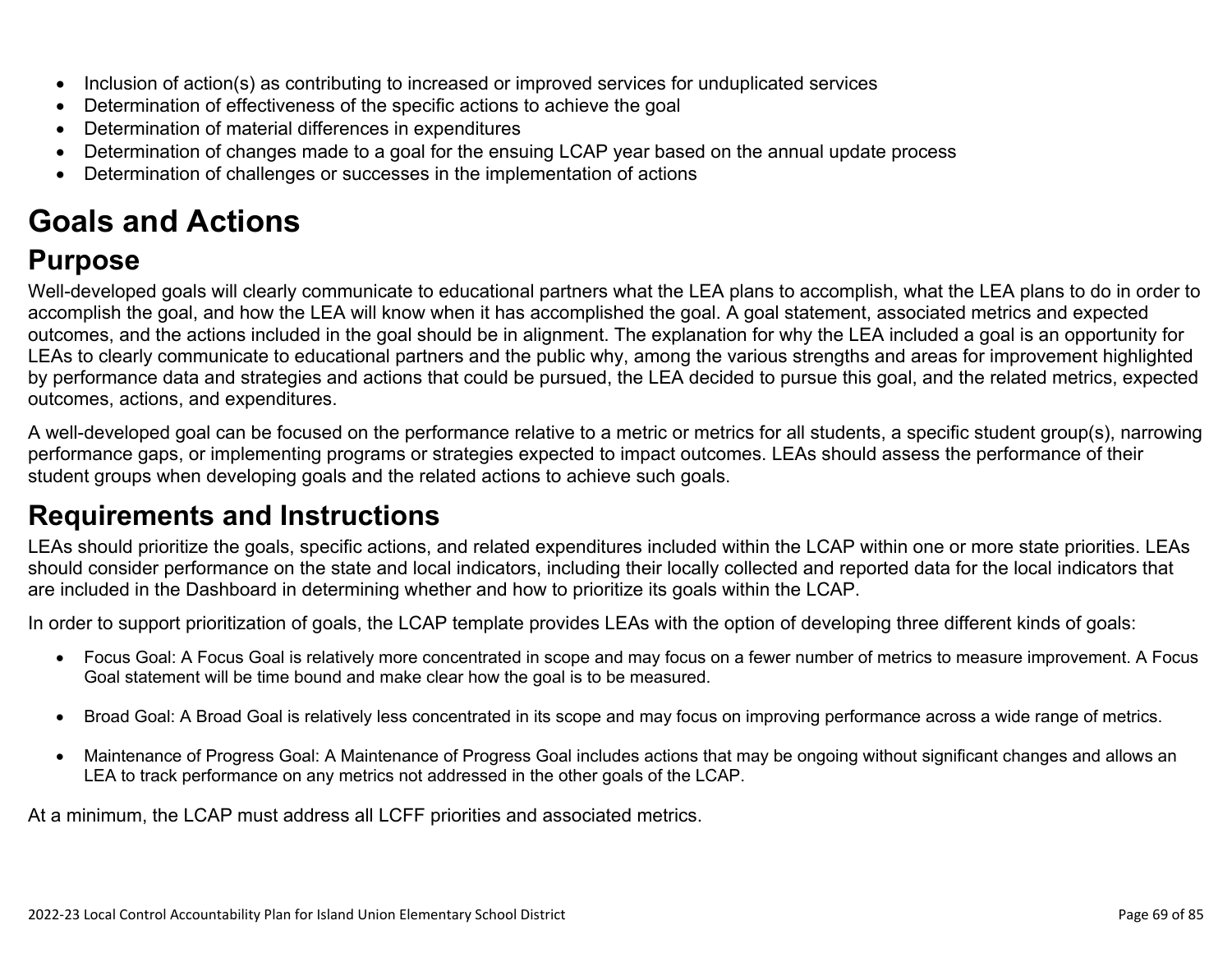- Inclusion of action(s) as contributing to increased or improved services for unduplicated services
- Determination of effectiveness of the specific actions to achieve the goal
- Determination of material differences in expenditures
- Determination of changes made to a goal for the ensuing LCAP year based on the annual update process
- Determination of challenges or successes in the implementation of actions

# Goals and Actions

## Purpose

Well-developed goals will clearly communicate to educational partners what the LEA plans to accomplish, what the LEA plans to do in order to accomplish the goal, and how the LEA will know when it has accomplished the goal. A goal statement, associated metrics and expected outcomes, and the actions included in the goal should be in alignment. The explanation for why the LEA included a goal is an opportunity for LEAs to clearly communicate to educational partners and the public why, among the various strengths and areas for improvement highlighted by performance data and strategies and actions that could be pursued, the LEA decided to pursue this goal, and the related metrics, expected outcomes, actions, and expenditures.

A well-developed goal can be focused on the performance relative to a metric or metrics for all students, a specific student group(s), narrowing performance gaps, or implementing programs or strategies expected to impact outcomes. LEAs should assess the performance of their student groups when developing goals and the related actions to achieve such goals.

## Requirements and Instructions

LEAs should prioritize the goals, specific actions, and related expenditures included within the LCAP within one or more state priorities. LEAs should consider performance on the state and local indicators, including their locally collected and reported data for the local indicators that are included in the Dashboard in determining whether and how to prioritize its goals within the LCAP.

In order to support prioritization of goals, the LCAP template provides LEAs with the option of developing three different kinds of goals:

- Focus Goal: A Focus Goal is relatively more concentrated in scope and may focus on a fewer number of metrics to measure improvement. A Focus Goal statement will be time bound and make clear how the goal is to be measured.

- Broad Goal: A Broad Goal is relatively less concentrated in its scope and may focus on improving performance across a wide range of metrics.

- Maintenance of Progress Goal: A Maintenance of Progress Goal includes actions that may be ongoing without significant changes and allows an LEA to track performance on any metrics not addressed in the other goals of the LCAP.

At a minimum, the LCAP must address all LCFF priorities and associated metrics.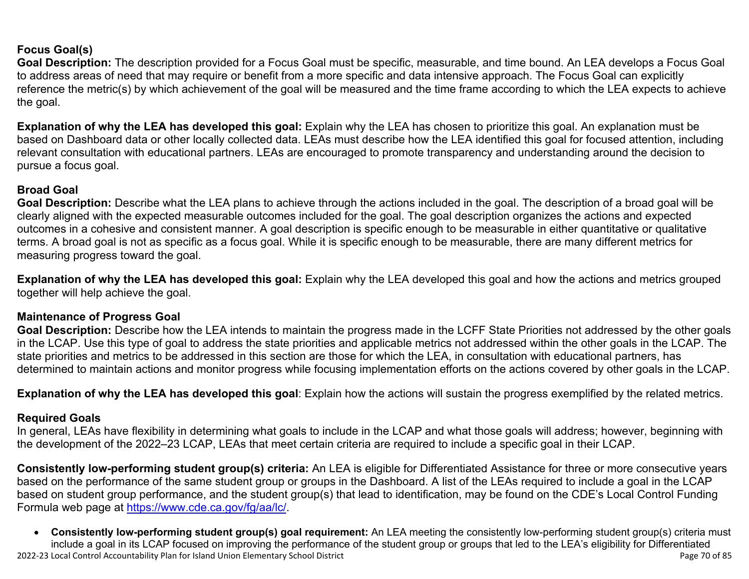**Focus Goal(s)**

**Goal Description:** The description provided for a Focus Goal must be specific, measurable, and time bound. An LEA develops a Focus Goal to address areas of need that may require or benefit from a more specific and data intensive approach. The Focus Goal can explicitly reference the metric(s) by which achievement of the goal will be measured and the time frame according to which the LEA expects to achieve the goal.

**Explanation of why the LEA has developed this goal:** Explain why the LEA has chosen to prioritize this goal. An explanation must be based on Dashboard data or other locally collected data. LEAs must describe how the LEA identified this goal for focused attention, including relevant consultation with educational partners. LEAs are encouraged to promote transparency and understanding around the decision to pursue a focus goal.

**Broad Goal**

**Goal Description:** Describe what the LEA plans to achieve through the actions included in the goal. The description of a broad goal will be clearly aligned with the expected measurable outcomes included for the goal. The goal description organizes the actions and expected outcomes in a cohesive and consistent manner. A goal description is specific enough to be measurable in either quantitative or qualitative terms. A broad goal is not as specific as a focus goal. While it is specific enough to be measurable, there are many different metrics for measuring progress toward the goal.

**Explanation of why the LEA has developed this goal:** Explain why the LEA developed this goal and how the actions and metrics grouped together will help achieve the goal.

**Maintenance of Progress Goal**

**Goal Description:** Describe how the LEA intends to maintain the progress made in the LCFF State Priorities not addressed by the other goals in the LCAP. Use this type of goal to address the state priorities and applicable metrics not addressed within the other goals in the LCAP. The state priorities and metrics to be addressed in this section are those for which the LEA, in consultation with educational partners, has determined to maintain actions and monitor progress while focusing implementation efforts on the actions covered by other goals in the LCAP.

**Explanation of why the LEA has developed this goal**: Explain how the actions will sustain the progress exemplified by the related metrics.

**Required Goals**

In general, LEAs have flexibility in determining what goals to include in the LCAP and what those goals will address; however, beginning with the development of the 2022–23 LCAP, LEAs that meet certain criteria are required to include a specific goal in their LCAP.

**Consistently low-performing student group(s) criteria:** An LEA is eligible for Differentiated Assistance for three or more consecutive years based on the performance of the same student group or groups in the Dashboard. A list of the LEAs required to include a goal in the LCAP based on student group performance, and the student group(s) that lead to identification, may be found on the CDE's Local Control Funding Formula web page at https://www.cde.ca.gov/fg/aa/lc/.

- **Consistently low-performing student group(s) goal requirement:** An LEA meeting the consistently low-performing student group(s) criteria must include a goal in its LCAP focused on improving the performance of the student group or groups that led to the LEA's eligibility for Differentiated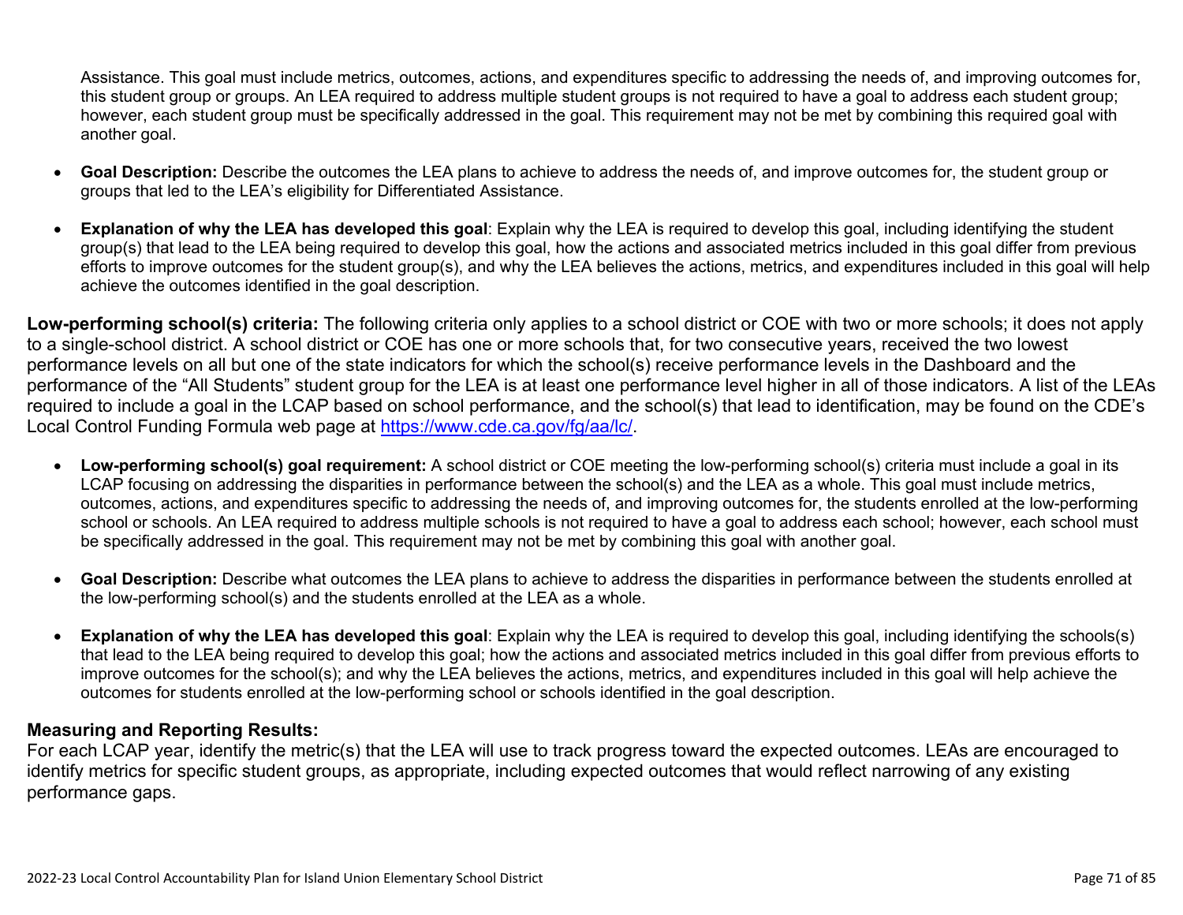Assistance. This goal must include metrics, outcomes, actions, and expenditures specific to addressing the needs of, and improving outcomes for, this student group or groups. An LEA required to address multiple student groups is not required to have a goal to address each student group; however, each student group must be specifically addressed in the goal. This requirement may not be met by combining this required goal with another goal.

- **Goal Description:** Describe the outcomes the LEA plans to achieve to address the needs of, and improve outcomes for, the student group or groups that led to the LEA's eligibility for Differentiated Assistance.
- **Explanation of why the LEA has developed this goal**: Explain why the LEA is required to develop this goal, including identifying the student group(s) that lead to the LEA being required to develop this goal, how the actions and associated metrics included in this goal differ from previous efforts to improve outcomes for the student group(s), and why the LEA believes the actions, metrics, and expenditures included in this goal will help achieve the outcomes identified in the goal description.

**Low-performing school(s) criteria:** The following criteria only applies to a school district or COE with two or more schools; it does not apply to a single-school district. A school district or COE has one or more schools that, for two consecutive years, received the two lowest performance levels on all but one of the state indicators for which the school(s) receive performance levels in the Dashboard and the performance of the "All Students" student group for the LEA is at least one performance level higher in all of those indicators. A list of the LEAs required to include a goal in the LCAP based on school performance, and the school(s) that lead to identification, may be found on the CDE's Local Control Funding Formula web page at [https://www.cde.ca.gov/fg/aa/lc/](https://www.cde.ca.gov/fg/aa/lc/).

- **Low-performing school(s) goal requirement:** A school district or COE meeting the low-performing school(s) criteria must include a goal in its LCAP focusing on addressing the disparities in performance between the school(s) and the LEA as a whole. This goal must include metrics, outcomes, actions, and expenditures specific to addressing the needs of, and improving outcomes for, the students enrolled at the low-performing school or schools. An LEA required to address multiple schools is not required to have a goal to address each school; however, each school must be specifically addressed in the goal. This requirement may not be met by combining this goal with another goal.
- **Goal Description:** Describe what outcomes the LEA plans to achieve to address the disparities in performance between the students enrolled at the low-performing school(s) and the students enrolled at the LEA as a whole.
- **Explanation of why the LEA has developed this goal**: Explain why the LEA is required to develop this goal, including identifying the schools(s) that lead to the LEA being required to develop this goal; how the actions and associated metrics included in this goal differ from previous efforts to improve outcomes for the school(s); and why the LEA believes the actions, metrics, and expenditures included in this goal will help achieve the outcomes for students enrolled at the low-performing school or schools identified in the goal description.

### Measuring and Reporting Results:

For each LCAP year, identify the metric(s) that the LEA will use to track progress toward the expected outcomes. LEAs are encouraged to identify metrics for specific student groups, as appropriate, including expected outcomes that would reflect narrowing of any existing performance gaps.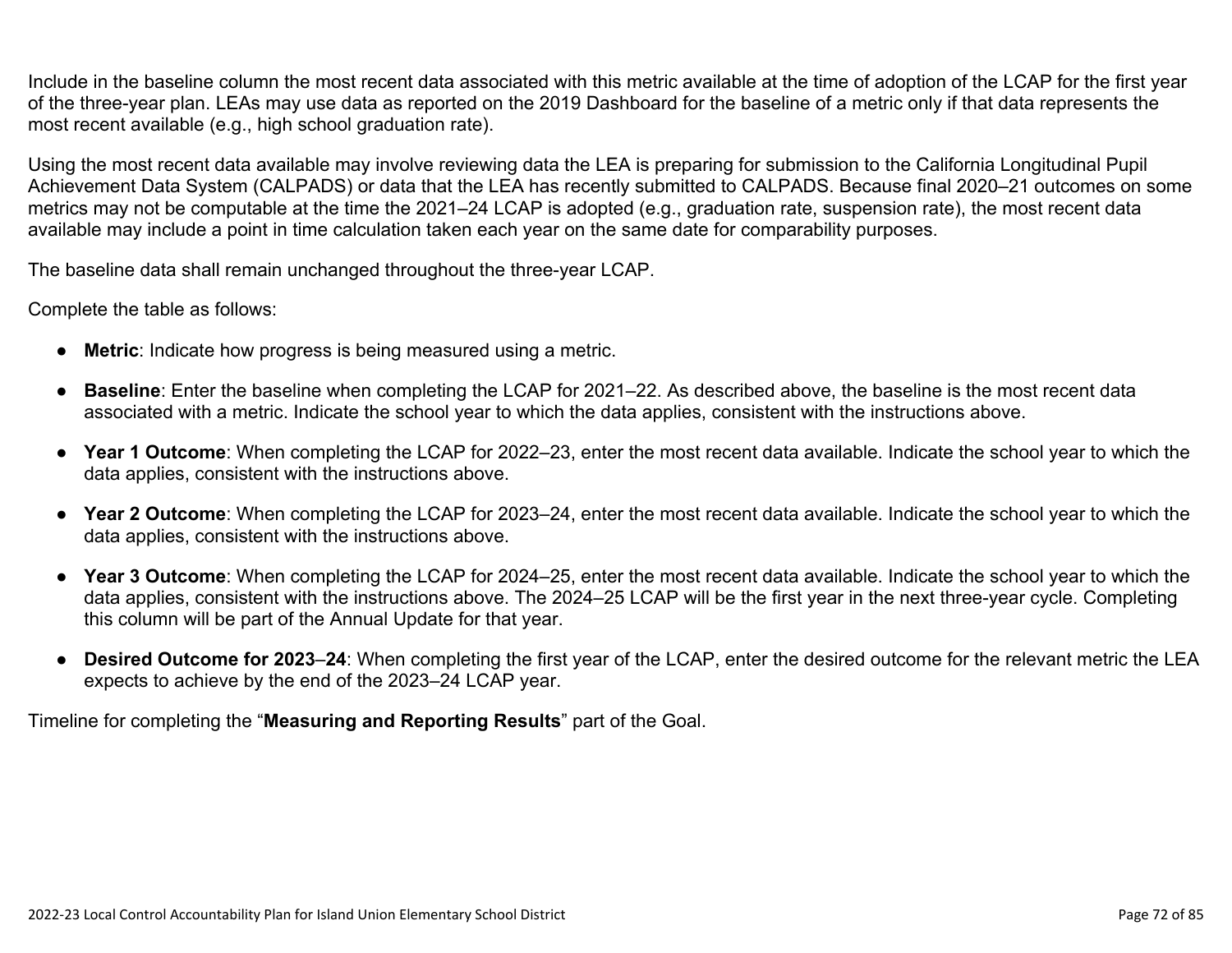Include in the baseline column the most recent data associated with this metric available at the time of adoption of the LCAP for the first year of the three-year plan. LEAs may use data as reported on the 2019 Dashboard for the baseline of a metric only if that data represents the most recent available (e.g., high school graduation rate).

Using the most recent data available may involve reviewing data the LEA is preparing for submission to the California Longitudinal Pupil Achievement Data System (CALPADS) or data that the LEA has recently submitted to CALPADS. Because final 2020–21 outcomes on some metrics may not be computable at the time the 2021–24 LCAP is adopted (e.g., graduation rate, suspension rate), the most recent data available may include a point in time calculation taken each year on the same date for comparability purposes.

The baseline data shall remain unchanged throughout the three-year LCAP.

Complete the table as follows:

- **Metric**: Indicate how progress is being measured using a metric.
- **Baseline**: Enter the baseline when completing the LCAP for 2021–22. As described above, the baseline is the most recent data associated with a metric. Indicate the school year to which the data applies, consistent with the instructions above.
- **Year 1 Outcome**: When completing the LCAP for 2022–23, enter the most recent data available. Indicate the school year to which the data applies, consistent with the instructions above.
- **Year 2 Outcome**: When completing the LCAP for 2023–24, enter the most recent data available. Indicate the school year to which the data applies, consistent with the instructions above.
- **Year 3 Outcome**: When completing the LCAP for 2024–25, enter the most recent data available. Indicate the school year to which the data applies, consistent with the instructions above. The 2024–25 LCAP will be the first year in the next three-year cycle. Completing this column will be part of the Annual Update for that year.
- **Desired Outcome for 2023–24**: When completing the first year of the LCAP, enter the desired outcome for the relevant metric the LEA expects to achieve by the end of the 2023–24 LCAP year.

Timeline for completing the "**Measuring and Reporting Results**" part of the Goal.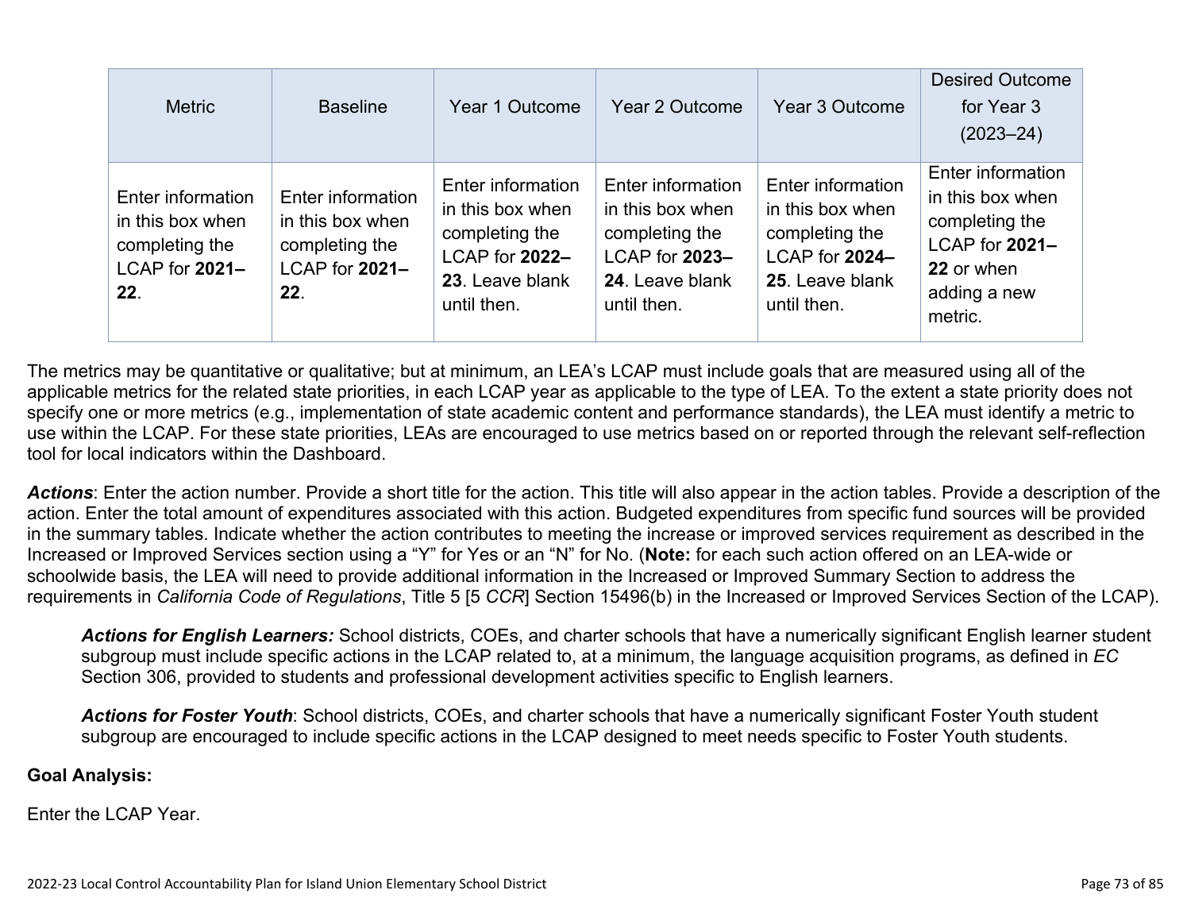| Metric | Baseline | Year 1 Outcome | Year 2 Outcome | Year 3 Outcome | Desired Outcome for Year 3 (2023–24) |
|---|---|---|---|---|---|
| Enter information in this box when completing the LCAP for **2021–22**. | Enter information in this box when completing the LCAP for **2021–22**. | Enter information in this box when completing the LCAP for **2022–23**. Leave blank until then. | Enter information in this box when completing the LCAP for **2023–24**. Leave blank until then. | Enter information in this box when completing the LCAP for **2024–25**. Leave blank until then. | Enter information in this box when completing the LCAP for **2021–22** or when adding a new metric. |

The metrics may be quantitative or qualitative; but at minimum, an LEA's LCAP must include goals that are measured using all of the applicable metrics for the related state priorities, in each LCAP year as applicable to the type of LEA. To the extent a state priority does not specify one or more metrics (e.g., implementation of state academic content and performance standards), the LEA must identify a metric to use within the LCAP. For these state priorities, LEAs are encouraged to use metrics based on or reported through the relevant self-reflection tool for local indicators within the Dashboard.

***Actions***: Enter the action number. Provide a short title for the action. This title will also appear in the action tables. Provide a description of the action. Enter the total amount of expenditures associated with this action. Budgeted expenditures from specific fund sources will be provided in the summary tables. Indicate whether the action contributes to meeting the increase or improved services requirement as described in the Increased or Improved Services section using a "Y" for Yes or an "N" for No. (**Note:** for each such action offered on an LEA-wide or schoolwide basis, the LEA will need to provide additional information in the Increased or Improved Summary Section to address the requirements in *California Code of Regulations*, Title 5 [5 *CCR*] Section 15496(b) in the Increased or Improved Services Section of the LCAP).

> ***Actions for English Learners:*** School districts, COEs, and charter schools that have a numerically significant English learner student subgroup must include specific actions in the LCAP related to, at a minimum, the language acquisition programs, as defined in *EC* Section 306, provided to students and professional development activities specific to English learners.
>
> ***Actions for Foster Youth***: School districts, COEs, and charter schools that have a numerically significant Foster Youth student subgroup are encouraged to include specific actions in the LCAP designed to meet needs specific to Foster Youth students.

**Goal Analysis:**

Enter the LCAP Year.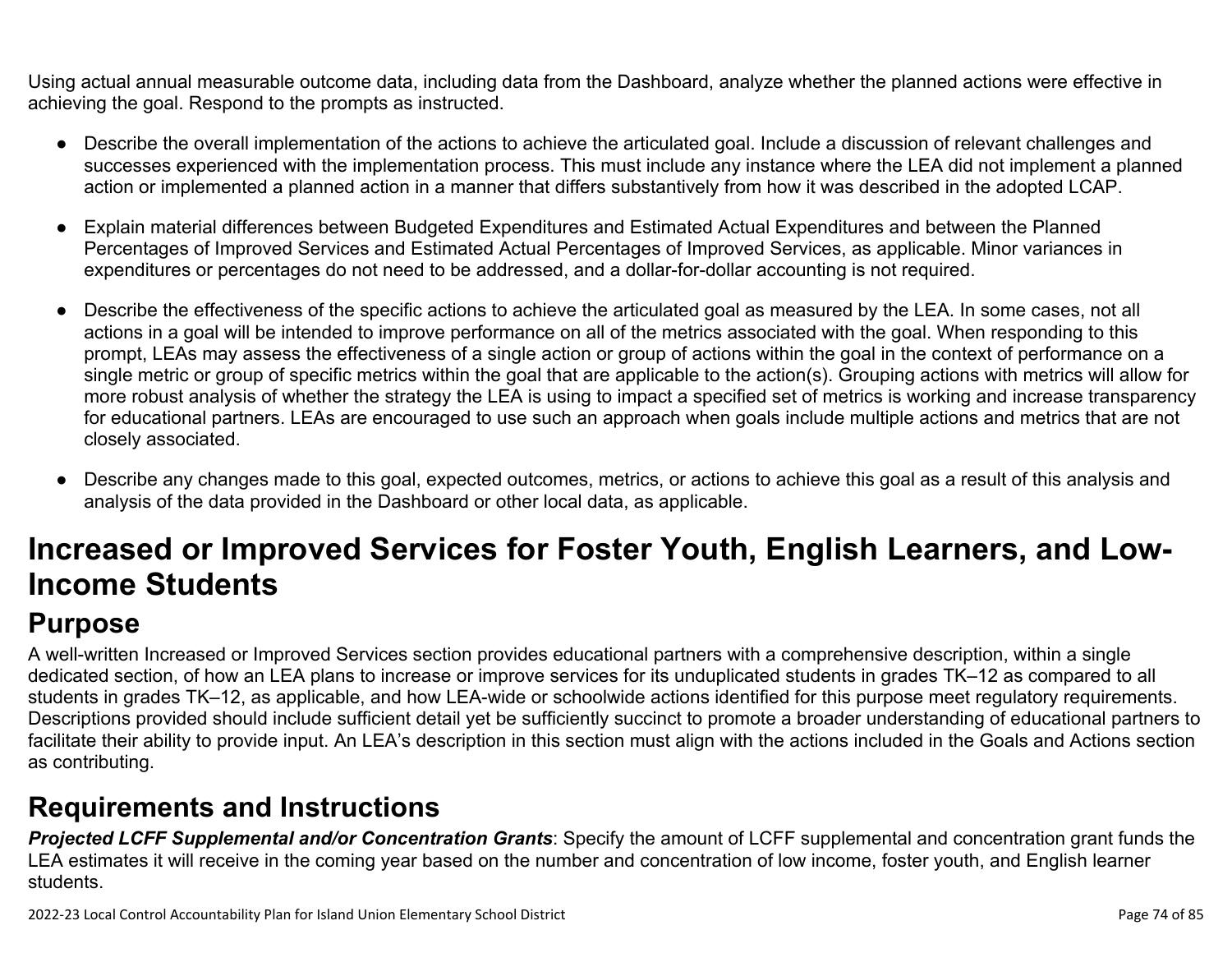Using actual annual measurable outcome data, including data from the Dashboard, analyze whether the planned actions were effective in achieving the goal. Respond to the prompts as instructed.

- Describe the overall implementation of the actions to achieve the articulated goal. Include a discussion of relevant challenges and successes experienced with the implementation process. This must include any instance where the LEA did not implement a planned action or implemented a planned action in a manner that differs substantively from how it was described in the adopted LCAP.

- Explain material differences between Budgeted Expenditures and Estimated Actual Expenditures and between the Planned Percentages of Improved Services and Estimated Actual Percentages of Improved Services, as applicable. Minor variances in expenditures or percentages do not need to be addressed, and a dollar-for-dollar accounting is not required.

- Describe the effectiveness of the specific actions to achieve the articulated goal as measured by the LEA. In some cases, not all actions in a goal will be intended to improve performance on all of the metrics associated with the goal. When responding to this prompt, LEAs may assess the effectiveness of a single action or group of actions within the goal in the context of performance on a single metric or group of specific metrics within the goal that are applicable to the action(s). Grouping actions with metrics will allow for more robust analysis of whether the strategy the LEA is using to impact a specified set of metrics is working and increase transparency for educational partners. LEAs are encouraged to use such an approach when goals include multiple actions and metrics that are not closely associated.

- Describe any changes made to this goal, expected outcomes, metrics, or actions to achieve this goal as a result of this analysis and analysis of the data provided in the Dashboard or other local data, as applicable.

# Increased or Improved Services for Foster Youth, English Learners, and Low-Income Students

## Purpose

A well-written Increased or Improved Services section provides educational partners with a comprehensive description, within a single dedicated section, of how an LEA plans to increase or improve services for its unduplicated students in grades TK–12 as compared to all students in grades TK–12, as applicable, and how LEA-wide or schoolwide actions identified for this purpose meet regulatory requirements. Descriptions provided should include sufficient detail yet be sufficiently succinct to promote a broader understanding of educational partners to facilitate their ability to provide input. An LEA's description in this section must align with the actions included in the Goals and Actions section as contributing.

## Requirements and Instructions

***Projected LCFF Supplemental and/or Concentration Grants***: Specify the amount of LCFF supplemental and concentration grant funds the LEA estimates it will receive in the coming year based on the number and concentration of low income, foster youth, and English learner students.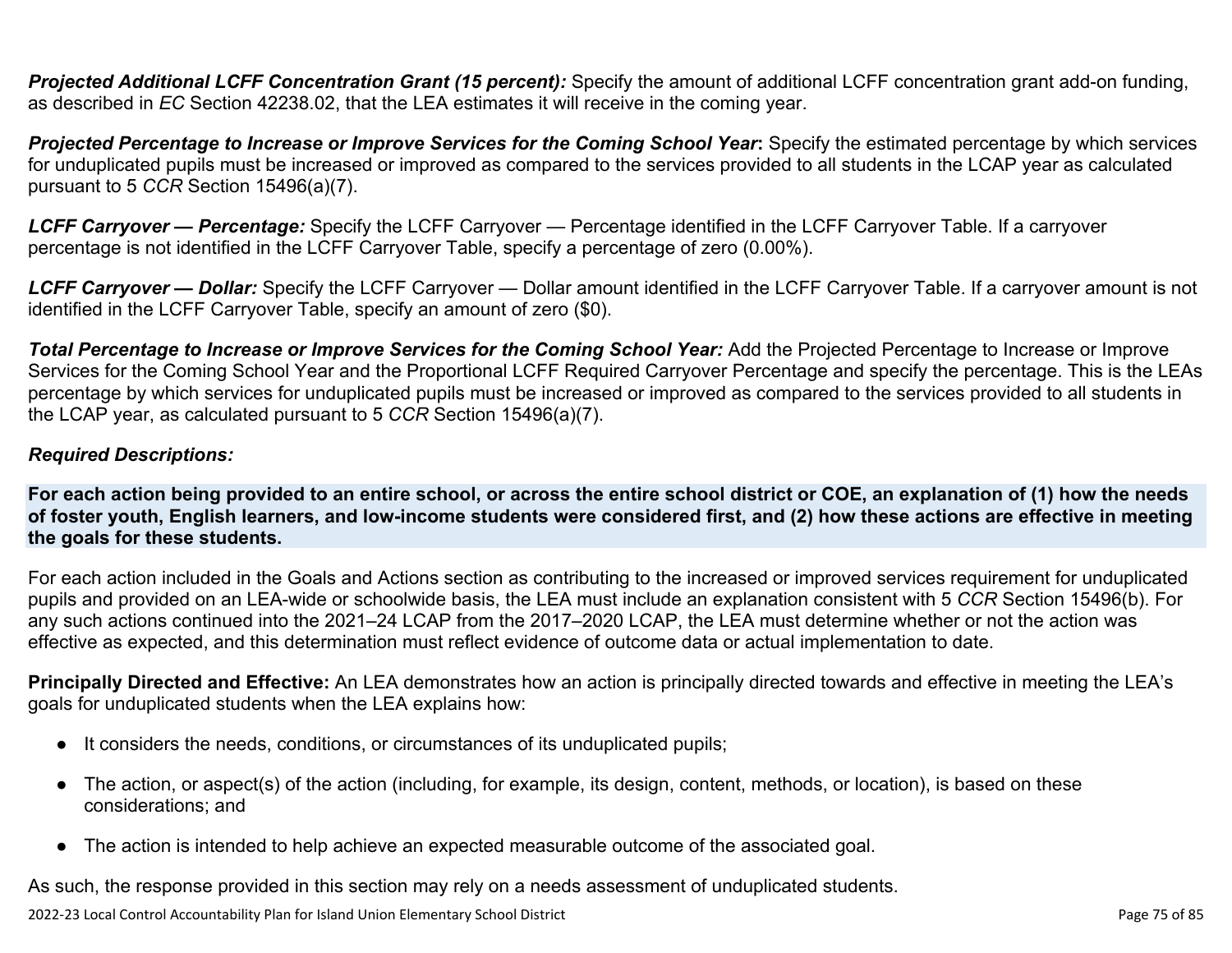***Projected Additional LCFF Concentration Grant (15 percent):*** Specify the amount of additional LCFF concentration grant add-on funding, as described in *EC* Section 42238.02, that the LEA estimates it will receive in the coming year.

***Projected Percentage to Increase or Improve Services for the Coming School Year*:** Specify the estimated percentage by which services for unduplicated pupils must be increased or improved as compared to the services provided to all students in the LCAP year as calculated pursuant to 5 *CCR* Section 15496(a)(7).

***LCFF Carryover — Percentage:*** Specify the LCFF Carryover — Percentage identified in the LCFF Carryover Table. If a carryover percentage is not identified in the LCFF Carryover Table, specify a percentage of zero (0.00%).

***LCFF Carryover — Dollar:*** Specify the LCFF Carryover — Dollar amount identified in the LCFF Carryover Table. If a carryover amount is not identified in the LCFF Carryover Table, specify an amount of zero ($0).

***Total Percentage to Increase or Improve Services for the Coming School Year:*** Add the Projected Percentage to Increase or Improve Services for the Coming School Year and the Proportional LCFF Required Carryover Percentage and specify the percentage. This is the LEAs percentage by which services for unduplicated pupils must be increased or improved as compared to the services provided to all students in the LCAP year, as calculated pursuant to 5 *CCR* Section 15496(a)(7).

***Required Descriptions:***

**For each action being provided to an entire school, or across the entire school district or COE, an explanation of (1) how the needs of foster youth, English learners, and low-income students were considered first, and (2) how these actions are effective in meeting the goals for these students.**

For each action included in the Goals and Actions section as contributing to the increased or improved services requirement for unduplicated pupils and provided on an LEA-wide or schoolwide basis, the LEA must include an explanation consistent with 5 *CCR* Section 15496(b). For any such actions continued into the 2021–24 LCAP from the 2017–2020 LCAP, the LEA must determine whether or not the action was effective as expected, and this determination must reflect evidence of outcome data or actual implementation to date.

**Principally Directed and Effective:** An LEA demonstrates how an action is principally directed towards and effective in meeting the LEA's goals for unduplicated students when the LEA explains how:

- It considers the needs, conditions, or circumstances of its unduplicated pupils;
- The action, or aspect(s) of the action (including, for example, its design, content, methods, or location), is based on these considerations; and
- The action is intended to help achieve an expected measurable outcome of the associated goal.

As such, the response provided in this section may rely on a needs assessment of unduplicated students.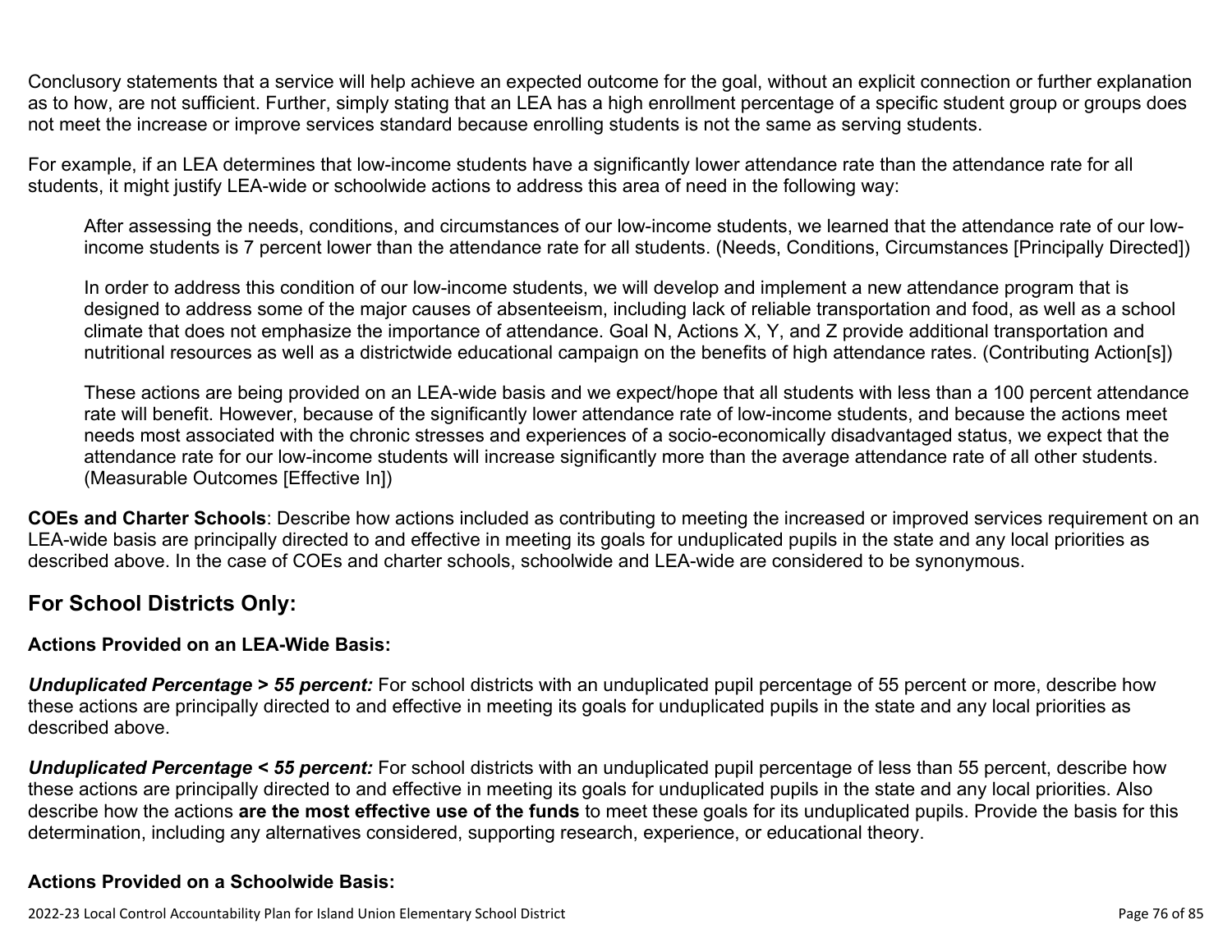Conclusory statements that a service will help achieve an expected outcome for the goal, without an explicit connection or further explanation as to how, are not sufficient. Further, simply stating that an LEA has a high enrollment percentage of a specific student group or groups does not meet the increase or improve services standard because enrolling students is not the same as serving students.

For example, if an LEA determines that low-income students have a significantly lower attendance rate than the attendance rate for all students, it might justify LEA-wide or schoolwide actions to address this area of need in the following way:

> After assessing the needs, conditions, and circumstances of our low-income students, we learned that the attendance rate of our low-income students is 7 percent lower than the attendance rate for all students. (Needs, Conditions, Circumstances [Principally Directed])
>
> In order to address this condition of our low-income students, we will develop and implement a new attendance program that is designed to address some of the major causes of absenteeism, including lack of reliable transportation and food, as well as a school climate that does not emphasize the importance of attendance. Goal N, Actions X, Y, and Z provide additional transportation and nutritional resources as well as a districtwide educational campaign on the benefits of high attendance rates. (Contributing Action[s])
>
> These actions are being provided on an LEA-wide basis and we expect/hope that all students with less than a 100 percent attendance rate will benefit. However, because of the significantly lower attendance rate of low-income students, and because the actions meet needs most associated with the chronic stresses and experiences of a socio-economically disadvantaged status, we expect that the attendance rate for our low-income students will increase significantly more than the average attendance rate of all other students. (Measurable Outcomes [Effective In])

**COEs and Charter Schools**: Describe how actions included as contributing to meeting the increased or improved services requirement on an LEA-wide basis are principally directed to and effective in meeting its goals for unduplicated pupils in the state and any local priorities as described above. In the case of COEs and charter schools, schoolwide and LEA-wide are considered to be synonymous.

## For School Districts Only:

### Actions Provided on an LEA-Wide Basis:

***Unduplicated Percentage > 55 percent:*** For school districts with an unduplicated pupil percentage of 55 percent or more, describe how these actions are principally directed to and effective in meeting its goals for unduplicated pupils in the state and any local priorities as described above.

***Unduplicated Percentage < 55 percent:*** For school districts with an unduplicated pupil percentage of less than 55 percent, describe how these actions are principally directed to and effective in meeting its goals for unduplicated pupils in the state and any local priorities. Also describe how the actions **are the most effective use of the funds** to meet these goals for its unduplicated pupils. Provide the basis for this determination, including any alternatives considered, supporting research, experience, or educational theory.

### Actions Provided on a Schoolwide Basis: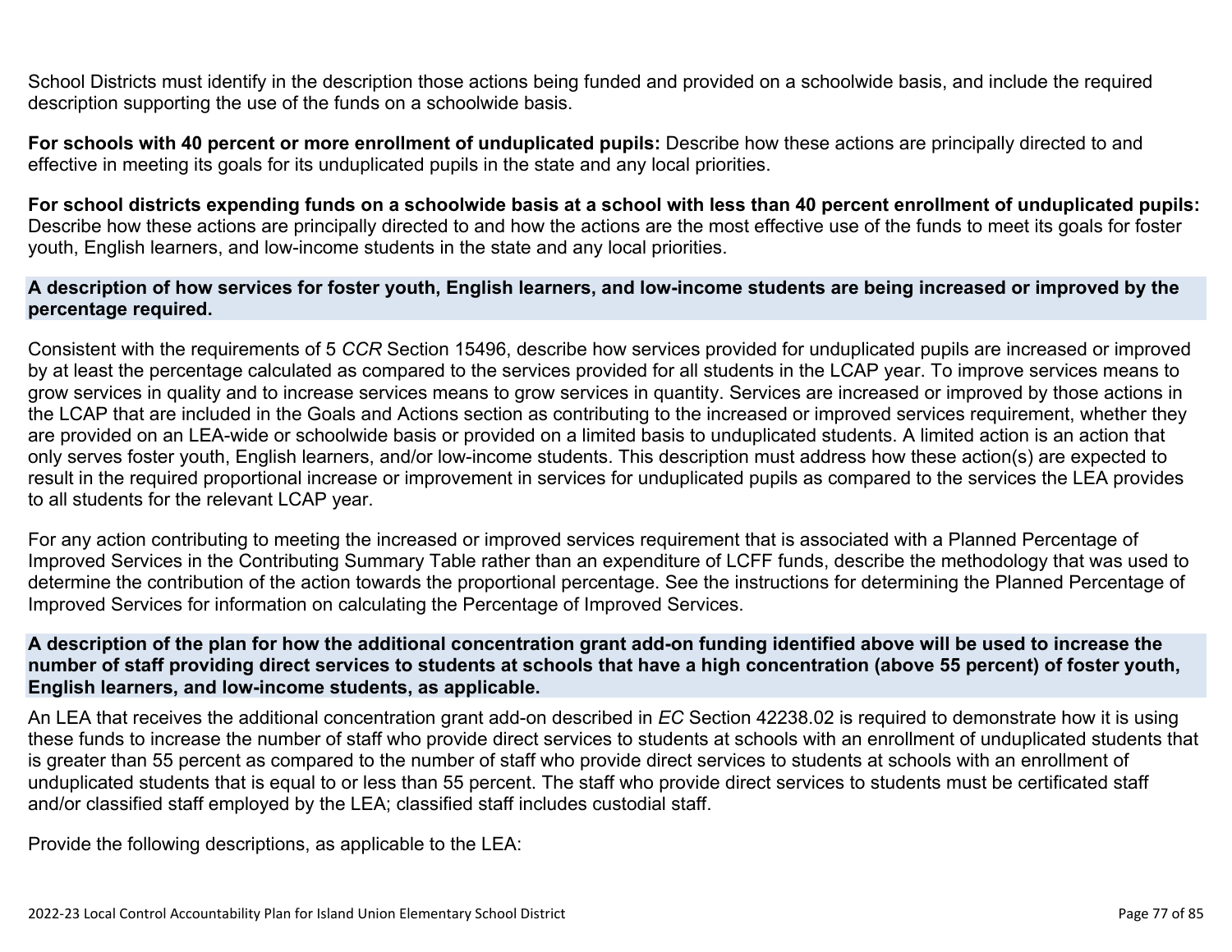School Districts must identify in the description those actions being funded and provided on a schoolwide basis, and include the required description supporting the use of the funds on a schoolwide basis.

**For schools with 40 percent or more enrollment of unduplicated pupils:** Describe how these actions are principally directed to and effective in meeting its goals for its unduplicated pupils in the state and any local priorities.

**For school districts expending funds on a schoolwide basis at a school with less than 40 percent enrollment of unduplicated pupils:** Describe how these actions are principally directed to and how the actions are the most effective use of the funds to meet its goals for foster youth, English learners, and low-income students in the state and any local priorities.

### A description of how services for foster youth, English learners, and low-income students are being increased or improved by the percentage required.

Consistent with the requirements of 5 *CCR* Section 15496, describe how services provided for unduplicated pupils are increased or improved by at least the percentage calculated as compared to the services provided for all students in the LCAP year. To improve services means to grow services in quality and to increase services means to grow services in quantity. Services are increased or improved by those actions in the LCAP that are included in the Goals and Actions section as contributing to the increased or improved services requirement, whether they are provided on an LEA-wide or schoolwide basis or provided on a limited basis to unduplicated students. A limited action is an action that only serves foster youth, English learners, and/or low-income students. This description must address how these action(s) are expected to result in the required proportional increase or improvement in services for unduplicated pupils as compared to the services the LEA provides to all students for the relevant LCAP year.

For any action contributing to meeting the increased or improved services requirement that is associated with a Planned Percentage of Improved Services in the Contributing Summary Table rather than an expenditure of LCFF funds, describe the methodology that was used to determine the contribution of the action towards the proportional percentage. See the instructions for determining the Planned Percentage of Improved Services for information on calculating the Percentage of Improved Services.

### A description of the plan for how the additional concentration grant add-on funding identified above will be used to increase the number of staff providing direct services to students at schools that have a high concentration (above 55 percent) of foster youth, English learners, and low-income students, as applicable.

An LEA that receives the additional concentration grant add-on described in *EC* Section 42238.02 is required to demonstrate how it is using these funds to increase the number of staff who provide direct services to students at schools with an enrollment of unduplicated students that is greater than 55 percent as compared to the number of staff who provide direct services to students at schools with an enrollment of unduplicated students that is equal to or less than 55 percent. The staff who provide direct services to students must be certificated staff and/or classified staff employed by the LEA; classified staff includes custodial staff.

Provide the following descriptions, as applicable to the LEA: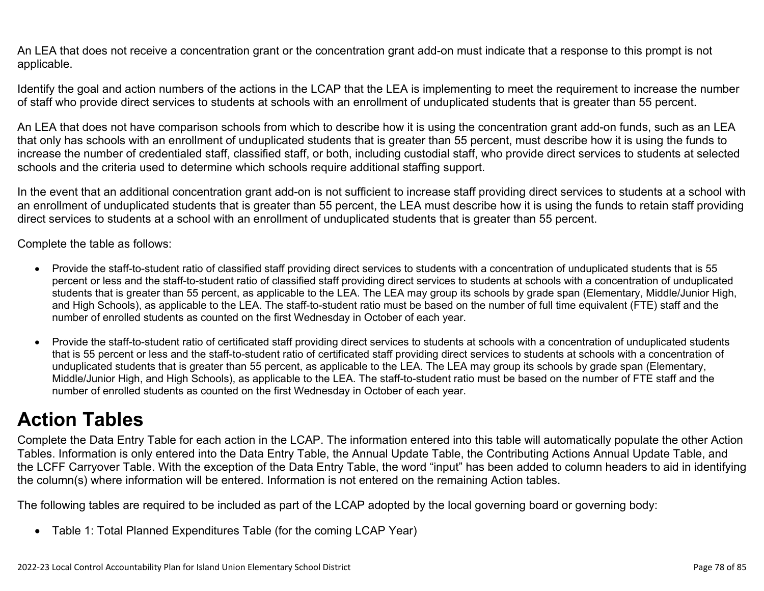An LEA that does not receive a concentration grant or the concentration grant add-on must indicate that a response to this prompt is not applicable.

Identify the goal and action numbers of the actions in the LCAP that the LEA is implementing to meet the requirement to increase the number of staff who provide direct services to students at schools with an enrollment of unduplicated students that is greater than 55 percent.

An LEA that does not have comparison schools from which to describe how it is using the concentration grant add-on funds, such as an LEA that only has schools with an enrollment of unduplicated students that is greater than 55 percent, must describe how it is using the funds to increase the number of credentialed staff, classified staff, or both, including custodial staff, who provide direct services to students at selected schools and the criteria used to determine which schools require additional staffing support.

In the event that an additional concentration grant add-on is not sufficient to increase staff providing direct services to students at a school with an enrollment of unduplicated students that is greater than 55 percent, the LEA must describe how it is using the funds to retain staff providing direct services to students at a school with an enrollment of unduplicated students that is greater than 55 percent.

Complete the table as follows:

- Provide the staff-to-student ratio of classified staff providing direct services to students with a concentration of unduplicated students that is 55 percent or less and the staff-to-student ratio of classified staff providing direct services to students at schools with a concentration of unduplicated students that is greater than 55 percent, as applicable to the LEA. The LEA may group its schools by grade span (Elementary, Middle/Junior High, and High Schools), as applicable to the LEA. The staff-to-student ratio must be based on the number of full time equivalent (FTE) staff and the number of enrolled students as counted on the first Wednesday in October of each year.

- Provide the staff-to-student ratio of certificated staff providing direct services to students at schools with a concentration of unduplicated students that is 55 percent or less and the staff-to-student ratio of certificated staff providing direct services to students at schools with a concentration of unduplicated students that is greater than 55 percent, as applicable to the LEA. The LEA may group its schools by grade span (Elementary, Middle/Junior High, and High Schools), as applicable to the LEA. The staff-to-student ratio must be based on the number of FTE staff and the number of enrolled students as counted on the first Wednesday in October of each year.

# Action Tables

Complete the Data Entry Table for each action in the LCAP. The information entered into this table will automatically populate the other Action Tables. Information is only entered into the Data Entry Table, the Annual Update Table, the Contributing Actions Annual Update Table, and the LCFF Carryover Table. With the exception of the Data Entry Table, the word "input" has been added to column headers to aid in identifying the column(s) where information will be entered. Information is not entered on the remaining Action tables.

The following tables are required to be included as part of the LCAP adopted by the local governing board or governing body:

- Table 1: Total Planned Expenditures Table (for the coming LCAP Year)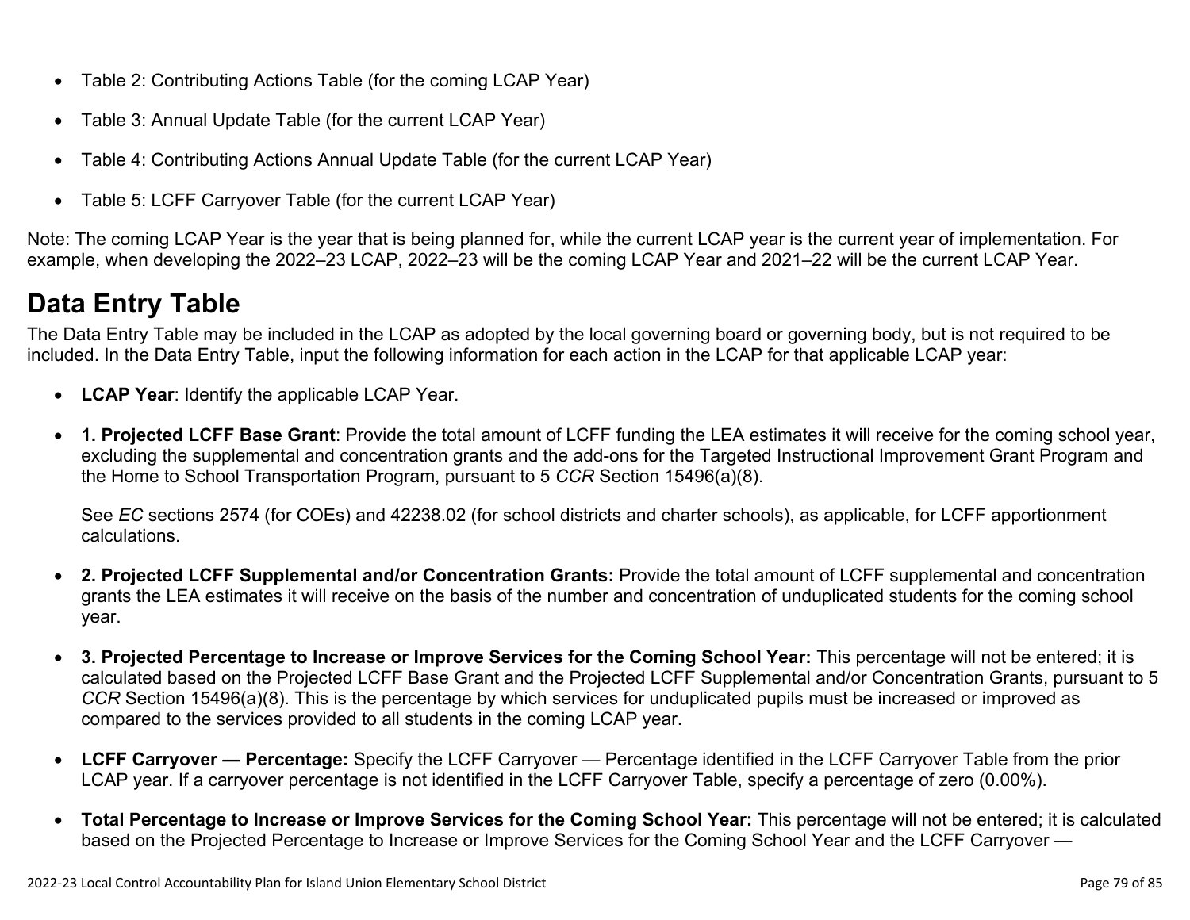- Table 2: Contributing Actions Table (for the coming LCAP Year)
- Table 3: Annual Update Table (for the current LCAP Year)
- Table 4: Contributing Actions Annual Update Table (for the current LCAP Year)
- Table 5: LCFF Carryover Table (for the current LCAP Year)

Note: The coming LCAP Year is the year that is being planned for, while the current LCAP year is the current year of implementation. For example, when developing the 2022–23 LCAP, 2022–23 will be the coming LCAP Year and 2021–22 will be the current LCAP Year.

# Data Entry Table

The Data Entry Table may be included in the LCAP as adopted by the local governing board or governing body, but is not required to be included. In the Data Entry Table, input the following information for each action in the LCAP for that applicable LCAP year:

- **LCAP Year**: Identify the applicable LCAP Year.
- **1. Projected LCFF Base Grant**: Provide the total amount of LCFF funding the LEA estimates it will receive for the coming school year, excluding the supplemental and concentration grants and the add-ons for the Targeted Instructional Improvement Grant Program and the Home to School Transportation Program, pursuant to 5 *CCR* Section 15496(a)(8).

  See *EC* sections 2574 (for COEs) and 42238.02 (for school districts and charter schools), as applicable, for LCFF apportionment calculations.

- **2. Projected LCFF Supplemental and/or Concentration Grants:** Provide the total amount of LCFF supplemental and concentration grants the LEA estimates it will receive on the basis of the number and concentration of unduplicated students for the coming school year.
- **3. Projected Percentage to Increase or Improve Services for the Coming School Year:** This percentage will not be entered; it is calculated based on the Projected LCFF Base Grant and the Projected LCFF Supplemental and/or Concentration Grants, pursuant to 5 *CCR* Section 15496(a)(8). This is the percentage by which services for unduplicated pupils must be increased or improved as compared to the services provided to all students in the coming LCAP year.
- **LCFF Carryover — Percentage:** Specify the LCFF Carryover — Percentage identified in the LCFF Carryover Table from the prior LCAP year. If a carryover percentage is not identified in the LCFF Carryover Table, specify a percentage of zero (0.00%).
- **Total Percentage to Increase or Improve Services for the Coming School Year:** This percentage will not be entered; it is calculated based on the Projected Percentage to Increase or Improve Services for the Coming School Year and the LCFF Carryover —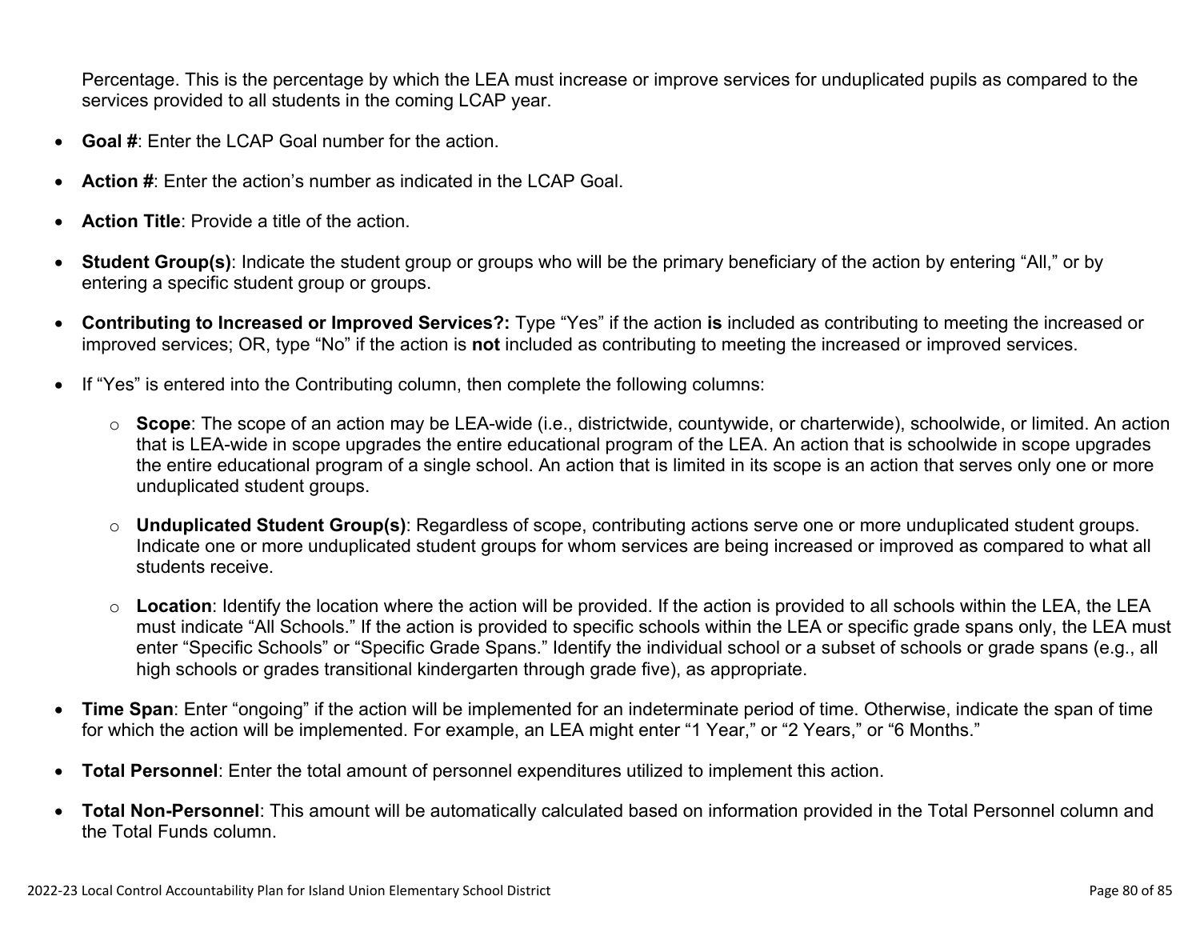Percentage. This is the percentage by which the LEA must increase or improve services for unduplicated pupils as compared to the services provided to all students in the coming LCAP year.

- **Goal #**: Enter the LCAP Goal number for the action.
- **Action #**: Enter the action's number as indicated in the LCAP Goal.
- **Action Title**: Provide a title of the action.
- **Student Group(s)**: Indicate the student group or groups who will be the primary beneficiary of the action by entering "All," or by entering a specific student group or groups.
- **Contributing to Increased or Improved Services?:** Type "Yes" if the action **is** included as contributing to meeting the increased or improved services; OR, type "No" if the action is **not** included as contributing to meeting the increased or improved services.
- If "Yes" is entered into the Contributing column, then complete the following columns:
  - **Scope**: The scope of an action may be LEA-wide (i.e., districtwide, countywide, or charterwide), schoolwide, or limited. An action that is LEA-wide in scope upgrades the entire educational program of the LEA. An action that is schoolwide in scope upgrades the entire educational program of a single school. An action that is limited in its scope is an action that serves only one or more unduplicated student groups.
  - **Unduplicated Student Group(s)**: Regardless of scope, contributing actions serve one or more unduplicated student groups. Indicate one or more unduplicated student groups for whom services are being increased or improved as compared to what all students receive.
  - **Location**: Identify the location where the action will be provided. If the action is provided to all schools within the LEA, the LEA must indicate "All Schools." If the action is provided to specific schools within the LEA or specific grade spans only, the LEA must enter "Specific Schools" or "Specific Grade Spans." Identify the individual school or a subset of schools or grade spans (e.g., all high schools or grades transitional kindergarten through grade five), as appropriate.
- **Time Span**: Enter "ongoing" if the action will be implemented for an indeterminate period of time. Otherwise, indicate the span of time for which the action will be implemented. For example, an LEA might enter "1 Year," or "2 Years," or "6 Months."
- **Total Personnel**: Enter the total amount of personnel expenditures utilized to implement this action.
- **Total Non-Personnel**: This amount will be automatically calculated based on information provided in the Total Personnel column and the Total Funds column.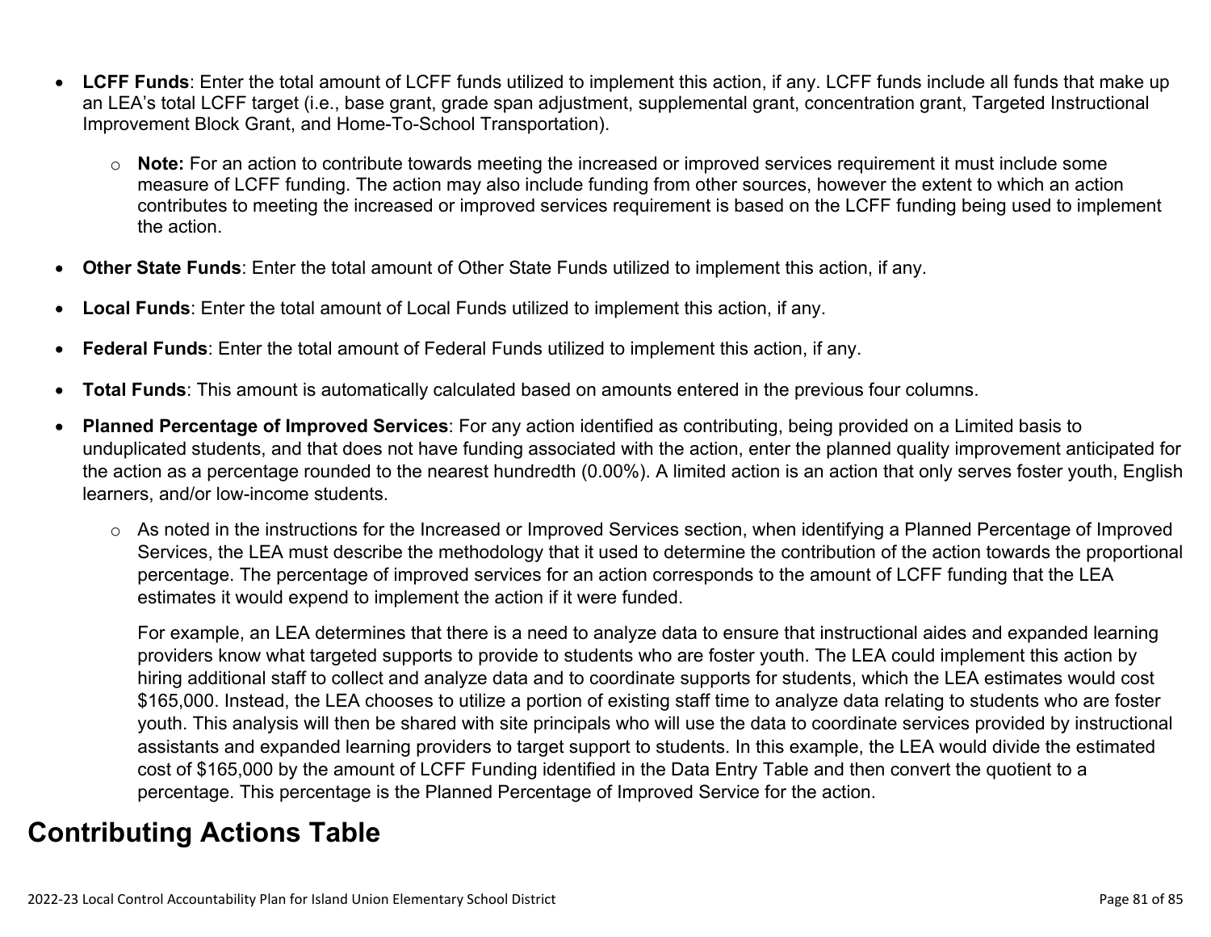- **LCFF Funds**: Enter the total amount of LCFF funds utilized to implement this action, if any. LCFF funds include all funds that make up an LEA's total LCFF target (i.e., base grant, grade span adjustment, supplemental grant, concentration grant, Targeted Instructional Improvement Block Grant, and Home-To-School Transportation).
  - **Note:** For an action to contribute towards meeting the increased or improved services requirement it must include some measure of LCFF funding. The action may also include funding from other sources, however the extent to which an action contributes to meeting the increased or improved services requirement is based on the LCFF funding being used to implement the action.
- **Other State Funds**: Enter the total amount of Other State Funds utilized to implement this action, if any.
- **Local Funds**: Enter the total amount of Local Funds utilized to implement this action, if any.
- **Federal Funds**: Enter the total amount of Federal Funds utilized to implement this action, if any.
- **Total Funds**: This amount is automatically calculated based on amounts entered in the previous four columns.
- **Planned Percentage of Improved Services**: For any action identified as contributing, being provided on a Limited basis to unduplicated students, and that does not have funding associated with the action, enter the planned quality improvement anticipated for the action as a percentage rounded to the nearest hundredth (0.00%). A limited action is an action that only serves foster youth, English learners, and/or low-income students.
  - As noted in the instructions for the Increased or Improved Services section, when identifying a Planned Percentage of Improved Services, the LEA must describe the methodology that it used to determine the contribution of the action towards the proportional percentage. The percentage of improved services for an action corresponds to the amount of LCFF funding that the LEA estimates it would expend to implement the action if it were funded.

    For example, an LEA determines that there is a need to analyze data to ensure that instructional aides and expanded learning providers know what targeted supports to provide to students who are foster youth. The LEA could implement this action by hiring additional staff to collect and analyze data and to coordinate supports for students, which the LEA estimates would cost $165,000. Instead, the LEA chooses to utilize a portion of existing staff time to analyze data relating to students who are foster youth. This analysis will then be shared with site principals who will use the data to coordinate services provided by instructional assistants and expanded learning providers to target support to students. In this example, the LEA would divide the estimated cost of $165,000 by the amount of LCFF Funding identified in the Data Entry Table and then convert the quotient to a percentage. This percentage is the Planned Percentage of Improved Service for the action.

# Contributing Actions Table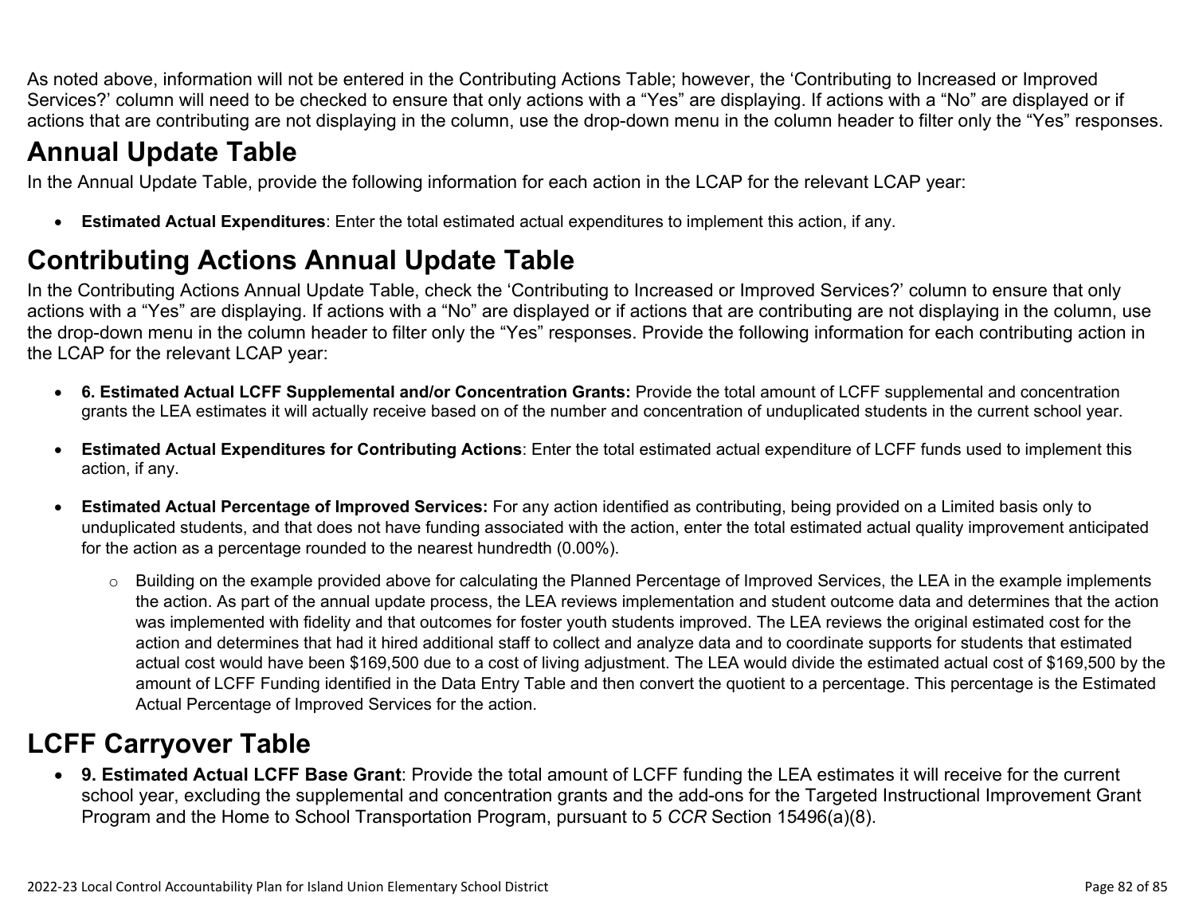As noted above, information will not be entered in the Contributing Actions Table; however, the 'Contributing to Increased or Improved Services?' column will need to be checked to ensure that only actions with a "Yes" are displaying. If actions with a "No" are displayed or if actions that are contributing are not displaying in the column, use the drop-down menu in the column header to filter only the "Yes" responses.

# Annual Update Table

In the Annual Update Table, provide the following information for each action in the LCAP for the relevant LCAP year:

- **Estimated Actual Expenditures**: Enter the total estimated actual expenditures to implement this action, if any.

# Contributing Actions Annual Update Table

In the Contributing Actions Annual Update Table, check the 'Contributing to Increased or Improved Services?' column to ensure that only actions with a "Yes" are displaying. If actions with a "No" are displayed or if actions that are contributing are not displaying in the column, use the drop-down menu in the column header to filter only the "Yes" responses. Provide the following information for each contributing action in the LCAP for the relevant LCAP year:

- **6. Estimated Actual LCFF Supplemental and/or Concentration Grants:** Provide the total amount of LCFF supplemental and concentration grants the LEA estimates it will actually receive based on of the number and concentration of unduplicated students in the current school year.

- **Estimated Actual Expenditures for Contributing Actions**: Enter the total estimated actual expenditure of LCFF funds used to implement this action, if any.

- **Estimated Actual Percentage of Improved Services:** For any action identified as contributing, being provided on a Limited basis only to unduplicated students, and that does not have funding associated with the action, enter the total estimated actual quality improvement anticipated for the action as a percentage rounded to the nearest hundredth (0.00%).

    - Building on the example provided above for calculating the Planned Percentage of Improved Services, the LEA in the example implements the action. As part of the annual update process, the LEA reviews implementation and student outcome data and determines that the action was implemented with fidelity and that outcomes for foster youth students improved. The LEA reviews the original estimated cost for the action and determines that had it hired additional staff to collect and analyze data and to coordinate supports for students that estimated actual cost would have been $169,500 due to a cost of living adjustment. The LEA would divide the estimated actual cost of $169,500 by the amount of LCFF Funding identified in the Data Entry Table and then convert the quotient to a percentage. This percentage is the Estimated Actual Percentage of Improved Services for the action.

# LCFF Carryover Table

- **9. Estimated Actual LCFF Base Grant**: Provide the total amount of LCFF funding the LEA estimates it will receive for the current school year, excluding the supplemental and concentration grants and the add-ons for the Targeted Instructional Improvement Grant Program and the Home to School Transportation Program, pursuant to 5 *CCR* Section 15496(a)(8).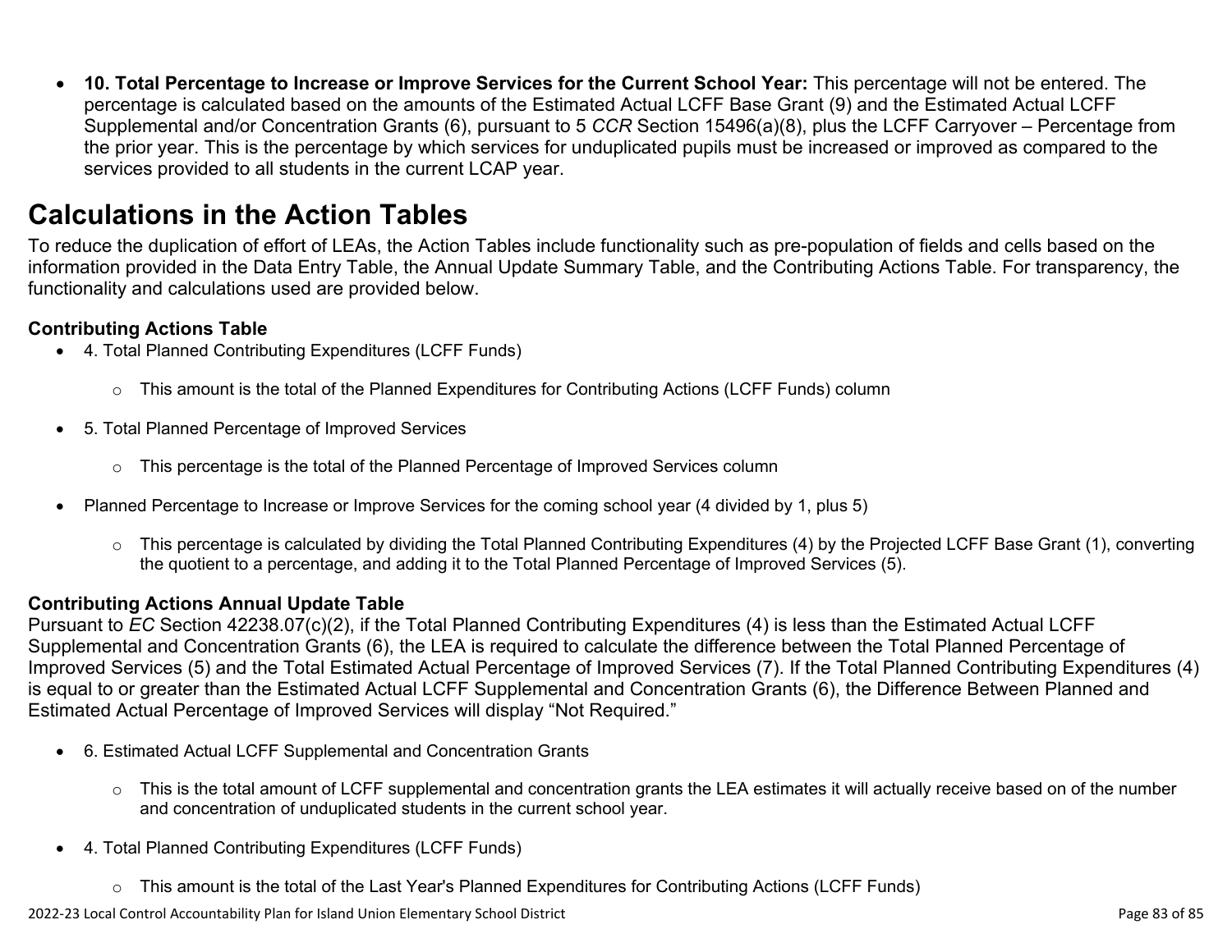- **10. Total Percentage to Increase or Improve Services for the Current School Year:** This percentage will not be entered. The percentage is calculated based on the amounts of the Estimated Actual LCFF Base Grant (9) and the Estimated Actual LCFF Supplemental and/or Concentration Grants (6), pursuant to 5 *CCR* Section 15496(a)(8), plus the LCFF Carryover – Percentage from the prior year. This is the percentage by which services for unduplicated pupils must be increased or improved as compared to the services provided to all students in the current LCAP year.

# Calculations in the Action Tables

To reduce the duplication of effort of LEAs, the Action Tables include functionality such as pre-population of fields and cells based on the information provided in the Data Entry Table, the Annual Update Summary Table, and the Contributing Actions Table. For transparency, the functionality and calculations used are provided below.

### Contributing Actions Table

- 4. Total Planned Contributing Expenditures (LCFF Funds)
  - This amount is the total of the Planned Expenditures for Contributing Actions (LCFF Funds) column
- 5. Total Planned Percentage of Improved Services
  - This percentage is the total of the Planned Percentage of Improved Services column
- Planned Percentage to Increase or Improve Services for the coming school year (4 divided by 1, plus 5)
  - This percentage is calculated by dividing the Total Planned Contributing Expenditures (4) by the Projected LCFF Base Grant (1), converting the quotient to a percentage, and adding it to the Total Planned Percentage of Improved Services (5).

### Contributing Actions Annual Update Table

Pursuant to *EC* Section 42238.07(c)(2), if the Total Planned Contributing Expenditures (4) is less than the Estimated Actual LCFF Supplemental and Concentration Grants (6), the LEA is required to calculate the difference between the Total Planned Percentage of Improved Services (5) and the Total Estimated Actual Percentage of Improved Services (7). If the Total Planned Contributing Expenditures (4) is equal to or greater than the Estimated Actual LCFF Supplemental and Concentration Grants (6), the Difference Between Planned and Estimated Actual Percentage of Improved Services will display "Not Required."

- 6. Estimated Actual LCFF Supplemental and Concentration Grants
  - This is the total amount of LCFF supplemental and concentration grants the LEA estimates it will actually receive based on of the number and concentration of unduplicated students in the current school year.
- 4. Total Planned Contributing Expenditures (LCFF Funds)
  - This amount is the total of the Last Year's Planned Expenditures for Contributing Actions (LCFF Funds)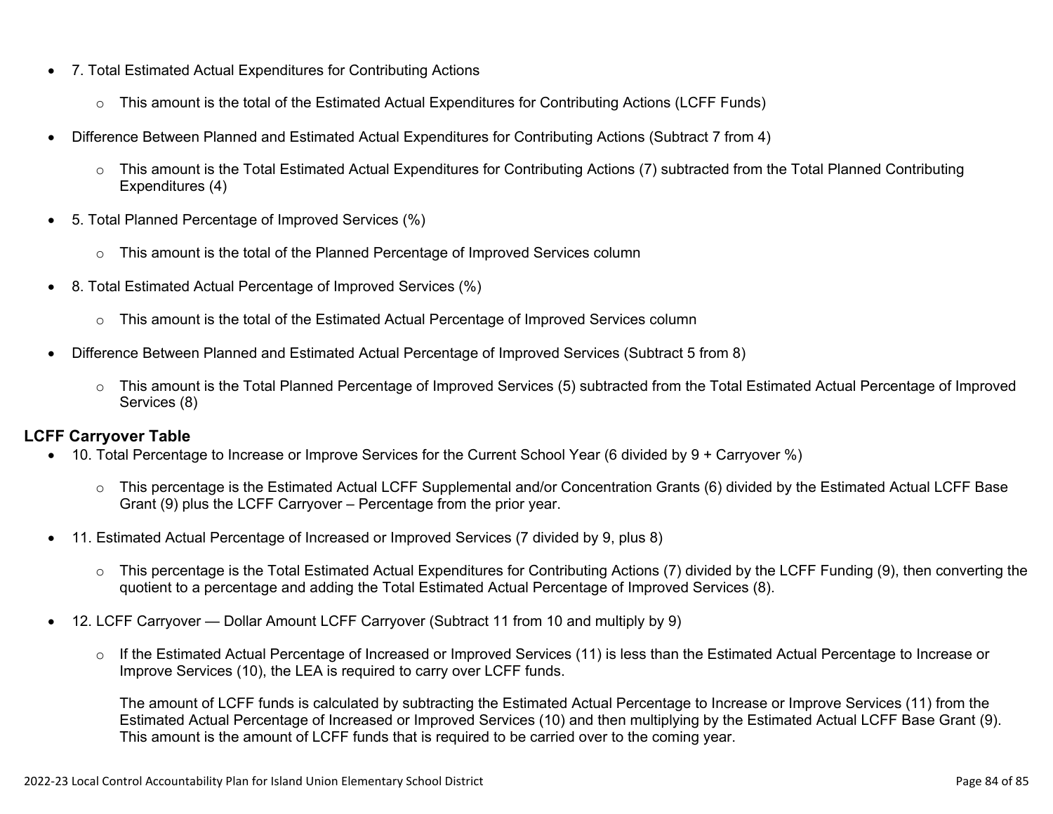- 7. Total Estimated Actual Expenditures for Contributing Actions
    - This amount is the total of the Estimated Actual Expenditures for Contributing Actions (LCFF Funds)
- Difference Between Planned and Estimated Actual Expenditures for Contributing Actions (Subtract 7 from 4)
    - This amount is the Total Estimated Actual Expenditures for Contributing Actions (7) subtracted from the Total Planned Contributing Expenditures (4)
- 5. Total Planned Percentage of Improved Services (%)
    - This amount is the total of the Planned Percentage of Improved Services column
- 8. Total Estimated Actual Percentage of Improved Services (%)
    - This amount is the total of the Estimated Actual Percentage of Improved Services column
- Difference Between Planned and Estimated Actual Percentage of Improved Services (Subtract 5 from 8)
    - This amount is the Total Planned Percentage of Improved Services (5) subtracted from the Total Estimated Actual Percentage of Improved Services (8)

**LCFF Carryover Table**

- 10. Total Percentage to Increase or Improve Services for the Current School Year (6 divided by 9 + Carryover %)
    - This percentage is the Estimated Actual LCFF Supplemental and/or Concentration Grants (6) divided by the Estimated Actual LCFF Base Grant (9) plus the LCFF Carryover – Percentage from the prior year.
- 11. Estimated Actual Percentage of Increased or Improved Services (7 divided by 9, plus 8)
    - This percentage is the Total Estimated Actual Expenditures for Contributing Actions (7) divided by the LCFF Funding (9), then converting the quotient to a percentage and adding the Total Estimated Actual Percentage of Improved Services (8).
- 12. LCFF Carryover — Dollar Amount LCFF Carryover (Subtract 11 from 10 and multiply by 9)
    - If the Estimated Actual Percentage of Increased or Improved Services (11) is less than the Estimated Actual Percentage to Increase or Improve Services (10), the LEA is required to carry over LCFF funds.

      The amount of LCFF funds is calculated by subtracting the Estimated Actual Percentage to Increase or Improve Services (11) from the Estimated Actual Percentage of Increased or Improved Services (10) and then multiplying by the Estimated Actual LCFF Base Grant (9). This amount is the amount of LCFF funds that is required to be carried over to the coming year.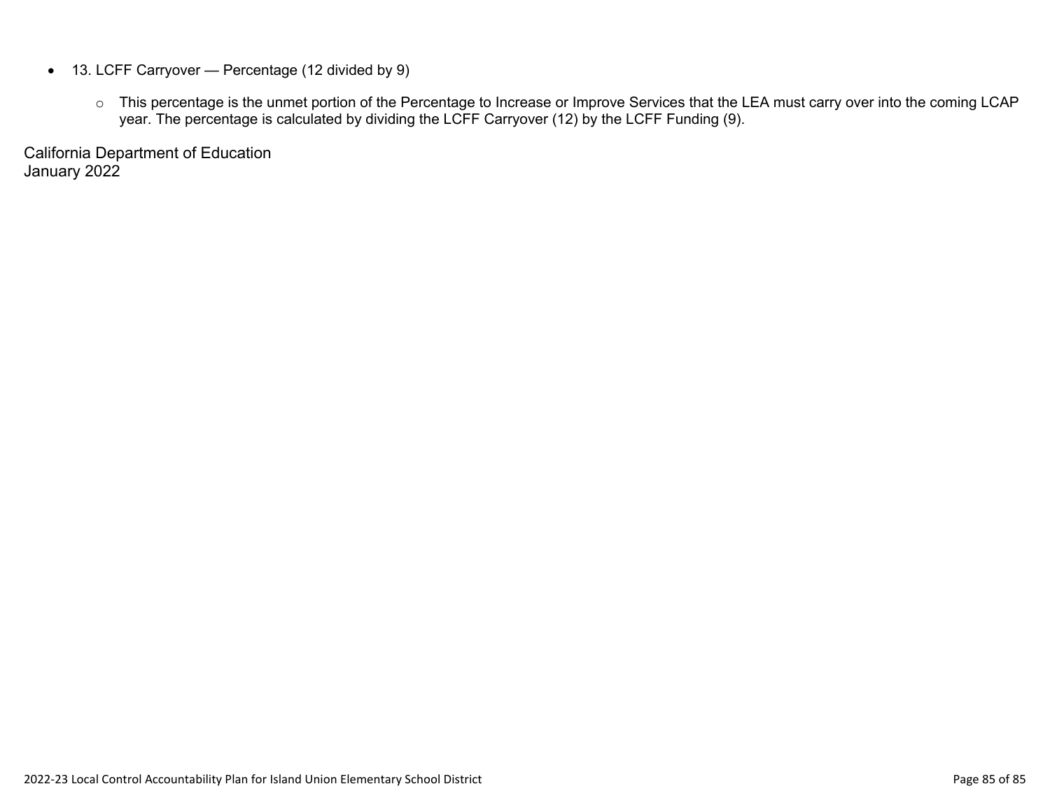- 13. LCFF Carryover — Percentage (12 divided by 9)
  - This percentage is the unmet portion of the Percentage to Increase or Improve Services that the LEA must carry over into the coming LCAP year. The percentage is calculated by dividing the LCFF Carryover (12) by the LCFF Funding (9).

California Department of Education
January 2022